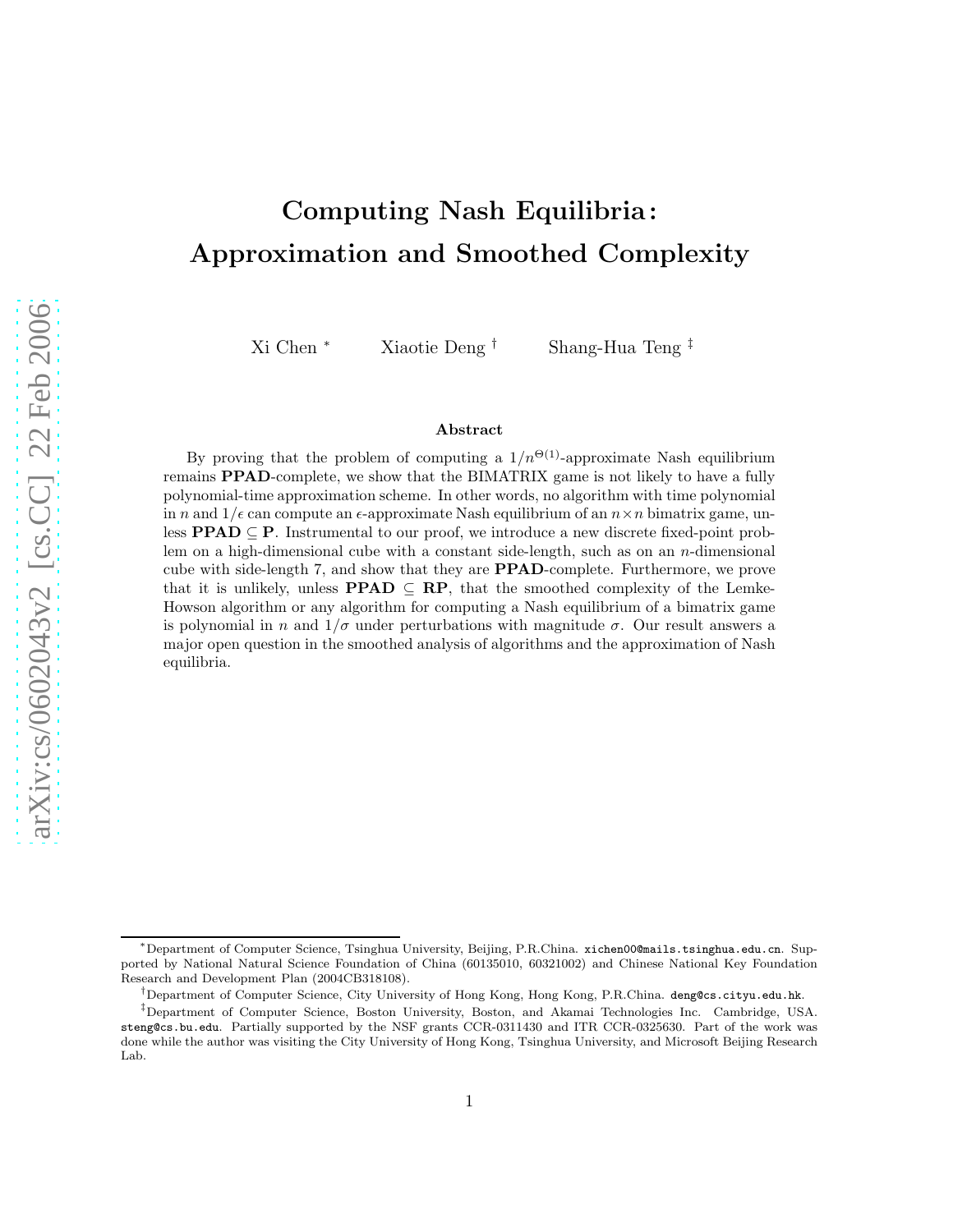# Computing Nash Equilibria: Approximation and Smoothed Complexity

Xi Chen [*] Xiaotie Deng [†] Shang-Hua Teng [‡]

### Abstract

By proving that the problem of computing a $1/n^{\Theta(1)}$-approximate Nash equilibrium remains **PPAD**-complete, we show that the BIMATRIX game is not likely to have a fully polynomial-time approximation scheme. In other words, no algorithm with time polynomial in $n$ and $1/\epsilon$ can compute an $\epsilon$-approximate Nash equilibrium of an $n \times n$ bimatrix game, unless **PPAD** $\subseteq$ **P**. Instrumental to our proof, we introduce a new discrete fixed-point problem on a high-dimensional cube with a constant side-length, such as on an $n$-dimensional cube with side-length 7, and show that they are **PPAD**-complete. Furthermore, we prove that it is unlikely, unless **PPAD** $\subseteq$ **RP**, that the smoothed complexity of the Lemke-Howson algorithm or any algorithm for computing a Nash equilibrium of a bimatrix game is polynomial in $n$ and $1/\sigma$ under perturbations with magnitude $\sigma$. Our result answers a major open question in the smoothed analysis of algorithms and the approximation of Nash equilibria.

---

[*] Department of Computer Science, Tsinghua University, Beijing, P.R.China. xichen00@mails.tsinghua.edu.cn. Supported by National Natural Science Foundation of China (60135010, 60321002) and Chinese National Key Foundation Research and Development Plan (2004CB318108).

[†] Department of Computer Science, City University of Hong Kong, Hong Kong, P.R.China. deng@cs.cityu.edu.hk.

[‡] Department of Computer Science, Boston University, Boston, and Akamai Technologies Inc. Cambridge, USA. steng@cs.bu.edu. Partially supported by the NSF grants CCR-0311430 and ITR CCR-0325630. Part of the work was done while the author was visiting the City University of Hong Kong, Tsinghua University, and Microsoft Beijing Research Lab.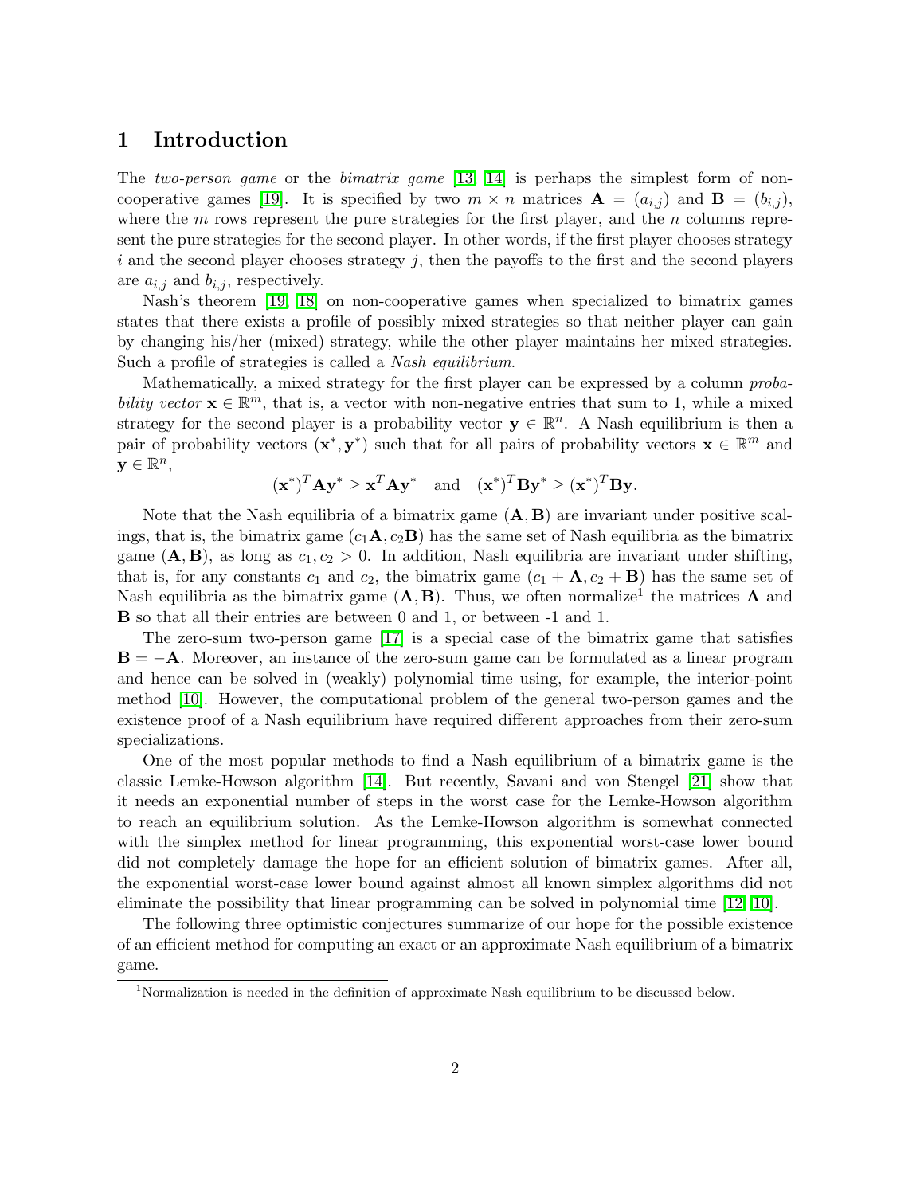## 1 Introduction

The *two-person game* or the *bimatrix game* [13, 14] is perhaps the simplest form of non-cooperative games [19]. It is specified by two $m \times n$ matrices $\mathbf{A} = (a_{i,j})$ and $\mathbf{B} = (b_{i,j})$, where the $m$ rows represent the pure strategies for the first player, and the $n$ columns represent the pure strategies for the second player. In other words, if the first player chooses strategy $i$ and the second player chooses strategy $j$, then the payoffs to the first and the second players are $a_{i,j}$ and $b_{i,j}$, respectively.

Nash's theorem [19, 18] on non-cooperative games when specialized to bimatrix games states that there exists a profile of possibly mixed strategies so that neither player can gain by changing his/her (mixed) strategy, while the other player maintains her mixed strategies. Such a profile of strategies is called a *Nash equilibrium*.

Mathematically, a mixed strategy for the first player can be expressed by a column *probability vector* $\mathbf{x} \in \mathbb{R}^m$, that is, a vector with non-negative entries that sum to 1, while a mixed strategy for the second player is a probability vector $\mathbf{y} \in \mathbb{R}^n$. A Nash equilibrium is then a pair of probability vectors $(\mathbf{x}^*, \mathbf{y}^*)$ such that for all pairs of probability vectors $\mathbf{x} \in \mathbb{R}^m$ and $\mathbf{y} \in \mathbb{R}^n$,

$$(\mathbf{x}^*)^T \mathbf{A} \mathbf{y}^* \geq \mathbf{x}^T \mathbf{A} \mathbf{y}^* \quad \text{and} \quad (\mathbf{x}^*)^T \mathbf{B} \mathbf{y}^* \geq (\mathbf{x}^*)^T \mathbf{B} \mathbf{y}.$$

Note that the Nash equilibria of a bimatrix game $(\mathbf{A}, \mathbf{B})$ are invariant under positive scalings, that is, the bimatrix game $(c_1\mathbf{A}, c_2\mathbf{B})$ has the same set of Nash equilibria as the bimatrix game $(\mathbf{A}, \mathbf{B})$, as long as $c_1, c_2 > 0$. In addition, Nash equilibria are invariant under shifting, that is, for any constants $c_1$ and $c_2$, the bimatrix game $(c_1 + \mathbf{A}, c_2 + \mathbf{B})$ has the same set of Nash equilibria as the bimatrix game $(\mathbf{A}, \mathbf{B})$. Thus, we often normalize[1] the matrices $\mathbf{A}$ and $\mathbf{B}$ so that all their entries are between 0 and 1, or between -1 and 1.

The zero-sum two-person game [17] is a special case of the bimatrix game that satisfies $\mathbf{B} = -\mathbf{A}$. Moreover, an instance of the zero-sum game can be formulated as a linear program and hence can be solved in (weakly) polynomial time using, for example, the interior-point method [10]. However, the computational problem of the general two-person games and the existence proof of a Nash equilibrium have required different approaches from their zero-sum specializations.

One of the most popular methods to find a Nash equilibrium of a bimatrix game is the classic Lemke-Howson algorithm [14]. But recently, Savani and von Stengel [21] show that it needs an exponential number of steps in the worst case for the Lemke-Howson algorithm to reach an equilibrium solution. As the Lemke-Howson algorithm is somewhat connected with the simplex method for linear programming, this exponential worst-case lower bound did not completely damage the hope for an efficient solution of bimatrix games. After all, the exponential worst-case lower bound against almost all known simplex algorithms did not eliminate the possibility that linear programming can be solved in polynomial time [12, 10].

The following three optimistic conjectures summarize of our hope for the possible existence of an efficient method for computing an exact or an approximate Nash equilibrium of a bimatrix game.

[1] Normalization is needed in the definition of approximate Nash equilibrium to be discussed below.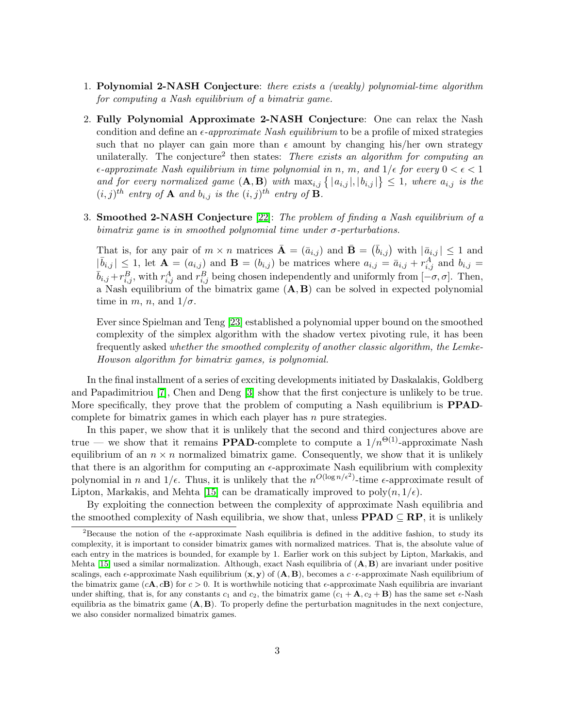1. **Polynomial 2-NASH Conjecture**: *there exists a (weakly) polynomial-time algorithm for computing a Nash equilibrium of a bimatrix game.*

2. **Fully Polynomial Approximate 2-NASH Conjecture**: One can relax the Nash condition and define an *$\epsilon$-approximate Nash equilibrium* to be a profile of mixed strategies such that no player can gain more than $\epsilon$ amount by changing his/her own strategy unilaterally. The conjecture[2] then states: *There exists an algorithm for computing an $\epsilon$-approximate Nash equilibrium in time polynomial in $n$, $m$, and $1/\epsilon$ for every $0 < \epsilon < 1$ and for every normalized game $(\mathbf{A}, \mathbf{B})$ with $\max_{i,j} \{ |a_{i,j}|, |b_{i,j}| \} \leq 1$, where $a_{i,j}$ is the $(i,j)^{th}$ entry of $\mathbf{A}$ and $b_{i,j}$ is the $(i,j)^{th}$ entry of $\mathbf{B}$.*

3. **Smoothed 2-NASH Conjecture** [22]: *The problem of finding a Nash equilibrium of a bimatrix game is in smoothed polynomial time under $\sigma$-perturbations.*

   That is, for any pair of $m \times n$ matrices $\bar{\mathbf{A}} = (\bar{a}_{i,j})$ and $\bar{\mathbf{B}} = (\bar{b}_{i,j})$ with $|\bar{a}_{i,j}| \leq 1$ and $|\bar{b}_{i,j}| \leq 1$, let $\mathbf{A} = (a_{i,j})$ and $\mathbf{B} = (b_{i,j})$ be matrices where $a_{i,j} = \bar{a}_{i,j} + r^A_{i,j}$ and $b_{i,j} = \bar{b}_{i,j} + r^B_{i,j}$, with $r^A_{i,j}$ and $r^B_{i,j}$ being chosen independently and uniformly from $[-\sigma, \sigma]$. Then, a Nash equilibrium of the bimatrix game $(\mathbf{A}, \mathbf{B})$ can be solved in expected polynomial time in $m$, $n$, and $1/\sigma$.

   Ever since Spielman and Teng [23] established a polynomial upper bound on the smoothed complexity of the simplex algorithm with the shadow vertex pivoting rule, it has been frequently asked *whether the smoothed complexity of another classic algorithm, the Lemke-Howson algorithm for bimatrix games, is polynomial.*

In the final installment of a series of exciting developments initiated by Daskalakis, Goldberg and Papadimitriou [7], Chen and Deng [3] show that the first conjecture is unlikely to be true. More specifically, they prove that the problem of computing a Nash equilibrium is **PPAD**-complete for bimatrix games in which each player has $n$ pure strategies.

In this paper, we show that it is unlikely that the second and third conjectures above are true — we show that it remains **PPAD**-complete to compute a $1/n^{\Theta(1)}$-approximate Nash equilibrium of an $n \times n$ normalized bimatrix game. Consequently, we show that it is unlikely that there is an algorithm for computing an $\epsilon$-approximate Nash equilibrium with complexity polynomial in $n$ and $1/\epsilon$. Thus, it is unlikely that the $n^{O(\log n/\epsilon^2)}$-time $\epsilon$-approximate result of Lipton, Markakis, and Mehta [15] can be dramatically improved to $\text{poly}(n, 1/\epsilon)$.

By exploiting the connection between the complexity of approximate Nash equilibria and the smoothed complexity of Nash equilibria, we show that, unless $\mathbf{PPAD} \subseteq \mathbf{RP}$, it is unlikely

[2] Because the notion of the $\epsilon$-approximate Nash equilibria is defined in the additive fashion, to study its complexity, it is important to consider bimatrix games with normalized matrices. That is, the absolute value of each entry in the matrices is bounded, for example by 1. Earlier work on this subject by Lipton, Markakis, and Mehta [15] used a similar normalization. Although, exact Nash equilibria of $(\mathbf{A}, \mathbf{B})$ are invariant under positive scalings, each $\epsilon$-approximate Nash equilibrium $(\mathbf{x}, \mathbf{y})$ of $(\mathbf{A}, \mathbf{B})$, becomes a $c \cdot \epsilon$-approximate Nash equilibrium of the bimatrix game $(c\mathbf{A}, c\mathbf{B})$ for $c > 0$. It is worthwhile noticing that $\epsilon$-approximate Nash equilibria are invariant under shifting, that is, for any constants $c_1$ and $c_2$, the bimatrix game $(c_1 + \mathbf{A}, c_2 + \mathbf{B})$ has the same set $\epsilon$-Nash equilibria as the bimatrix game $(\mathbf{A}, \mathbf{B})$. To properly define the perturbation magnitudes in the next conjecture, we also consider normalized bimatrix games.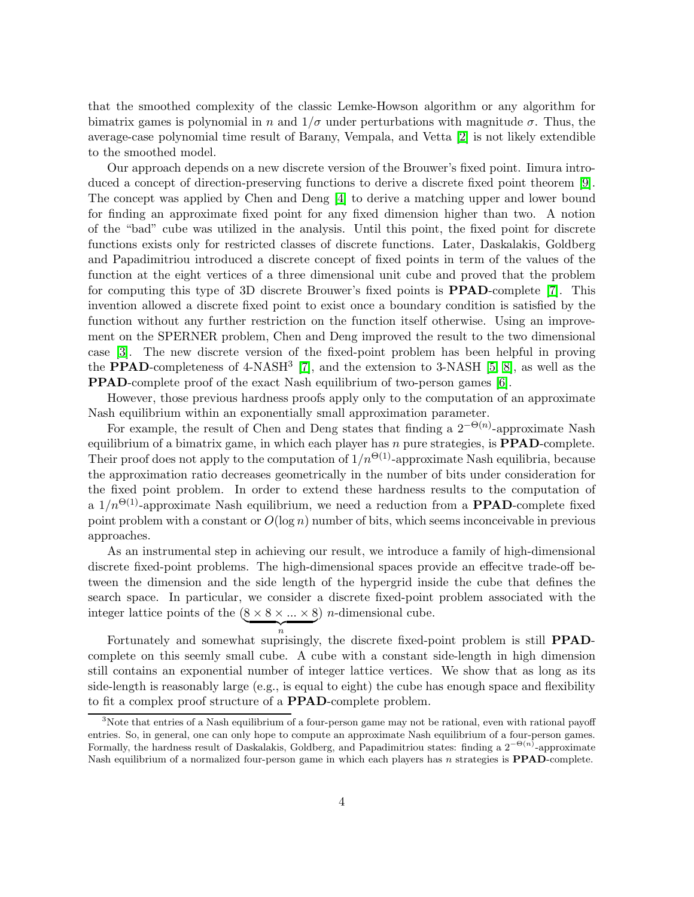that the smoothed complexity of the classic Lemke-Howson algorithm or any algorithm for bimatrix games is polynomial in $n$ and $1/\sigma$ under perturbations with magnitude $\sigma$. Thus, the average-case polynomial time result of Barany, Vempala, and Vetta [2] is not likely extendible to the smoothed model.

Our approach depends on a new discrete version of the Brouwer's fixed point. Iimura introduced a concept of direction-preserving functions to derive a discrete fixed point theorem [9]. The concept was applied by Chen and Deng [4] to derive a matching upper and lower bound for finding an approximate fixed point for any fixed dimension higher than two. A notion of the "bad" cube was utilized in the analysis. Until this point, the fixed point for discrete functions exists only for restricted classes of discrete functions. Later, Daskalakis, Goldberg and Papadimitriou introduced a discrete concept of fixed points in term of the values of the function at the eight vertices of a three dimensional unit cube and proved that the problem for computing this type of 3D discrete Brouwer's fixed points is **PPAD**-complete [7]. This invention allowed a discrete fixed point to exist once a boundary condition is satisfied by the function without any further restriction on the function itself otherwise. Using an improvement on the SPERNER problem, Chen and Deng improved the result to the two dimensional case [3]. The new discrete version of the fixed-point problem has been helpful in proving the **PPAD**-completeness of 4-NASH[3] [7], and the extension to 3-NASH [5, 8], as well as the **PPAD**-complete proof of the exact Nash equilibrium of two-person games [6].

However, those previous hardness proofs apply only to the computation of an approximate Nash equilibrium within an exponentially small approximation parameter.

For example, the result of Chen and Deng states that finding a $2^{-\Theta(n)}$-approximate Nash equilibrium of a bimatrix game, in which each player has $n$ pure strategies, is **PPAD**-complete. Their proof does not apply to the computation of $1/n^{\Theta(1)}$-approximate Nash equilibria, because the approximation ratio decreases geometrically in the number of bits under consideration for the fixed point problem. In order to extend these hardness results to the computation of a $1/n^{\Theta(1)}$-approximate Nash equilibrium, we need a reduction from a **PPAD**-complete fixed point problem with a constant or $O(\log n)$ number of bits, which seems inconceivable in previous approaches.

As an instrumental step in achieving our result, we introduce a family of high-dimensional discrete fixed-point problems. The high-dimensional spaces provide an effecitve trade-off between the dimension and the side length of the hypergrid inside the cube that defines the search space. In particular, we consider a discrete fixed-point problem associated with the integer lattice points of the $(\underbrace{8 \times 8 \times ... \times 8}_{n})$ $n$-dimensional cube.

Fortunately and somewhat suprisingly, the discrete fixed-point problem is still **PPAD**-complete on this seemly small cube. A cube with a constant side-length in high dimension still contains an exponential number of integer lattice vertices. We show that as long as its side-length is reasonably large (e.g., is equal to eight) the cube has enough space and flexibility to fit a complex proof structure of a **PPAD**-complete problem.

[3]Note that entries of a Nash equilibrium of a four-person game may not be rational, even with rational payoff entries. So, in general, one can only hope to compute an approximate Nash equilibrium of a four-person games. Formally, the hardness result of Daskalakis, Goldberg, and Papadimitriou states: finding a $2^{-\Theta(n)}$-approximate Nash equilibrium of a normalized four-person game in which each players has $n$ strategies is **PPAD**-complete.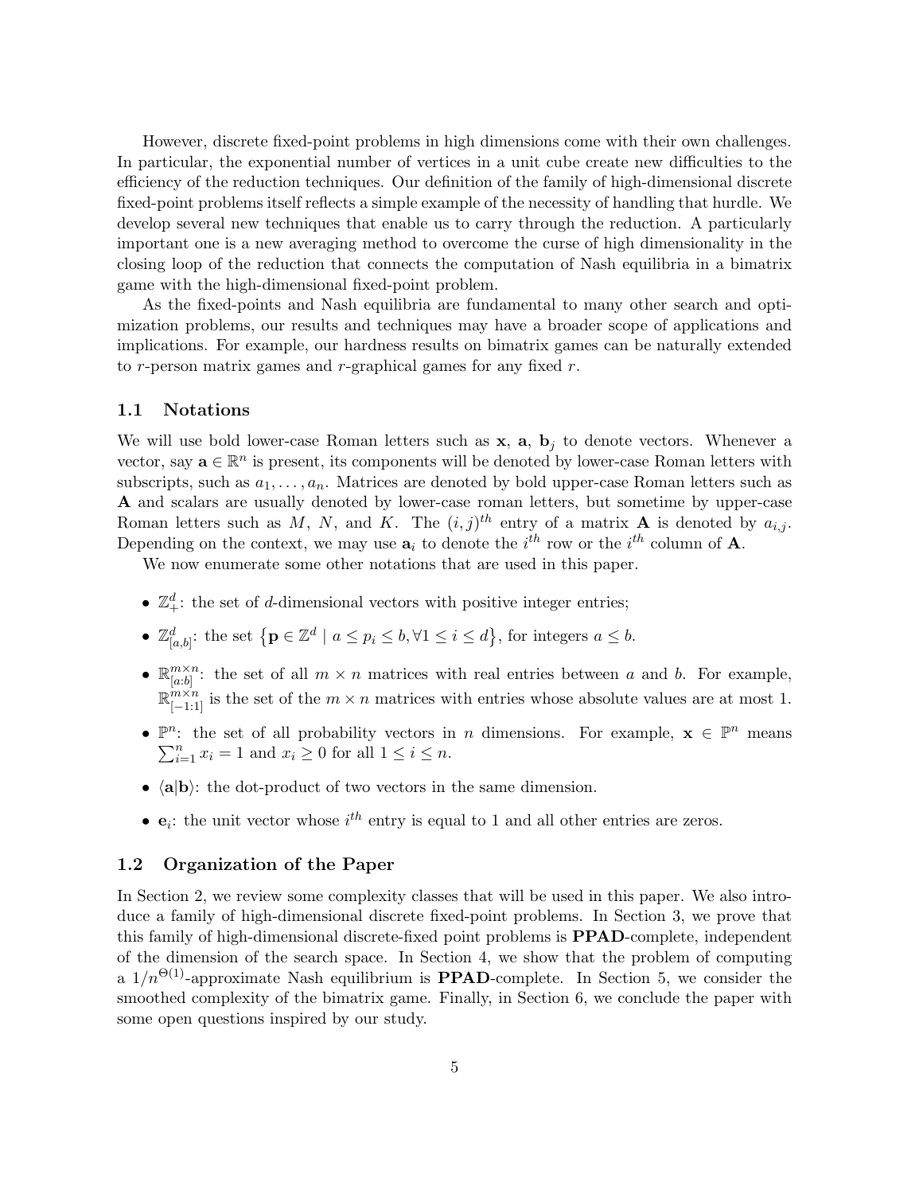However, discrete fixed-point problems in high dimensions come with their own challenges. In particular, the exponential number of vertices in a unit cube create new difficulties to the efficiency of the reduction techniques. Our definition of the family of high-dimensional discrete fixed-point problems itself reflects a simple example of the necessity of handling that hurdle. We develop several new techniques that enable us to carry through the reduction. A particularly important one is a new averaging method to overcome the curse of high dimensionality in the closing loop of the reduction that connects the computation of Nash equilibria in a bimatrix game with the high-dimensional fixed-point problem.

As the fixed-points and Nash equilibria are fundamental to many other search and optimization problems, our results and techniques may have a broader scope of applications and implications. For example, our hardness results on bimatrix games can be naturally extended to $r$-person matrix games and $r$-graphical games for any fixed $r$.

### 1.1 Notations

We will use bold lower-case Roman letters such as $\mathbf{x}$, $\mathbf{a}$, $\mathbf{b}_j$ to denote vectors. Whenever a vector, say $\mathbf{a} \in \mathbb{R}^n$ is present, its components will be denoted by lower-case Roman letters with subscripts, such as $a_1, \ldots, a_n$. Matrices are denoted by bold upper-case Roman letters such as $\mathbf{A}$ and scalars are usually denoted by lower-case roman letters, but sometime by upper-case Roman letters such as $M$, $N$, and $K$. The $(i,j)^{th}$ entry of a matrix $\mathbf{A}$ is denoted by $a_{i,j}$. Depending on the context, we may use $\mathbf{a}_i$ to denote the $i^{th}$ row or the $i^{th}$ column of $\mathbf{A}$.

We now enumerate some other notations that are used in this paper.

- $\mathbb{Z}^d_+$: the set of $d$-dimensional vectors with positive integer entries;
- $\mathbb{Z}^d_{[a,b]}$: the set $\{\mathbf{p} \in \mathbb{Z}^d \mid a \le p_i \le b, \forall 1 \le i \le d\}$, for integers $a \le b$.
- $\mathbb{R}^{m \times n}_{[a:b]}$: the set of all $m \times n$ matrices with real entries between $a$ and $b$. For example, $\mathbb{R}^{m \times n}_{[-1:1]}$ is the set of the $m \times n$ matrices with entries whose absolute values are at most 1.
- $\mathbb{P}^n$: the set of all probability vectors in $n$ dimensions. For example, $\mathbf{x} \in \mathbb{P}^n$ means $\sum_{i=1}^n x_i = 1$ and $x_i \ge 0$ for all $1 \le i \le n$.
- $\langle \mathbf{a} | \mathbf{b} \rangle$: the dot-product of two vectors in the same dimension.
- $\mathbf{e}_i$: the unit vector whose $i^{th}$ entry is equal to 1 and all other entries are zeros.

### 1.2 Organization of the Paper

In Section 2, we review some complexity classes that will be used in this paper. We also introduce a family of high-dimensional discrete fixed-point problems. In Section 3, we prove that this family of high-dimensional discrete-fixed point problems is **PPAD**-complete, independent of the dimension of the search space. In Section 4, we show that the problem of computing a $1/n^{\Theta(1)}$-approximate Nash equilibrium is **PPAD**-complete. In Section 5, we consider the smoothed complexity of the bimatrix game. Finally, in Section 6, we conclude the paper with some open questions inspired by our study.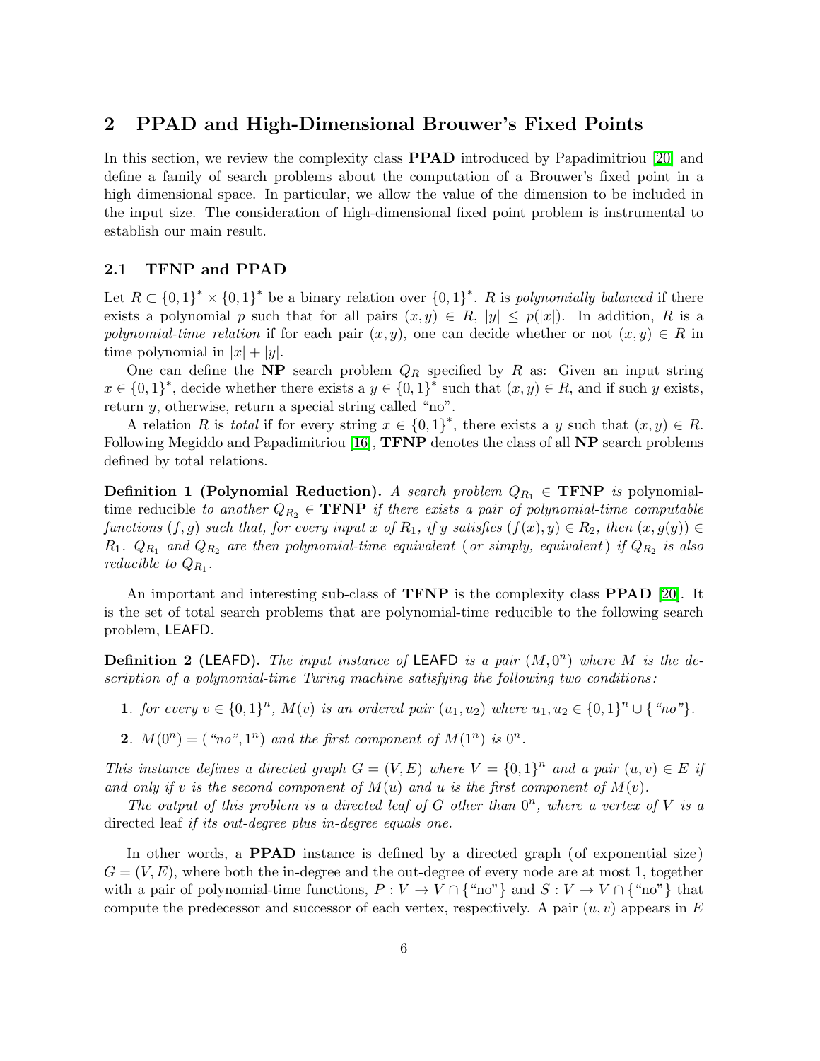## 2 PPAD and High-Dimensional Brouwer's Fixed Points

In this section, we review the complexity class **PPAD** introduced by Papadimitriou [20] and define a family of search problems about the computation of a Brouwer's fixed point in a high dimensional space. In particular, we allow the value of the dimension to be included in the input size. The consideration of high-dimensional fixed point problem is instrumental to establish our main result.

### 2.1 TFNP and PPAD

Let $R \subset \{0,1\}^* \times \{0,1\}^*$ be a binary relation over $\{0,1\}^*$. $R$ is *polynomially balanced* if there exists a polynomial $p$ such that for all pairs $(x,y) \in R$, $|y| \leq p(|x|)$. In addition, $R$ is a *polynomial-time relation* if for each pair $(x,y)$, one can decide whether or not $(x,y) \in R$ in time polynomial in $|x| + |y|$.

One can define the **NP** search problem $Q_R$ specified by $R$ as: Given an input string $x \in \{0,1\}^*$, decide whether there exists a $y \in \{0,1\}^*$ such that $(x,y) \in R$, and if such $y$ exists, return $y$, otherwise, return a special string called "no".

A relation $R$ is *total* if for every string $x \in \{0,1\}^*$, there exists a $y$ such that $(x,y) \in R$. Following Megiddo and Papadimitriou [16], **TFNP** denotes the class of all **NP** search problems defined by total relations.

**Definition 1 (Polynomial Reduction).** *A search problem $Q_{R_1} \in$ **TFNP** is* polynomial-time reducible *to another $Q_{R_2} \in$ **TFNP** if there exists a pair of polynomial-time computable functions $(f,g)$ such that, for every input $x$ of $R_1$, if $y$ satisfies $(f(x),y) \in R_2$, then $(x, g(y)) \in R_1$. $Q_{R_1}$ and $Q_{R_2}$ are then polynomial-time equivalent (or simply, equivalent) if $Q_{R_2}$ is also reducible to $Q_{R_1}$.*

An important and interesting sub-class of **TFNP** is the complexity class **PPAD** [20]. It is the set of total search problems that are polynomial-time reducible to the following search problem, LEAFD.

**Definition 2 (LEAFD).** *The input instance of* LEAFD *is a pair $(M, 0^n)$ where $M$ is the description of a polynomial-time Turing machine satisfying the following two conditions:*

1. *for every $v \in \{0,1\}^n$, $M(v)$ is an ordered pair $(u_1,u_2)$ where $u_1,u_2 \in \{0,1\}^n \cup \{$"no"$\}$.*
2. *$M(0^n) = ($"no"$, 1^n)$ and the first component of $M(1^n)$ is $0^n$.*

*This instance defines a directed graph $G = (V,E)$ where $V = \{0,1\}^n$ and a pair $(u,v) \in E$ if and only if $v$ is the second component of $M(u)$ and $u$ is the first component of $M(v)$.*

*The output of this problem is a directed leaf of $G$ other than $0^n$, where a vertex of $V$ is a* directed leaf *if its out-degree plus in-degree equals one.*

In other words, a **PPAD** instance is defined by a directed graph (of exponential size) $G = (V,E)$, where both the in-degree and the out-degree of every node are at most 1, together with a pair of polynomial-time functions, $P : V \to V \cap \{$"no"$\}$ and $S : V \to V \cap \{$"no"$\}$ that compute the predecessor and successor of each vertex, respectively. A pair $(u,v)$ appears in $E$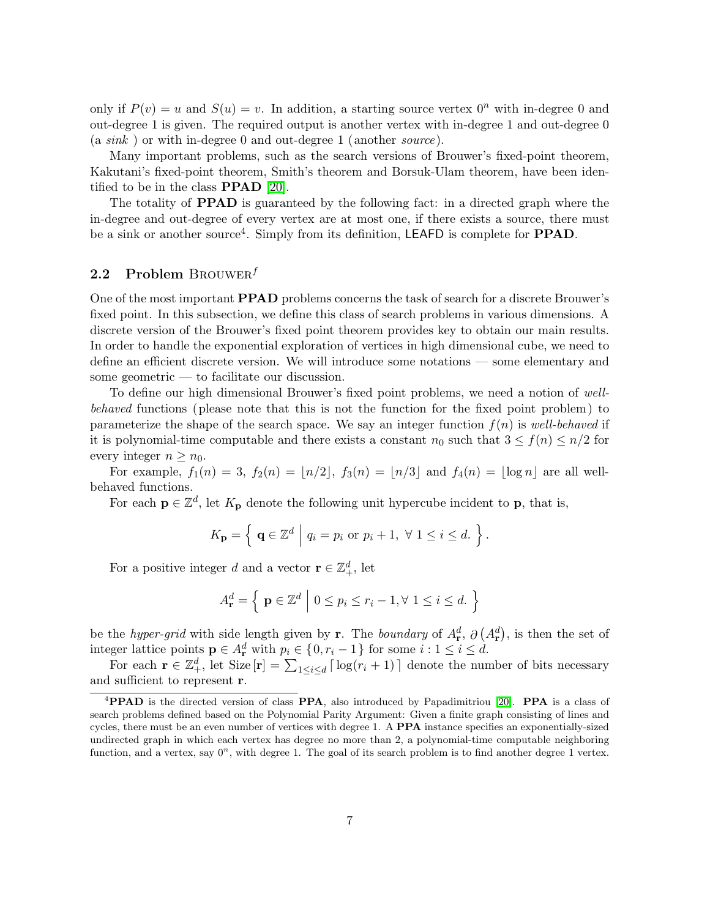only if $P(v) = u$ and $S(u) = v$. In addition, a starting source vertex $0^n$ with in-degree 0 and out-degree 1 is given. The required output is another vertex with in-degree 1 and out-degree 0 (a *sink* ) or with in-degree 0 and out-degree 1 (another *source*).

Many important problems, such as the search versions of Brouwer's fixed-point theorem, Kakutani's fixed-point theorem, Smith's theorem and Borsuk-Ulam theorem, have been identified to be in the class **PPAD** [20].

The totality of **PPAD** is guaranteed by the following fact: in a directed graph where the in-degree and out-degree of every vertex are at most one, if there exists a source, there must be a sink or another source[4]. Simply from its definition, LEAFD is complete for **PPAD**.

## 2.2 Problem BROUWER$^f$

One of the most important **PPAD** problems concerns the task of search for a discrete Brouwer's fixed point. In this subsection, we define this class of search problems in various dimensions. A discrete version of the Brouwer's fixed point theorem provides key to obtain our main results. In order to handle the exponential exploration of vertices in high dimensional cube, we need to define an efficient discrete version. We will introduce some notations — some elementary and some geometric — to facilitate our discussion.

To define our high dimensional Brouwer's fixed point problems, we need a notion of *well-behaved* functions (please note that this is not the function for the fixed point problem) to parameterize the shape of the search space. We say an integer function $f(n)$ is *well-behaved* if it is polynomial-time computable and there exists a constant $n_0$ such that $3 \leq f(n) \leq n/2$ for every integer $n \geq n_0$.

For example, $f_1(n) = 3$, $f_2(n) = \lfloor n/2 \rfloor$, $f_3(n) = \lfloor n/3 \rfloor$ and $f_4(n) = \lfloor \log n \rfloor$ are all well-behaved functions.

For each $\mathbf{p} \in \mathbb{Z}^d$, let $K_{\mathbf{p}}$ denote the following unit hypercube incident to $\mathbf{p}$, that is,

$$K_{\mathbf{p}} = \left\{ \mathbf{q} \in \mathbb{Z}^d \;\middle|\; q_i = p_i \text{ or } p_i + 1, \ \forall\ 1 \leq i \leq d. \right\}.$$

For a positive integer $d$ and a vector $\mathbf{r} \in \mathbb{Z}_+^d$, let

$$A_{\mathbf{r}}^d = \left\{ \mathbf{p} \in \mathbb{Z}^d \;\middle|\; 0 \leq p_i \leq r_i - 1, \forall\ 1 \leq i \leq d. \right\}$$

be the *hyper-grid* with side length given by $\mathbf{r}$. The *boundary* of $A_{\mathbf{r}}^d$, $\partial\left(A_{\mathbf{r}}^d\right)$, is then the set of integer lattice points $\mathbf{p} \in A_{\mathbf{r}}^d$ with $p_i \in \{0, r_i - 1\}$ for some $i : 1 \leq i \leq d$.

For each $\mathbf{r} \in \mathbb{Z}_+^d$, let $\text{Size}\left[\mathbf{r}\right] = \sum_{1 \leq i \leq d} \lceil \log(r_i + 1) \rceil$ denote the number of bits necessary and sufficient to represent $\mathbf{r}$.

[4] **PPAD** is the directed version of class **PPA**, also introduced by Papadimitriou [20]. **PPA** is a class of search problems defined based on the Polynomial Parity Argument: Given a finite graph consisting of lines and cycles, there must be an even number of vertices with degree 1. A **PPA** instance specifies an exponentially-sized undirected graph in which each vertex has degree no more than 2, a polynomial-time computable neighboring function, and a vertex, say $0^n$, with degree 1. The goal of its search problem is to find another degree 1 vertex.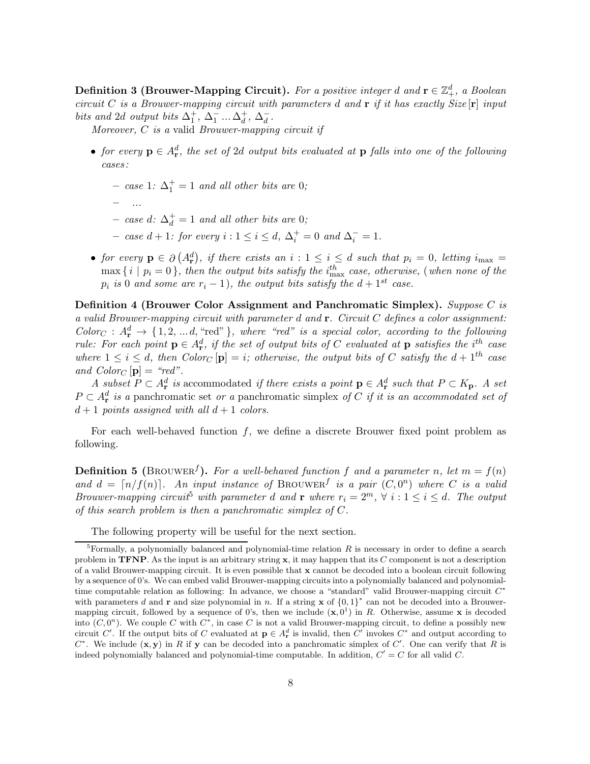**Definition 3 (Brouwer-Mapping Circuit).** *For a positive integer $d$ and $\mathbf{r} \in \mathbb{Z}_+^d$, a Boolean circuit $C$ is a Brouwer-mapping circuit with parameters $d$ and $\mathbf{r}$ if it has exactly $Size[\mathbf{r}]$ input bits and $2d$ output bits $\Delta_1^+$, $\Delta_1^-$ ... $\Delta_d^+$, $\Delta_d^-$.*

*Moreover, $C$ is a* valid *Brouwer-mapping circuit if*

- *for every $\mathbf{p} \in A_\mathbf{r}^d$, the set of $2d$ output bits evaluated at $\mathbf{p}$ falls into one of the following cases:*
  - *case 1: $\Delta_1^+ = 1$ and all other bits are 0;*
  - *...*
  - *case $d$: $\Delta_d^+ = 1$ and all other bits are 0;*
  - *case $d+1$: for every $i : 1 \le i \le d$, $\Delta_i^+ = 0$ and $\Delta_i^- = 1$.*
- *for every $\mathbf{p} \in \partial\left(A_\mathbf{r}^d\right)$, if there exists an $i : 1 \le i \le d$ such that $p_i = 0$, letting $i_{\max} = \max\{\, i \mid p_i = 0 \,\}$, then the output bits satisfy the $i_{\max}^{th}$ case, otherwise, (when none of the $p_i$ is 0 and some are $r_i - 1$), the output bits satisfy the $d + 1^{st}$ case.*

**Definition 4 (Brouwer Color Assignment and Panchromatic Simplex).** *Suppose $C$ is a valid Brouwer-mapping circuit with parameter $d$ and $\mathbf{r}$. Circuit $C$ defines a color assignment: $Color_C : A_\mathbf{r}^d \to \{1, 2, ...d, \text{“red”}\}$, where “red” is a special color, according to the following rule: For each point $\mathbf{p} \in A_\mathbf{r}^d$, if the set of output bits of $C$ evaluated at $\mathbf{p}$ satisfies the $i^{th}$ case where $1 \le i \le d$, then $Color_C[\mathbf{p}] = i$; otherwise, the output bits of $C$ satisfy the $d + 1^{th}$ case and $Color_C[\mathbf{p}] =$ “red”.*

*A subset $P \subset A_\mathbf{r}^d$ is* accommodated *if there exists a point $\mathbf{p} \in A_\mathbf{r}^d$ such that $P \subset K_\mathbf{p}$. A set $P \subset A_\mathbf{r}^d$ is a* panchromatic set *or a* panchromatic simplex *of $C$ if it is an accommodated set of $d+1$ points assigned with all $d+1$ colors.*

For each well-behaved function $f$, we define a discrete Brouwer fixed point problem as following.

**Definition 5 (Brouwer$^f$).** *For a well-behaved function $f$ and a parameter $n$, let $m = f(n)$ and $d = \lceil n/f(n) \rceil$. An input instance of Brouwer$^f$ is a pair $(C, 0^n)$ where $C$ is a valid Brouwer-mapping circuit[5] with parameter $d$ and $\mathbf{r}$ where $r_i = 2^m$, $\forall\ i : 1 \le i \le d$. The output of this search problem is then a panchromatic simplex of $C$.*

The following property will be useful for the next section.

---

[5] Formally, a polynomially balanced and polynomial-time relation $R$ is necessary in order to define a search problem in **TFNP**. As the input is an arbitrary string $\mathbf{x}$, it may happen that its $C$ component is not a description of a valid Brouwer-mapping circuit. It is even possible that $\mathbf{x}$ cannot be decoded into a boolean circuit following by a sequence of 0's. We can embed valid Brouwer-mapping circuits into a polynomially balanced and polynomial-time computable relation as following: In advance, we choose a “standard” valid Brouwer-mapping circuit $C^*$ with parameters $d$ and $\mathbf{r}$ and size polynomial in $n$. If a string $\mathbf{x}$ of $\{0,1\}^*$ can not be decoded into a Brouwer-mapping circuit, followed by a sequence of 0's, then we include $(\mathbf{x}, 0^1)$ in $R$. Otherwise, assume $\mathbf{x}$ is decoded into $(C, 0^n)$. We couple $C$ with $C^*$, in case $C$ is not a valid Brouwer-mapping circuit, to define a possibly new circuit $C'$. If the output bits of $C$ evaluated at $\mathbf{p} \in A_\mathbf{r}^d$ is invalid, then $C'$ invokes $C^*$ and output according to $C^*$. We include $(\mathbf{x}, \mathbf{y})$ in $R$ if $\mathbf{y}$ can be decoded into a panchromatic simplex of $C'$. One can verify that $R$ is indeed polynomially balanced and polynomial-time computable. In addition, $C' = C$ for all valid $C$.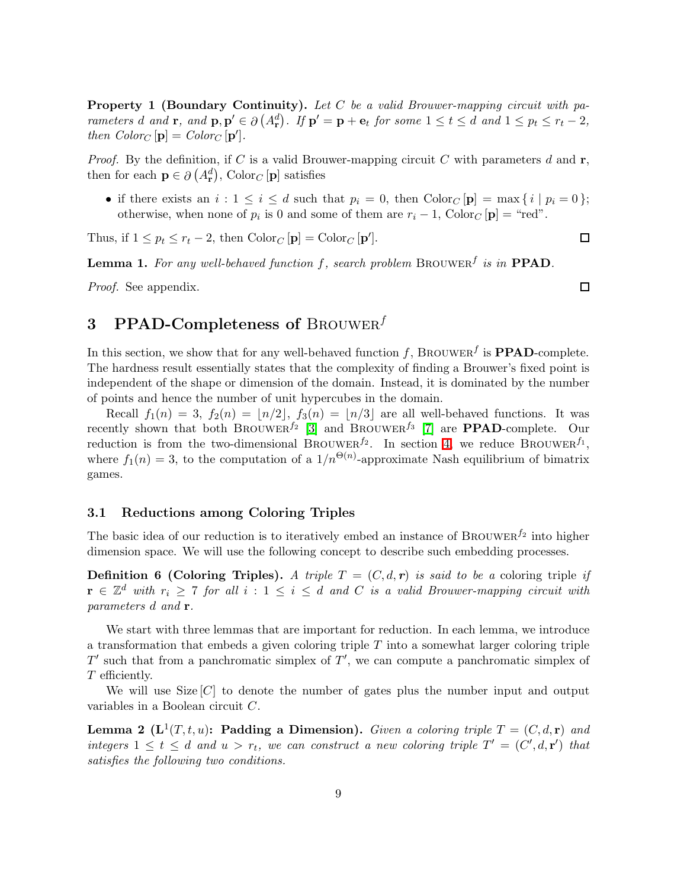**Property 1 (Boundary Continuity).** *Let $C$ be a valid Brouwer-mapping circuit with parameters $d$ and $\mathbf{r}$, and $\mathbf{p}, \mathbf{p}' \in \partial\left(A^d_{\mathbf{r}}\right)$. If $\mathbf{p}' = \mathbf{p} + \mathbf{e}_t$ for some $1 \leq t \leq d$ and $1 \leq p_t \leq r_t - 2$, then $Color_C[\mathbf{p}] = Color_C[\mathbf{p}']$.*

*Proof.* By the definition, if $C$ is a valid Brouwer-mapping circuit $C$ with parameters $d$ and $\mathbf{r}$, then for each $\mathbf{p} \in \partial\left(A^d_{\mathbf{r}}\right)$, $\text{Color}_C[\mathbf{p}]$ satisfies

- if there exists an $i : 1 \leq i \leq d$ such that $p_i = 0$, then $\text{Color}_C[\mathbf{p}] = \max\{\, i \mid p_i = 0\,\}$; otherwise, when none of $p_i$ is 0 and some of them are $r_i - 1$, $\text{Color}_C[\mathbf{p}] =$ "red".

Thus, if $1 \leq p_t \leq r_t - 2$, then $\text{Color}_C[\mathbf{p}] = \text{Color}_C[\mathbf{p}']$. □

**Lemma 1.** *For any well-behaved function $f$, search problem* $\text{Brouwer}^f$ *is in* **PPAD**.

*Proof.* See appendix. □

# 3 PPAD-Completeness of $\text{Brouwer}^f$

In this section, we show that for any well-behaved function $f$, $\text{Brouwer}^f$ is **PPAD**-complete. The hardness result essentially states that the complexity of finding a Brouwer's fixed point is independent of the shape or dimension of the domain. Instead, it is dominated by the number of points and hence the number of unit hypercubes in the domain.

Recall $f_1(n) = 3$, $f_2(n) = \lfloor n/2 \rfloor$, $f_3(n) = \lfloor n/3 \rfloor$ are all well-behaved functions. It was recently shown that both $\text{Brouwer}^{f_2}$ [3] and $\text{Brouwer}^{f_3}$ [7] are **PPAD**-complete. Our reduction is from the two-dimensional $\text{Brouwer}^{f_2}$. In section 4, we reduce $\text{Brouwer}^{f_1}$, where $f_1(n) = 3$, to the computation of a $1/n^{\Theta(n)}$-approximate Nash equilibrium of bimatrix games.

## 3.1 Reductions among Coloring Triples

The basic idea of our reduction is to iteratively embed an instance of $\text{Brouwer}^{f_2}$ into higher dimension space. We will use the following concept to describe such embedding processes.

**Definition 6 (Coloring Triples).** *A triple $T = (C, d, \boldsymbol{r})$ is said to be a* coloring triple *if $\mathbf{r} \in \mathbb{Z}^d$ with $r_i \geq 7$ for all $i : 1 \leq i \leq d$ and $C$ is a valid Brouwer-mapping circuit with parameters $d$ and $\mathbf{r}$.*

We start with three lemmas that are important for reduction. In each lemma, we introduce a transformation that embeds a given coloring triple $T$ into a somewhat larger coloring triple $T'$ such that from a panchromatic simplex of $T'$, we can compute a panchromatic simplex of $T$ efficiently.

We will use $\text{Size}[C]$ to denote the number of gates plus the number input and output variables in a Boolean circuit $C$.

**Lemma 2 ($\mathbf{L}^1(T, t, u)$: Padding a Dimension).** *Given a coloring triple $T = (C, d, \mathbf{r})$ and integers $1 \leq t \leq d$ and $u > r_t$, we can construct a new coloring triple $T' = (C', d, \mathbf{r}')$ that satisfies the following two conditions.*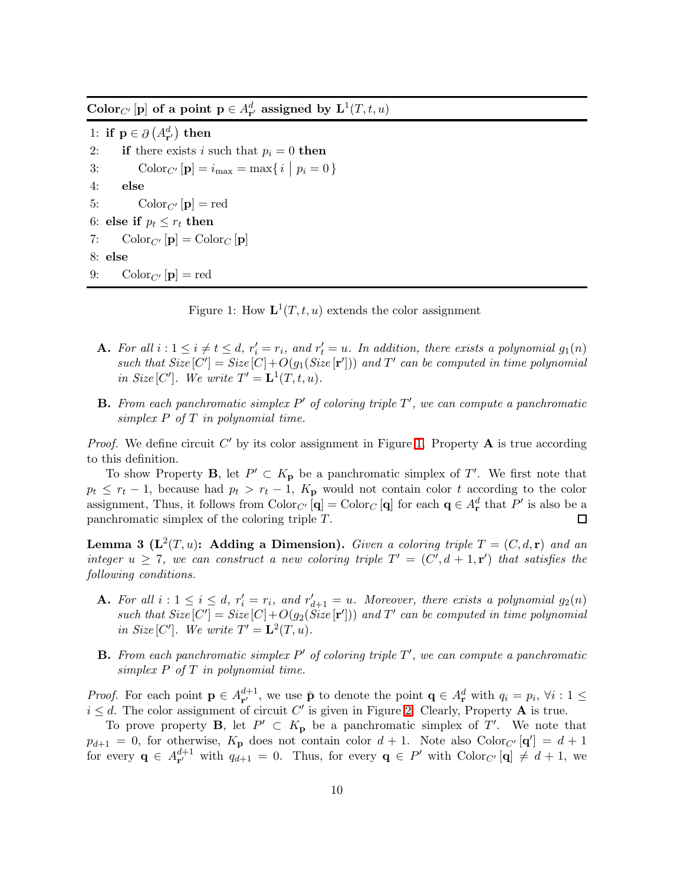**$\text{Color}_{C'}[\mathbf{p}]$ of a point $\mathbf{p} \in A^d_{\mathbf{r}'}$ assigned by $\mathbf{L}^1(T, t, u)$**

```
1: if p ∈ ∂(A^d_{r'}) then
2:     if there exists i such that p_i = 0 then
3:         Color_{C'}[p] = i_max = max{ i | p_i = 0 }
4:     else
5:         Color_{C'}[p] = red
6: else if p_t ≤ r_t then
7:     Color_{C'}[p] = Color_C[p]
8: else
9:     Color_{C'}[p] = red
```

Figure 1: How $\mathbf{L}^1(T, t, u)$ extends the color assignment

- **A.** *For all $i : 1 \le i \ne t \le d$, $r'_i = r_i$, and $r'_t = u$. In addition, there exists a polynomial $g_1(n)$ such that $\text{Size}[C'] = \text{Size}[C] + O(g_1(\text{Size}[\mathbf{r}']))$ and $T'$ can be computed in time polynomial in $\text{Size}[C']$. We write $T' = \mathbf{L}^1(T, t, u)$.*

- **B.** *From each panchromatic simplex $P'$ of coloring triple $T'$, we can compute a panchromatic simplex $P$ of $T$ in polynomial time.*

*Proof.* We define circuit $C'$ by its color assignment in Figure 1. Property **A** is true according to this definition.

To show Property **B**, let $P' \subset K_{\mathbf{p}}$ be a panchromatic simplex of $T'$. We first note that $p_t \le r_t - 1$, because had $p_t > r_t - 1$, $K_{\mathbf{p}}$ would not contain color $t$ according to the color assignment, Thus, it follows from $\text{Color}_{C'}[\mathbf{q}] = \text{Color}_C[\mathbf{q}]$ for each $\mathbf{q} \in A^d_{\mathbf{r}}$ that $P'$ is also be a panchromatic simplex of the coloring triple $T$. □

**Lemma 3 ($\mathbf{L}^2(T, u)$: Adding a Dimension).** *Given a coloring triple $T = (C, d, \mathbf{r})$ and an integer $u \ge 7$, we can construct a new coloring triple $T' = (C', d+1, \mathbf{r}')$ that satisfies the following conditions.*

- **A.** *For all $i : 1 \le i \le d$, $r'_i = r_i$, and $r'_{d+1} = u$. Moreover, there exists a polynomial $g_2(n)$ such that $\text{Size}[C'] = \text{Size}[C] + O(g_2(\text{Size}[\mathbf{r}']))$ and $T'$ can be computed in time polynomial in $\text{Size}[C']$. We write $T' = \mathbf{L}^2(T, u)$.*

- **B.** *From each panchromatic simplex $P'$ of coloring triple $T'$, we can compute a panchromatic simplex $P$ of $T$ in polynomial time.*

*Proof.* For each point $\mathbf{p} \in A^{d+1}_{\mathbf{r}'}$, we use $\bar{\mathbf{p}}$ to denote the point $\mathbf{q} \in A^d_{\mathbf{r}}$ with $q_i = p_i$, $\forall i : 1 \le i \le d$. The color assignment of circuit $C'$ is given in Figure 2. Clearly, Property **A** is true.

To prove property **B**, let $P' \subset K_{\mathbf{p}}$ be a panchromatic simplex of $T'$. We note that $p_{d+1} = 0$, for otherwise, $K_{\mathbf{p}}$ does not contain color $d+1$. Note also $\text{Color}_{C'}[\mathbf{q}'] = d+1$ for every $\mathbf{q} \in A^{d+1}_{\mathbf{r}'}$ with $q_{d+1} = 0$. Thus, for every $\mathbf{q} \in P'$ with $\text{Color}_{C'}[\mathbf{q}] \ne d+1$, we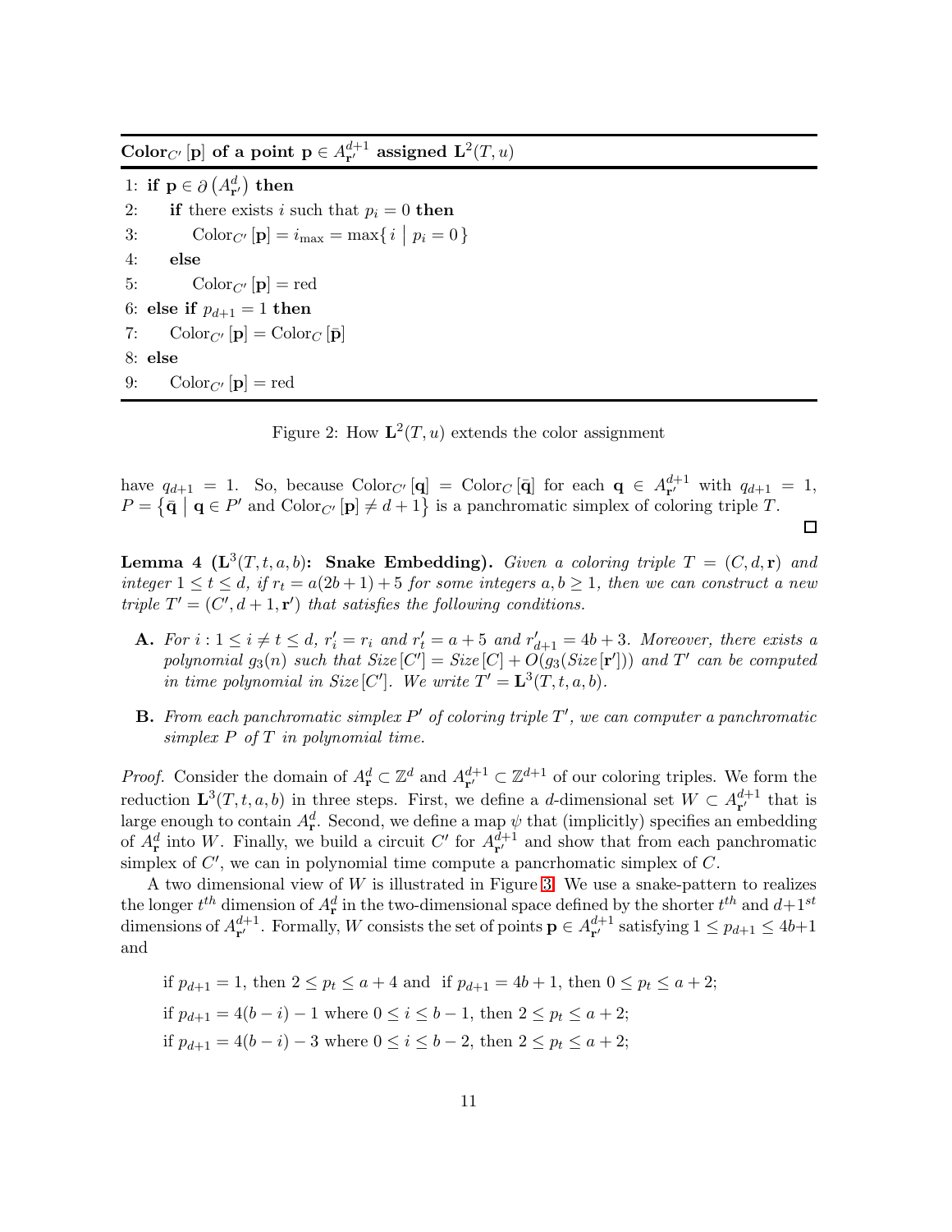**$\text{Color}_{C'}[\mathbf{p}]$ of a point $\mathbf{p} \in A^{d+1}_{\mathbf{r}'}$ assigned $\mathbf{L}^2(T, u)$**

```
1: if p ∈ ∂(A^d_{r'}) then
2:     if there exists i such that p_i = 0 then
3:         Color_{C'}[p] = i_max = max{ i | p_i = 0 }
4:     else
5:         Color_{C'}[p] = red
6: else if p_{d+1} = 1 then
7:     Color_{C'}[p] = Color_C[p̄]
8: else
9:     Color_{C'}[p] = red
```

Figure 2: How $\mathbf{L}^2(T, u)$ extends the color assignment

have $q_{d+1} = 1$. So, because $\text{Color}_{C'}[\mathbf{q}] = \text{Color}_C[\bar{\mathbf{q}}]$ for each $\mathbf{q} \in A^{d+1}_{\mathbf{r}'}$ with $q_{d+1} = 1$, $P = \{\bar{\mathbf{q}} \mid \mathbf{q} \in P' \text{ and } \text{Color}_{C'}[\mathbf{p}] \neq d+1\}$ is a panchromatic simplex of coloring triple $T$. $\square$

**Lemma 4 ($\mathbf{L}^3(T, t, a, b)$: Snake Embedding).** *Given a coloring triple $T = (C, d, \mathbf{r})$ and integer $1 \leq t \leq d$, if $r_t = a(2b+1)+5$ for some integers $a, b \geq 1$, then we can construct a new triple $T' = (C', d+1, \mathbf{r}')$ that satisfies the following conditions.*

- **A.** *For $i : 1 \leq i \neq t \leq d$, $r'_i = r_i$ and $r'_t = a+5$ and $r'_{d+1} = 4b+3$. Moreover, there exists a polynomial $g_3(n)$ such that $\text{Size}[C'] = \text{Size}[C] + O(g_3(\text{Size}[\mathbf{r}']))$ and $T'$ can be computed in time polynomial in $\text{Size}[C']$. We write $T' = \mathbf{L}^3(T, t, a, b)$.*
- **B.** *From each panchromatic simplex $P'$ of coloring triple $T'$, we can computer a panchromatic simplex $P$ of $T$ in polynomial time.*

*Proof.* Consider the domain of $A^d_{\mathbf{r}} \subset \mathbb{Z}^d$ and $A^{d+1}_{\mathbf{r}'} \subset \mathbb{Z}^{d+1}$ of our coloring triples. We form the reduction $\mathbf{L}^3(T, t, a, b)$ in three steps. First, we define a $d$-dimensional set $W \subset A^{d+1}_{\mathbf{r}'}$ that is large enough to contain $A^d_{\mathbf{r}}$. Second, we define a map $\psi$ that (implicitly) specifies an embedding of $A^d_{\mathbf{r}}$ into $W$. Finally, we build a circuit $C'$ for $A^{d+1}_{\mathbf{r}'}$ and show that from each panchromatic simplex of $C'$, we can in polynomial time compute a pancrhomatic simplex of $C$.

A two dimensional view of $W$ is illustrated in Figure 3. We use a snake-pattern to realizes the longer $t^{th}$ dimension of $A^d_{\mathbf{r}}$ in the two-dimensional space defined by the shorter $t^{th}$ and $d+1^{st}$ dimensions of $A^{d+1}_{\mathbf{r}'}$. Formally, $W$ consists the set of points $\mathbf{p} \in A^{d+1}_{\mathbf{r}'}$ satisfying $1 \leq p_{d+1} \leq 4b+1$ and

if $p_{d+1} = 1$, then $2 \leq p_t \leq a+4$ and if $p_{d+1} = 4b+1$, then $0 \leq p_t \leq a+2$;

if $p_{d+1} = 4(b-i)-1$ where $0 \leq i \leq b-1$, then $2 \leq p_t \leq a+2$;

if $p_{d+1} = 4(b-i)-3$ where $0 \leq i \leq b-2$, then $2 \leq p_t \leq a+2$;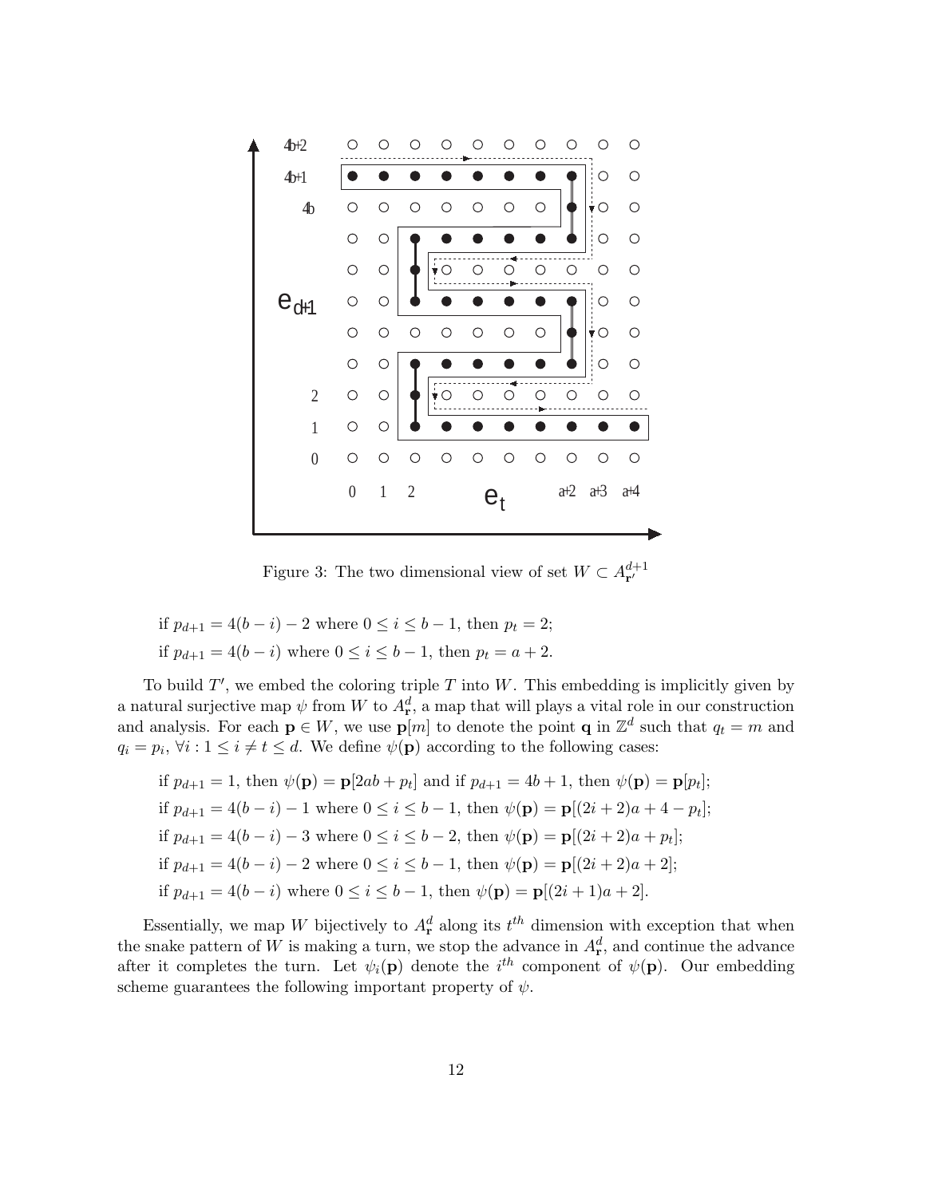Figure 3: The two dimensional view of set $W \subset A^{d+1}_{\mathbf{r}'}$

if $p_{d+1} = 4(b-i) - 2$ where $0 \le i \le b-1$, then $p_t = 2$;

if $p_{d+1} = 4(b-i)$ where $0 \le i \le b-1$, then $p_t = a+2$.

To build $T'$, we embed the coloring triple $T$ into $W$. This embedding is implicitly given by a natural surjective map $\psi$ from $W$ to $A^d_{\mathbf{r}}$, a map that will plays a vital role in our construction and analysis. For each $\mathbf{p} \in W$, we use $\mathbf{p}[m]$ to denote the point $\mathbf{q}$ in $\mathbb{Z}^d$ such that $q_t = m$ and $q_i = p_i$, $\forall i : 1 \le i \ne t \le d$. We define $\psi(\mathbf{p})$ according to the following cases:

if $p_{d+1} = 1$, then $\psi(\mathbf{p}) = \mathbf{p}[2ab + p_t]$ and if $p_{d+1} = 4b+1$, then $\psi(\mathbf{p}) = \mathbf{p}[p_t]$;

if $p_{d+1} = 4(b-i) - 1$ where $0 \le i \le b-1$, then $\psi(\mathbf{p}) = \mathbf{p}[(2i+2)a + 4 - p_t]$;

if $p_{d+1} = 4(b-i) - 3$ where $0 \le i \le b-2$, then $\psi(\mathbf{p}) = \mathbf{p}[(2i+2)a + p_t]$;

if $p_{d+1} = 4(b-i) - 2$ where $0 \le i \le b-1$, then $\psi(\mathbf{p}) = \mathbf{p}[(2i+2)a + 2]$;

if $p_{d+1} = 4(b-i)$ where $0 \le i \le b-1$, then $\psi(\mathbf{p}) = \mathbf{p}[(2i+1)a + 2]$.

Essentially, we map $W$ bijectively to $A^d_{\mathbf{r}}$ along its $t^{th}$ dimension with exception that when the snake pattern of $W$ is making a turn, we stop the advance in $A^d_{\mathbf{r}}$, and continue the advance after it completes the turn. Let $\psi_i(\mathbf{p})$ denote the $i^{th}$ component of $\psi(\mathbf{p})$. Our embedding scheme guarantees the following important property of $\psi$.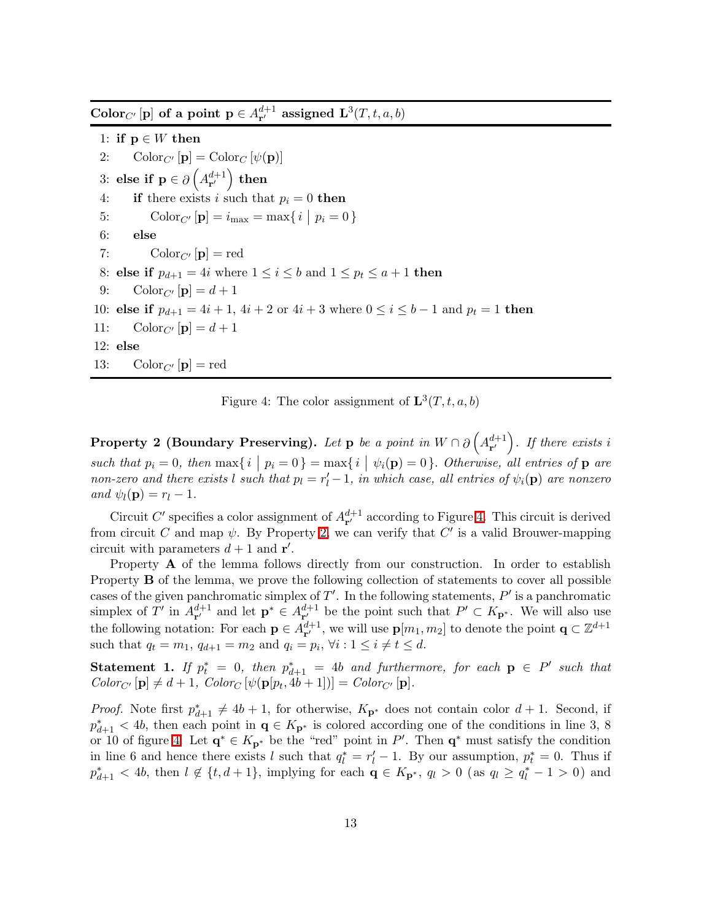**Color$_{C'}[\mathbf{p}]$ of a point $\mathbf{p} \in A^{d+1}_{\mathbf{r}'}$ assigned $\mathbf{L}^3(T, t, a, b)$**

```
1: if p ∈ W then
2:     Color_{C'}[p] = Color_C[ψ(p)]
3: else if p ∈ ∂(A^{d+1}_{r'}) then
4:     if there exists i such that p_i = 0 then
5:         Color_{C'}[p] = i_max = max{ i | p_i = 0 }
6:     else
7:         Color_{C'}[p] = red
8: else if p_{d+1} = 4i where 1 ≤ i ≤ b and 1 ≤ p_t ≤ a + 1 then
9:     Color_{C'}[p] = d + 1
10: else if p_{d+1} = 4i + 1, 4i + 2 or 4i + 3 where 0 ≤ i ≤ b − 1 and p_t = 1 then
11:     Color_{C'}[p] = d + 1
12: else
13:     Color_{C'}[p] = red
```

Figure 4: The color assignment of $\mathbf{L}^3(T, t, a, b)$

**Property 2 (Boundary Preserving).** *Let $\mathbf{p}$ be a point in $W \cap \partial\left(A^{d+1}_{\mathbf{r}'}\right)$. If there exists $i$ such that $p_i = 0$, then $\max\{\, i \mid p_i = 0 \,\} = \max\{\, i \mid \psi_i(\mathbf{p}) = 0 \,\}$. Otherwise, all entries of $\mathbf{p}$ are non-zero and there exists $l$ such that $p_l = r'_l - 1$, in which case, all entries of $\psi_i(\mathbf{p})$ are nonzero and $\psi_l(\mathbf{p}) = r_l - 1$.*

Circuit $C'$ specifies a color assignment of $A^{d+1}_{\mathbf{r}'}$ according to Figure 4. This circuit is derived from circuit $C$ and map $\psi$. By Property 2, we can verify that $C'$ is a valid Brouwer-mapping circuit with parameters $d + 1$ and $\mathbf{r}'$.

Property **A** of the lemma follows directly from our construction. In order to establish Property **B** of the lemma, we prove the following collection of statements to cover all possible cases of the given panchromatic simplex of $T'$. In the following statements, $P'$ is a panchromatic simplex of $T'$ in $A^{d+1}_{\mathbf{r}'}$ and let $\mathbf{p}^* \in A^{d+1}_{\mathbf{r}'}$ be the point such that $P' \subset K_{\mathbf{p}^*}$. We will also use the following notation: For each $\mathbf{p} \in A^{d+1}_{\mathbf{r}'}$, we will use $\mathbf{p}[m_1, m_2]$ to denote the point $\mathbf{q} \subset \mathbb{Z}^{d+1}$ such that $q_t = m_1$, $q_{d+1} = m_2$ and $q_i = p_i$, $\forall i : 1 \le i \ne t \le d$.

**Statement 1.** *If $p^*_t = 0$, then $p^*_{d+1} = 4b$ and furthermore, for each $\mathbf{p} \in P'$ such that $Color_{C'}[\mathbf{p}] \ne d + 1$, $Color_C[\psi(\mathbf{p}[p_t, 4b + 1])] = Color_{C'}[\mathbf{p}]$.*

*Proof.* Note first $p^*_{d+1} \ne 4b + 1$, for otherwise, $K_{\mathbf{p}^*}$ does not contain color $d + 1$. Second, if $p^*_{d+1} < 4b$, then each point in $\mathbf{q} \in K_{\mathbf{p}^*}$ is colored according one of the conditions in line 3, 8 or 10 of figure 4. Let $\mathbf{q}^* \in K_{\mathbf{p}^*}$ be the "red" point in $P'$. Then $\mathbf{q}^*$ must satisfy the condition in line 6 and hence there exists $l$ such that $q^*_l = r'_l - 1$. By our assumption, $p^*_t = 0$. Thus if $p^*_{d+1} < 4b$, then $l \notin \{t, d + 1\}$, implying for each $\mathbf{q} \in K_{\mathbf{p}^*}$, $q_l > 0$ (as $q_l \ge q^*_l - 1 > 0$) and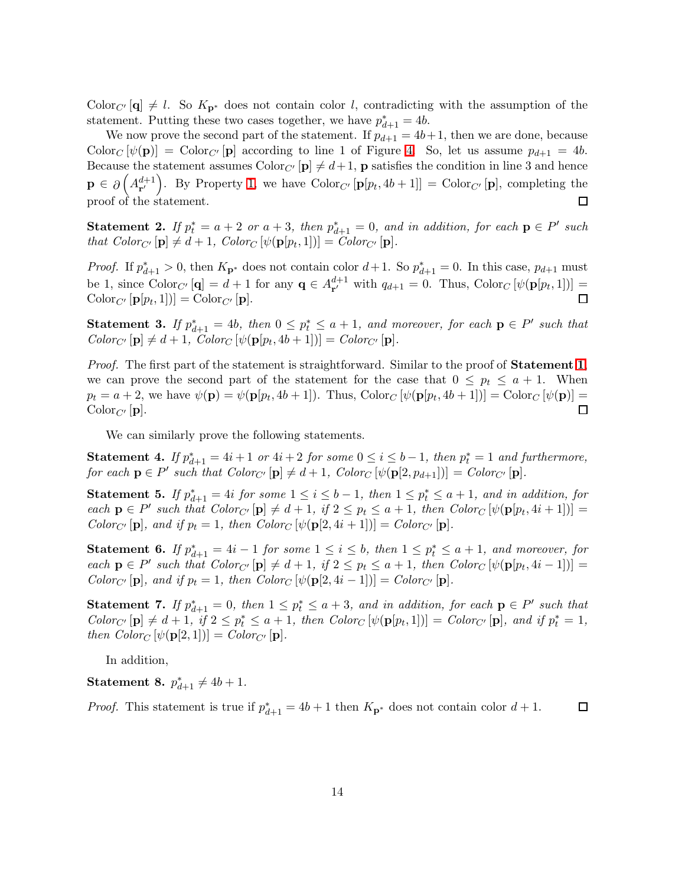$\text{Color}_{C'}[\mathbf{q}] \neq l$. So $K_{\mathbf{p}^*}$ does not contain color $l$, contradicting with the assumption of the statement. Putting these two cases together, we have $p^*_{d+1} = 4b$.

We now prove the second part of the statement. If $p_{d+1} = 4b+1$, then we are done, because $\text{Color}_C[\psi(\mathbf{p})] = \text{Color}_{C'}[\mathbf{p}]$ according to line 1 of Figure 4. So, let us assume $p_{d+1} = 4b$. Because the statement assumes $\text{Color}_{C'}[\mathbf{p}] \neq d+1$, $\mathbf{p}$ satisfies the condition in line 3 and hence $\mathbf{p} \in \partial\left(A^{d+1}_{\mathbf{r}'}\right)$. By Property 1, we have $\text{Color}_{C'}[\mathbf{p}[p_t, 4b+1]] = \text{Color}_{C'}[\mathbf{p}]$, completing the proof of the statement. □

**Statement 2.** *If $p^*_t = a+2$ or $a+3$, then $p^*_{d+1} = 0$, and in addition, for each $\mathbf{p} \in P'$ such that $\text{Color}_{C'}[\mathbf{p}] \neq d+1$, $\text{Color}_C[\psi(\mathbf{p}[p_t, 1])] = \text{Color}_{C'}[\mathbf{p}]$.*

*Proof.* If $p^*_{d+1} > 0$, then $K_{\mathbf{p}^*}$ does not contain color $d+1$. So $p^*_{d+1} = 0$. In this case, $p_{d+1}$ must be 1, since $\text{Color}_{C'}[\mathbf{q}] = d+1$ for any $\mathbf{q} \in A^{d+1}_{\mathbf{r}'}$ with $q_{d+1} = 0$. Thus, $\text{Color}_C[\psi(\mathbf{p}[p_t, 1])] = \text{Color}_{C'}[\mathbf{p}[p_t, 1])] = \text{Color}_{C'}[\mathbf{p}]$. □

**Statement 3.** *If $p^*_{d+1} = 4b$, then $0 \leq p^*_t \leq a+1$, and moreover, for each $\mathbf{p} \in P'$ such that $\text{Color}_{C'}[\mathbf{p}] \neq d+1$, $\text{Color}_C[\psi(\mathbf{p}[p_t, 4b+1])] = \text{Color}_{C'}[\mathbf{p}]$.*

*Proof.* The first part of the statement is straightforward. Similar to the proof of **Statement 1**, we can prove the second part of the statement for the case that $0 \leq p_t \leq a+1$. When $p_t = a+2$, we have $\psi(\mathbf{p}) = \psi(\mathbf{p}[p_t, 4b+1])$. Thus, $\text{Color}_C[\psi(\mathbf{p}[p_t, 4b+1])] = \text{Color}_C[\psi(\mathbf{p})] = \text{Color}_{C'}[\mathbf{p}]$. □

We can similarly prove the following statements.

**Statement 4.** *If $p^*_{d+1} = 4i+1$ or $4i+2$ for some $0 \leq i \leq b-1$, then $p^*_t = 1$ and furthermore, for each $\mathbf{p} \in P'$ such that $\text{Color}_{C'}[\mathbf{p}] \neq d+1$, $\text{Color}_C[\psi(\mathbf{p}[2, p_{d+1}])] = \text{Color}_{C'}[\mathbf{p}]$.*

**Statement 5.** *If $p^*_{d+1} = 4i$ for some $1 \leq i \leq b-1$, then $1 \leq p^*_t \leq a+1$, and in addition, for each $\mathbf{p} \in P'$ such that $\text{Color}_{C'}[\mathbf{p}] \neq d+1$, if $2 \leq p_t \leq a+1$, then $\text{Color}_C[\psi(\mathbf{p}[p_t, 4i+1])] = \text{Color}_{C'}[\mathbf{p}]$, and if $p_t = 1$, then $\text{Color}_C[\psi(\mathbf{p}[2, 4i+1])] = \text{Color}_{C'}[\mathbf{p}]$.*

**Statement 6.** *If $p^*_{d+1} = 4i-1$ for some $1 \leq i \leq b$, then $1 \leq p^*_t \leq a+1$, and moreover, for each $\mathbf{p} \in P'$ such that $\text{Color}_{C'}[\mathbf{p}] \neq d+1$, if $2 \leq p_t \leq a+1$, then $\text{Color}_C[\psi(\mathbf{p}[p_t, 4i-1])] = \text{Color}_{C'}[\mathbf{p}]$, and if $p_t = 1$, then $\text{Color}_C[\psi(\mathbf{p}[2, 4i-1])] = \text{Color}_{C'}[\mathbf{p}]$.*

**Statement 7.** *If $p^*_{d+1} = 0$, then $1 \leq p^*_t \leq a+3$, and in addition, for each $\mathbf{p} \in P'$ such that $\text{Color}_{C'}[\mathbf{p}] \neq d+1$, if $2 \leq p^*_t \leq a+1$, then $\text{Color}_C[\psi(\mathbf{p}[p_t, 1])] = \text{Color}_{C'}[\mathbf{p}]$, and if $p^*_t = 1$, then $\text{Color}_C[\psi(\mathbf{p}[2, 1])] = \text{Color}_{C'}[\mathbf{p}]$.*

In addition,

**Statement 8.** $p^*_{d+1} \neq 4b+1$.

*Proof.* This statement is true if $p^*_{d+1} = 4b+1$ then $K_{\mathbf{p}^*}$ does not contain color $d+1$. □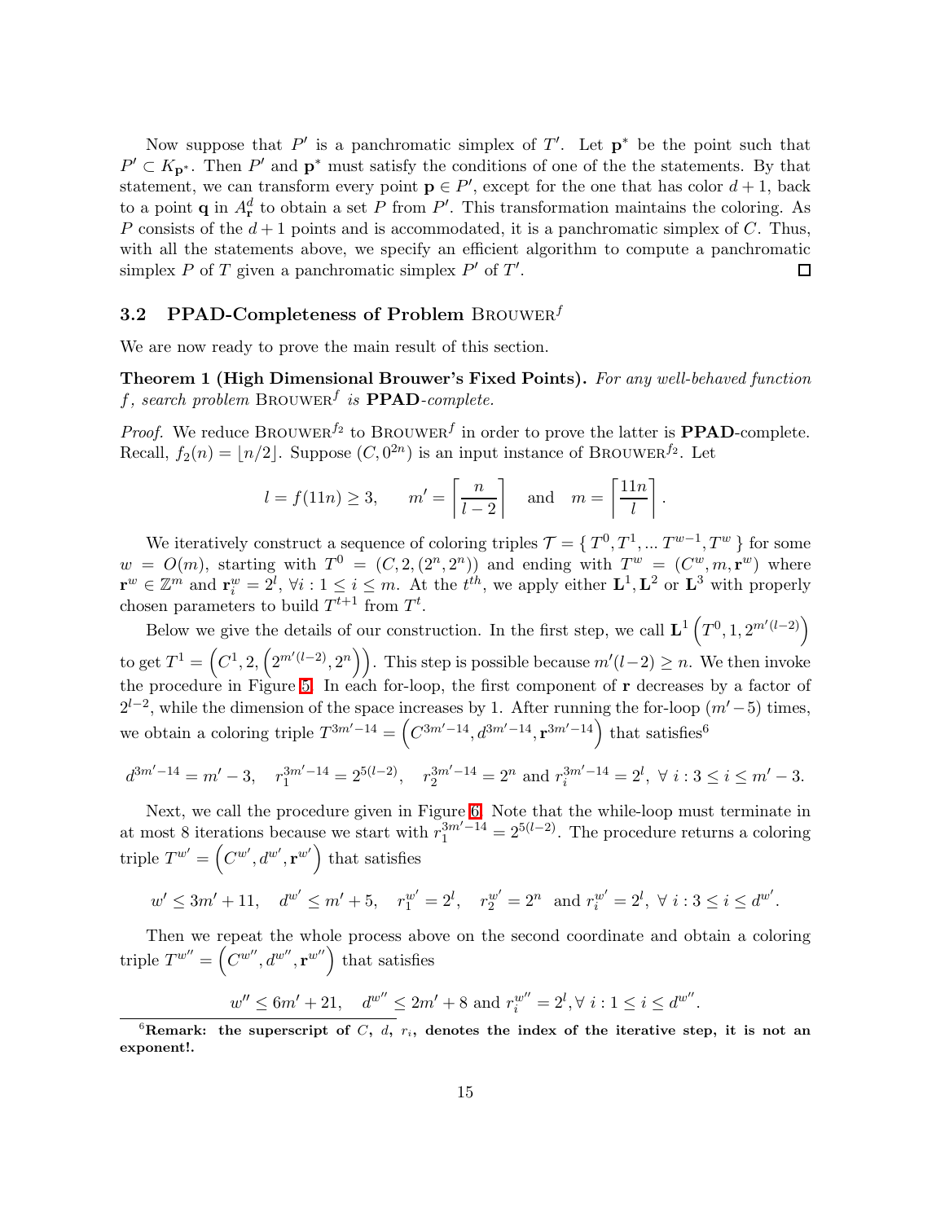Now suppose that $P'$ is a panchromatic simplex of $T'$. Let $\mathbf{p}^*$ be the point such that $P' \subset K_{\mathbf{p}^*}$. Then $P'$ and $\mathbf{p}^*$ must satisfy the conditions of one of the the statements. By that statement, we can transform every point $\mathbf{p} \in P'$, except for the one that has color $d+1$, back to a point $\mathbf{q}$ in $A^d_{\mathbf{r}}$ to obtain a set $P$ from $P'$. This transformation maintains the coloring. As $P$ consists of the $d+1$ points and is accommodated, it is a panchromatic simplex of $C$. Thus, with all the statements above, we specify an efficient algorithm to compute a panchromatic simplex $P$ of $T$ given a panchromatic simplex $P'$ of $T'$. □

### 3.2 PPAD-Completeness of Problem Brouwer$^f$

We are now ready to prove the main result of this section.

**Theorem 1 (High Dimensional Brouwer's Fixed Points).** *For any well-behaved function $f$, search problem* Brouwer$^f$ *is* **PPAD***-complete.*

*Proof.* We reduce Brouwer$^{f_2}$ to Brouwer$^f$ in order to prove the latter is **PPAD**-complete. Recall, $f_2(n) = \lfloor n/2 \rfloor$. Suppose $(C, 0^{2n})$ is an input instance of Brouwer$^{f_2}$. Let

$$l = f(11n) \geq 3, \qquad m' = \left\lceil \frac{n}{l-2} \right\rceil \quad \text{and} \quad m = \left\lceil \frac{11n}{l} \right\rceil.$$

We iteratively construct a sequence of coloring triples $\mathcal{T} = \{\, T^0, T^1, \ldots T^{w-1}, T^w \,\}$ for some $w = O(m)$, starting with $T^0 = (C, 2, (2^n, 2^n))$ and ending with $T^w = (C^w, m, \mathbf{r}^w)$ where $\mathbf{r}^w \in \mathbb{Z}^m$ and $\mathbf{r}^w_i = 2^l$, $\forall i : 1 \leq i \leq m$. At the $t^{th}$, we apply either $\mathbf{L}^1, \mathbf{L}^2$ or $\mathbf{L}^3$ with properly chosen parameters to build $T^{t+1}$ from $T^t$.

Below we give the details of our construction. In the first step, we call $\mathbf{L}^1\left(T^0, 1, 2^{m'(l-2)}\right)$ to get $T^1 = \left(C^1, 2, \left(2^{m'(l-2)}, 2^n\right)\right)$. This step is possible because $m'(l-2) \geq n$. We then invoke the procedure in Figure 5. In each for-loop, the first component of $\mathbf{r}$ decreases by a factor of $2^{l-2}$, while the dimension of the space increases by 1. After running the for-loop $(m'-5)$ times, we obtain a coloring triple $T^{3m'-14} = \left(C^{3m'-14}, d^{3m'-14}, \mathbf{r}^{3m'-14}\right)$ that satisfies[6]

$$d^{3m'-14} = m'-3, \quad r_1^{3m'-14} = 2^{5(l-2)}, \quad r_2^{3m'-14} = 2^n \text{ and } r_i^{3m'-14} = 2^l,\ \forall\ i : 3 \leq i \leq m'-3.$$

Next, we call the procedure given in Figure 6. Note that the while-loop must terminate in at most 8 iterations because we start with $r_1^{3m'-14} = 2^{5(l-2)}$. The procedure returns a coloring triple $T^{w'} = \left(C^{w'}, d^{w'}, \mathbf{r}^{w'}\right)$ that satisfies

$$w' \leq 3m'+11, \quad d^{w'} \leq m'+5, \quad r_1^{w'} = 2^l, \quad r_2^{w'} = 2^n \text{ and } r_i^{w'} = 2^l,\ \forall\ i : 3 \leq i \leq d^{w'}.$$

Then we repeat the whole process above on the second coordinate and obtain a coloring triple $T^{w''} = \left(C^{w''}, d^{w''}, \mathbf{r}^{w''}\right)$ that satisfies

$$w'' \leq 6m'+21, \quad d^{w''} \leq 2m'+8 \text{ and } r_i^{w''} = 2^l, \forall\ i : 1 \leq i \leq d^{w''}.$$

[6] **Remark: the superscript of $C$, $d$, $r_i$, denotes the index of the iterative step, it is not an exponent!.**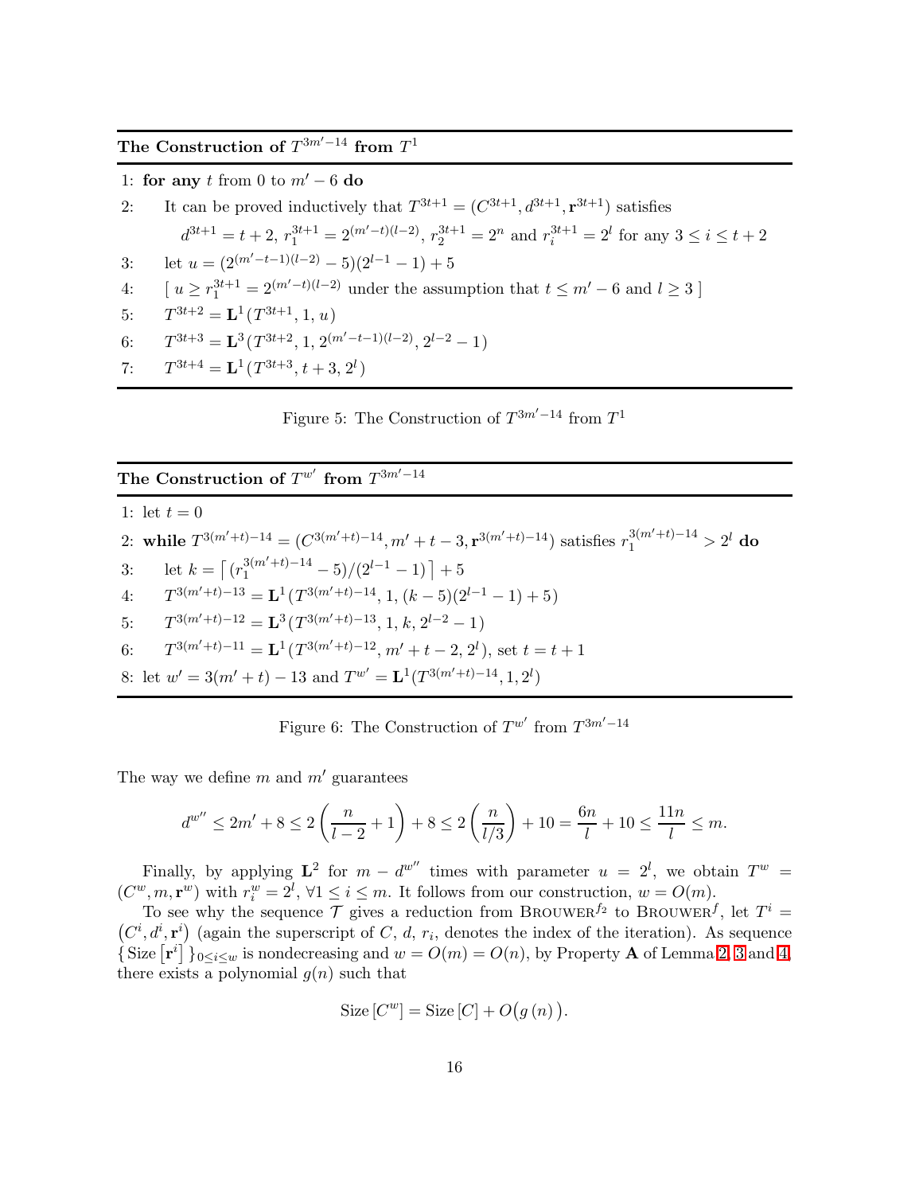**The Construction of $T^{3m'-14}$ from $T^1$**

1: **for any** $t$ from 0 to $m'-6$ **do**

2: It can be proved inductively that $T^{3t+1} = (C^{3t+1}, d^{3t+1}, \mathbf{r}^{3t+1})$ satisfies
$d^{3t+1} = t+2$, $r_1^{3t+1} = 2^{(m'-t)(l-2)}$, $r_2^{3t+1} = 2^n$ and $r_i^{3t+1} = 2^l$ for any $3 \le i \le t+2$

3: let $u = (2^{(m'-t-1)(l-2)} - 5)(2^{l-1}-1) + 5$

4: [ $u \ge r_1^{3t+1} = 2^{(m'-t)(l-2)}$ under the assumption that $t \le m'-6$ and $l \ge 3$ ]

5: $T^{3t+2} = \mathbf{L}^1(T^{3t+1}, 1, u)$

6: $T^{3t+3} = \mathbf{L}^3(T^{3t+2}, 1, 2^{(m'-t-1)(l-2)}, 2^{l-2}-1)$

7: $T^{3t+4} = \mathbf{L}^1(T^{3t+3}, t+3, 2^l)$

Figure 5: The Construction of $T^{3m'-14}$ from $T^1$

**The Construction of $T^{w'}$ from $T^{3m'-14}$**

1: let $t = 0$

2: **while** $T^{3(m'+t)-14} = (C^{3(m'+t)-14}, m'+t-3, \mathbf{r}^{3(m'+t)-14})$ satisfies $r_1^{3(m'+t)-14} > 2^l$ **do**

3: let $k = \left\lceil (r_1^{3(m'+t)-14} - 5)/(2^{l-1}-1) \right\rceil + 5$

4: $T^{3(m'+t)-13} = \mathbf{L}^1(T^{3(m'+t)-14}, 1, (k-5)(2^{l-1}-1)+5)$

5: $T^{3(m'+t)-12} = \mathbf{L}^3(T^{3(m'+t)-13}, 1, k, 2^{l-2}-1)$

6: $T^{3(m'+t)-11} = \mathbf{L}^1(T^{3(m'+t)-12}, m'+t-2, 2^l)$, set $t = t+1$

8: let $w' = 3(m'+t)-13$ and $T^{w'} = \mathbf{L}^1(T^{3(m'+t)-14}, 1, 2^l)$

Figure 6: The Construction of $T^{w'}$ from $T^{3m'-14}$

The way we define $m$ and $m'$ guarantees

$$d^{w''} \le 2m' + 8 \le 2\left(\frac{n}{l-2} + 1\right) + 8 \le 2\left(\frac{n}{l/3}\right) + 10 = \frac{6n}{l} + 10 \le \frac{11n}{l} \le m.$$

Finally, by applying $\mathbf{L}^2$ for $m - d^{w''}$ times with parameter $u = 2^l$, we obtain $T^w = (C^w, m, \mathbf{r}^w)$ with $r_i^w = 2^l$, $\forall 1 \le i \le m$. It follows from our construction, $w = O(m)$.

To see why the sequence $\mathcal{T}$ gives a reduction from Brouwer$^{f_2}$ to Brouwer$^{f}$, let $T^i = (C^i, d^i, \mathbf{r}^i)$ (again the superscript of $C$, $d$, $r_i$, denotes the index of the iteration). As sequence $\{\,\text{Size}\left[\mathbf{r}^i\right]\,\}_{0 \le i \le w}$ is nondecreasing and $w = O(m) = O(n)$, by Property **A** of Lemma 2, 3 and 4, there exists a polynomial $g(n)$ such that

$$\text{Size}\left[C^w\right] = \text{Size}\left[C\right] + O\big(g\left(n\right)\big).$$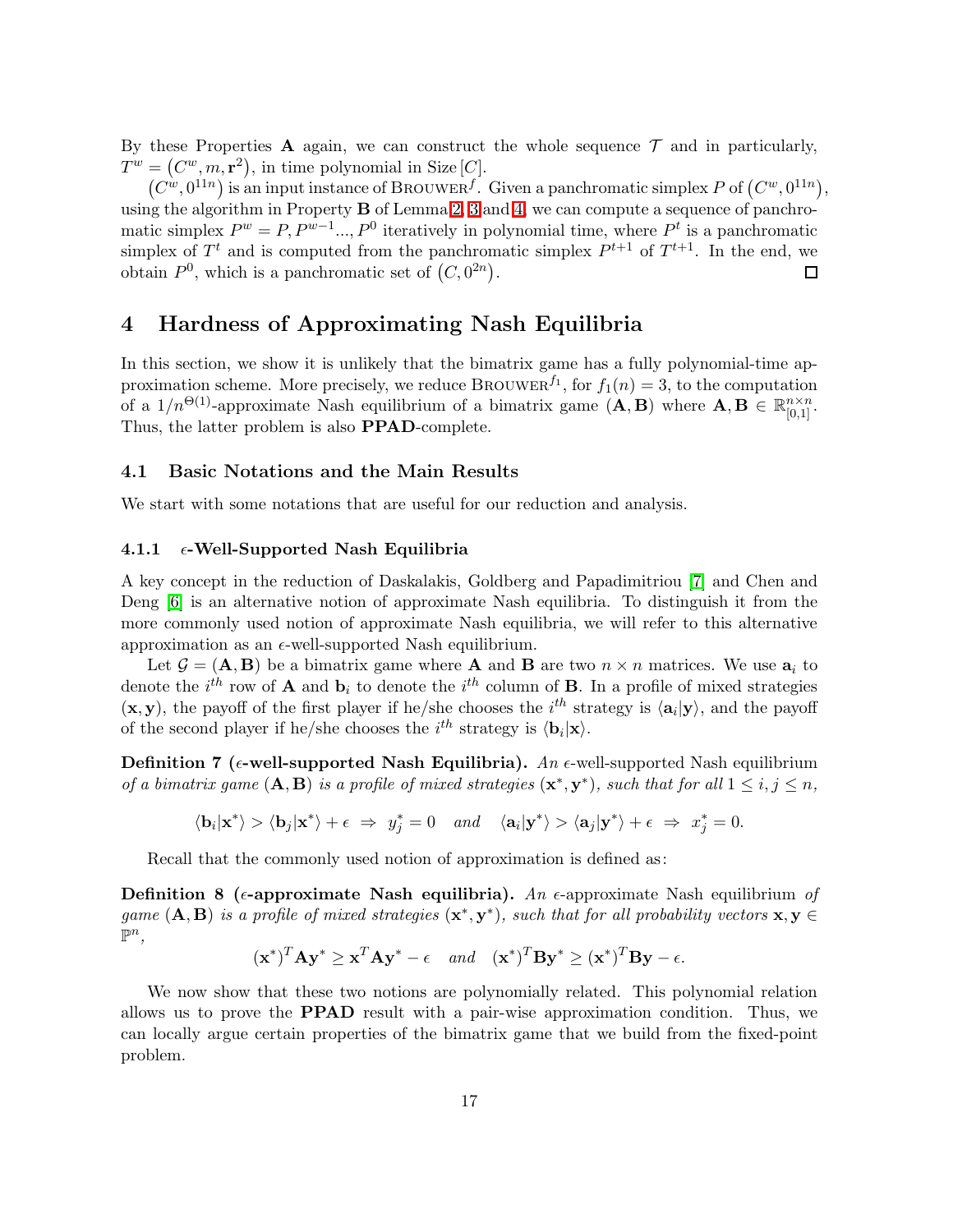By these Properties **A** again, we can construct the whole sequence $\mathcal{T}$ and in particularly, $T^w = \left(C^w, m, \mathbf{r}^2\right)$, in time polynomial in Size $[C]$.

$\left(C^w, 0^{11n}\right)$ is an input instance of BROUWER$^f$. Given a panchromatic simplex $P$ of $\left(C^w, 0^{11n}\right)$, using the algorithm in Property **B** of Lemma 2, 3 and 4, we can compute a sequence of panchromatic simplex $P^w = P, P^{w-1} ..., P^0$ iteratively in polynomial time, where $P^t$ is a panchromatic simplex of $T^t$ and is computed from the panchromatic simplex $P^{t+1}$ of $T^{t+1}$. In the end, we obtain $P^0$, which is a panchromatic set of $\left(C, 0^{2n}\right)$. □

# 4 Hardness of Approximating Nash Equilibria

In this section, we show it is unlikely that the bimatrix game has a fully polynomial-time approximation scheme. More precisely, we reduce BROUWER$^{f_1}$, for $f_1(n) = 3$, to the computation of a $1/n^{\Theta(1)}$-approximate Nash equilibrium of a bimatrix game $(\mathbf{A}, \mathbf{B})$ where $\mathbf{A}, \mathbf{B} \in \mathbb{R}^{n \times n}_{[0,1]}$. Thus, the latter problem is also **PPAD**-complete.

## 4.1 Basic Notations and the Main Results

We start with some notations that are useful for our reduction and analysis.

### 4.1.1 $\epsilon$-Well-Supported Nash Equilibria

A key concept in the reduction of Daskalakis, Goldberg and Papadimitriou [7] and Chen and Deng [6] is an alternative notion of approximate Nash equilibria. To distinguish it from the more commonly used notion of approximate Nash equilibria, we will refer to this alternative approximation as an $\epsilon$-well-supported Nash equilibrium.

Let $\mathcal{G} = (\mathbf{A}, \mathbf{B})$ be a bimatrix game where $\mathbf{A}$ and $\mathbf{B}$ are two $n \times n$ matrices. We use $\mathbf{a}_i$ to denote the $i^{th}$ row of $\mathbf{A}$ and $\mathbf{b}_i$ to denote the $i^{th}$ column of $\mathbf{B}$. In a profile of mixed strategies $(\mathbf{x}, \mathbf{y})$, the payoff of the first player if he/she chooses the $i^{th}$ strategy is $\langle \mathbf{a}_i | \mathbf{y} \rangle$, and the payoff of the second player if he/she chooses the $i^{th}$ strategy is $\langle \mathbf{b}_i | \mathbf{x} \rangle$.

**Definition 7 ($\epsilon$-well-supported Nash Equilibria).** *An* $\epsilon$-well-supported Nash equilibrium *of a bimatrix game* $(\mathbf{A}, \mathbf{B})$ *is a profile of mixed strategies* $(\mathbf{x}^*, \mathbf{y}^*)$*, such that for all* $1 \leq i, j \leq n$*,*

$$\langle \mathbf{b}_i | \mathbf{x}^* \rangle > \langle \mathbf{b}_j | \mathbf{x}^* \rangle + \epsilon \;\Rightarrow\; y^*_j = 0 \quad \textit{and} \quad \langle \mathbf{a}_i | \mathbf{y}^* \rangle > \langle \mathbf{a}_j | \mathbf{y}^* \rangle + \epsilon \;\Rightarrow\; x^*_j = 0.$$

Recall that the commonly used notion of approximation is defined as:

**Definition 8 ($\epsilon$-approximate Nash equilibria).** *An* $\epsilon$-approximate Nash equilibrium *of game* $(\mathbf{A}, \mathbf{B})$ *is a profile of mixed strategies* $(\mathbf{x}^*, \mathbf{y}^*)$*, such that for all probability vectors* $\mathbf{x}, \mathbf{y} \in \mathbb{P}^n$*,*

$$(\mathbf{x}^*)^T \mathbf{A} \mathbf{y}^* \geq \mathbf{x}^T \mathbf{A} \mathbf{y}^* - \epsilon \quad \textit{and} \quad (\mathbf{x}^*)^T \mathbf{B} \mathbf{y}^* \geq (\mathbf{x}^*)^T \mathbf{B} \mathbf{y} - \epsilon.$$

We now show that these two notions are polynomially related. This polynomial relation allows us to prove the **PPAD** result with a pair-wise approximation condition. Thus, we can locally argue certain properties of the bimatrix game that we build from the fixed-point problem.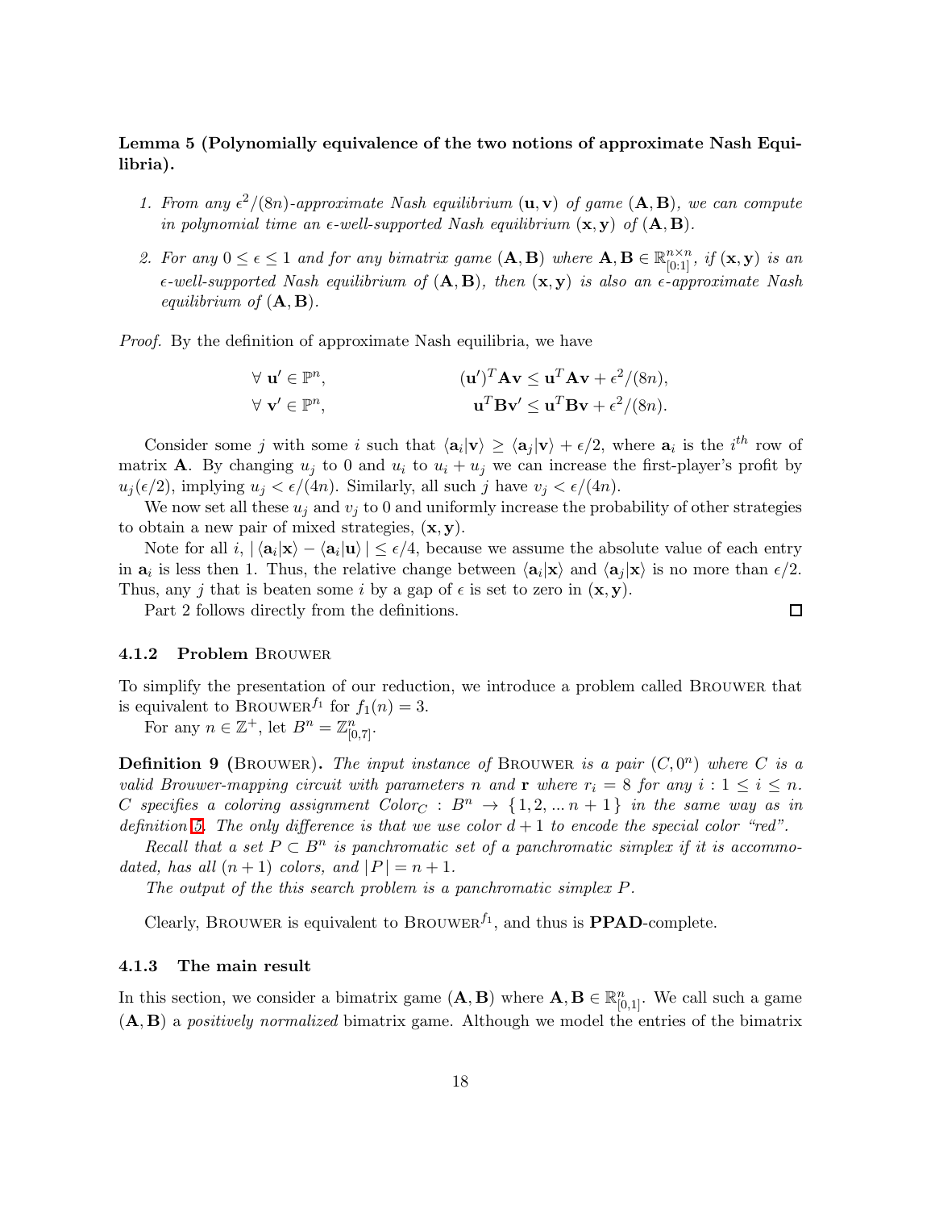**Lemma 5 (Polynomially equivalence of the two notions of approximate Nash Equilibria).**

1. *From any $\epsilon^2/(8n)$-approximate Nash equilibrium $(\mathbf{u}, \mathbf{v})$ of game $(\mathbf{A}, \mathbf{B})$, we can compute in polynomial time an $\epsilon$-well-supported Nash equilibrium $(\mathbf{x}, \mathbf{y})$ of $(\mathbf{A}, \mathbf{B})$.*

2. *For any $0 \leq \epsilon \leq 1$ and for any bimatrix game $(\mathbf{A}, \mathbf{B})$ where $\mathbf{A}, \mathbf{B} \in \mathbb{R}^{n\times n}_{[0:1]}$, if $(\mathbf{x}, \mathbf{y})$ is an $\epsilon$-well-supported Nash equilibrium of $(\mathbf{A}, \mathbf{B})$, then $(\mathbf{x}, \mathbf{y})$ is also an $\epsilon$-approximate Nash equilibrium of $(\mathbf{A}, \mathbf{B})$.*

*Proof.* By the definition of approximate Nash equilibria, we have

$$\forall\ \mathbf{u}' \in \mathbb{P}^n, \qquad (\mathbf{u}')^T\mathbf{A}\mathbf{v} \leq \mathbf{u}^T\mathbf{A}\mathbf{v} + \epsilon^2/(8n),$$
$$\forall\ \mathbf{v}' \in \mathbb{P}^n, \qquad \mathbf{u}^T\mathbf{B}\mathbf{v}' \leq \mathbf{u}^T\mathbf{B}\mathbf{v} + \epsilon^2/(8n).$$

Consider some $j$ with some $i$ such that $\langle \mathbf{a}_i|\mathbf{v}\rangle \geq \langle \mathbf{a}_j|\mathbf{v}\rangle + \epsilon/2$, where $\mathbf{a}_i$ is the $i^{th}$ row of matrix $\mathbf{A}$. By changing $u_j$ to 0 and $u_i$ to $u_i + u_j$ we can increase the first-player's profit by $u_j(\epsilon/2)$, implying $u_j < \epsilon/(4n)$. Similarly, all such $j$ have $v_j < \epsilon/(4n)$.

We now set all these $u_j$ and $v_j$ to 0 and uniformly increase the probability of other strategies to obtain a new pair of mixed strategies, $(\mathbf{x}, \mathbf{y})$.

Note for all $i$, $|\langle \mathbf{a}_i|\mathbf{x}\rangle - \langle \mathbf{a}_i|\mathbf{u}\rangle| \leq \epsilon/4$, because we assume the absolute value of each entry in $\mathbf{a}_i$ is less then 1. Thus, the relative change between $\langle \mathbf{a}_i|\mathbf{x}\rangle$ and $\langle \mathbf{a}_j|\mathbf{x}\rangle$ is no more than $\epsilon/2$. Thus, any $j$ that is beaten some $i$ by a gap of $\epsilon$ is set to zero in $(\mathbf{x}, \mathbf{y})$.

Part 2 follows directly from the definitions. $\square$

### 4.1.2 Problem Brouwer

To simplify the presentation of our reduction, we introduce a problem called Brouwer that is equivalent to Brouwer$^{f_1}$ for $f_1(n) = 3$.

For any $n \in \mathbb{Z}^+$, let $B^n = \mathbb{Z}^n_{[0,7]}$.

**Definition 9 (**Brouwer**).** *The input instance of* Brouwer *is a pair $(C, 0^n)$ where $C$ is a valid Brouwer-mapping circuit with parameters $n$ and $\mathbf{r}$ where $r_i = 8$ for any $i : 1 \leq i \leq n$. $C$ specifies a coloring assignment $Color_C : B^n \to \{1, 2, ... n+1\}$ in the same way as in definition 5. The only difference is that we use color $d+1$ to encode the special color "red".*

*Recall that a set $P \subset B^n$ is panchromatic set of a panchromatic simplex if it is accommodated, has all $(n+1)$ colors, and $|P| = n+1$.*

*The output of the this search problem is a panchromatic simplex $P$.*

Clearly, Brouwer is equivalent to Brouwer$^{f_1}$, and thus is **PPAD**-complete.

### 4.1.3 The main result

In this section, we consider a bimatrix game $(\mathbf{A}, \mathbf{B})$ where $\mathbf{A}, \mathbf{B} \in \mathbb{R}^n_{[0,1]}$. We call such a game $(\mathbf{A}, \mathbf{B})$ a *positively normalized* bimatrix game. Although we model the entries of the bimatrix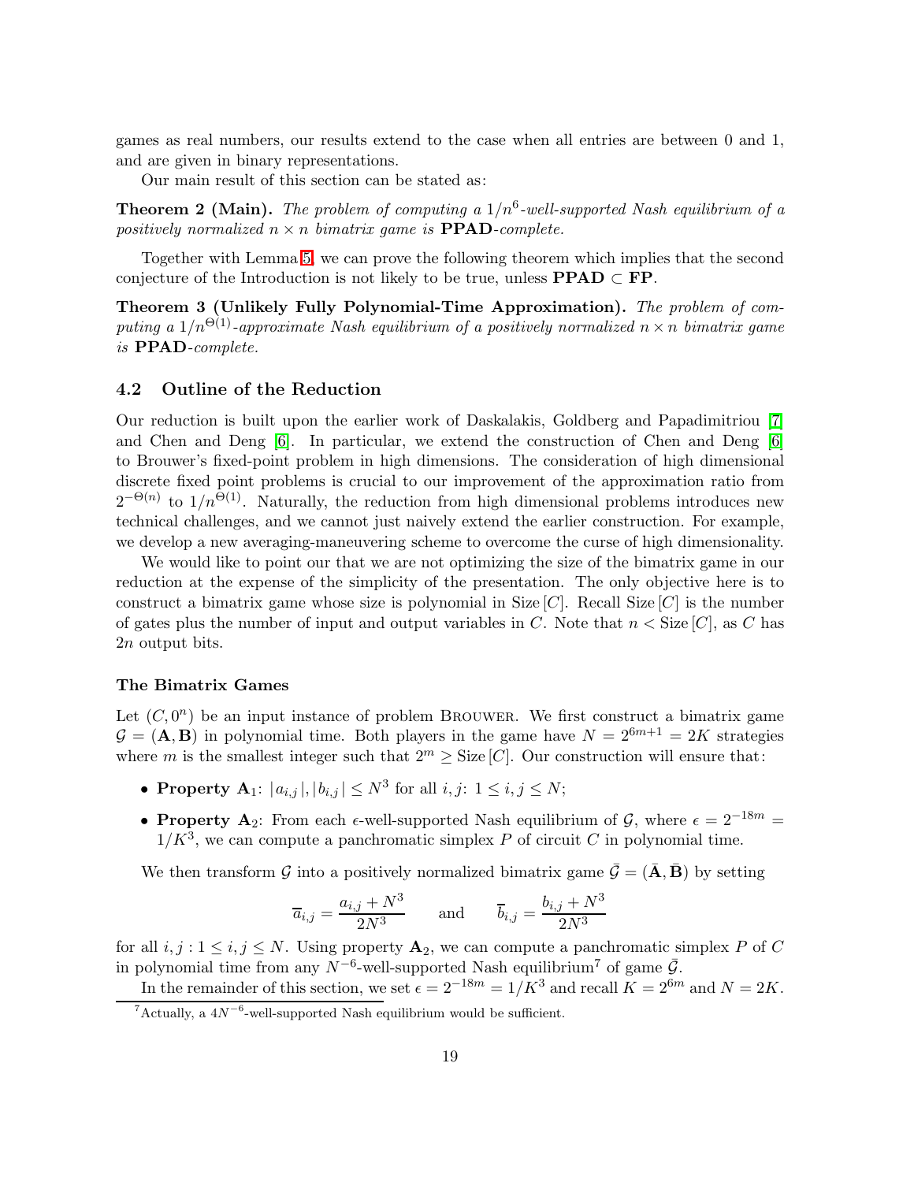games as real numbers, our results extend to the case when all entries are between 0 and 1, and are given in binary representations.

Our main result of this section can be stated as:

**Theorem 2 (Main).** *The problem of computing a $1/n^6$-well-supported Nash equilibrium of a positively normalized $n \times n$ bimatrix game is* **PPAD***-complete.*

Together with Lemma 5, we can prove the following theorem which implies that the second conjecture of the Introduction is not likely to be true, unless **PPAD** $\subset$ **FP**.

**Theorem 3 (Unlikely Fully Polynomial-Time Approximation).** *The problem of computing a $1/n^{\Theta(1)}$-approximate Nash equilibrium of a positively normalized $n \times n$ bimatrix game is* **PPAD***-complete.*

### 4.2 Outline of the Reduction

Our reduction is built upon the earlier work of Daskalakis, Goldberg and Papadimitriou [7] and Chen and Deng [6]. In particular, we extend the construction of Chen and Deng [6] to Brouwer's fixed-point problem in high dimensions. The consideration of high dimensional discrete fixed point problems is crucial to our improvement of the approximation ratio from $2^{-\Theta(n)}$ to $1/n^{\Theta(1)}$. Naturally, the reduction from high dimensional problems introduces new technical challenges, and we cannot just naively extend the earlier construction. For example, we develop a new averaging-maneuvering scheme to overcome the curse of high dimensionality.

We would like to point our that we are not optimizing the size of the bimatrix game in our reduction at the expense of the simplicity of the presentation. The only objective here is to construct a bimatrix game whose size is polynomial in Size $[C]$. Recall Size $[C]$ is the number of gates plus the number of input and output variables in $C$. Note that $n <$ Size $[C]$, as $C$ has $2n$ output bits.

#### The Bimatrix Games

Let $(C, 0^n)$ be an input instance of problem Brouwer. We first construct a bimatrix game $\mathcal{G} = (\mathbf{A}, \mathbf{B})$ in polynomial time. Both players in the game have $N = 2^{6m+1} = 2K$ strategies where $m$ is the smallest integer such that $2^m \geq$ Size $[C]$. Our construction will ensure that:

- **Property $\mathbf{A}_1$**: $|a_{i,j}|, |b_{i,j}| \leq N^3$ for all $i, j$: $1 \leq i, j \leq N$;
- **Property $\mathbf{A}_2$**: From each $\epsilon$-well-supported Nash equilibrium of $\mathcal{G}$, where $\epsilon = 2^{-18m} = 1/K^3$, we can compute a panchromatic simplex $P$ of circuit $C$ in polynomial time.

We then transform $\mathcal{G}$ into a positively normalized bimatrix game $\bar{\mathcal{G}} = (\bar{\mathbf{A}}, \bar{\mathbf{B}})$ by setting

$$\overline{a}_{i,j} = \frac{a_{i,j} + N^3}{2N^3} \qquad \text{and} \qquad \overline{b}_{i,j} = \frac{b_{i,j} + N^3}{2N^3}$$

for all $i, j : 1 \leq i, j \leq N$. Using property $\mathbf{A}_2$, we can compute a panchromatic simplex $P$ of $C$ in polynomial time from any $N^{-6}$-well-supported Nash equilibrium[7] of game $\bar{\mathcal{G}}$.

In the remainder of this section, we set $\epsilon = 2^{-18m} = 1/K^3$ and recall $K = 2^{6m}$ and $N = 2K$.

[7] Actually, a $4N^{-6}$-well-supported Nash equilibrium would be sufficient.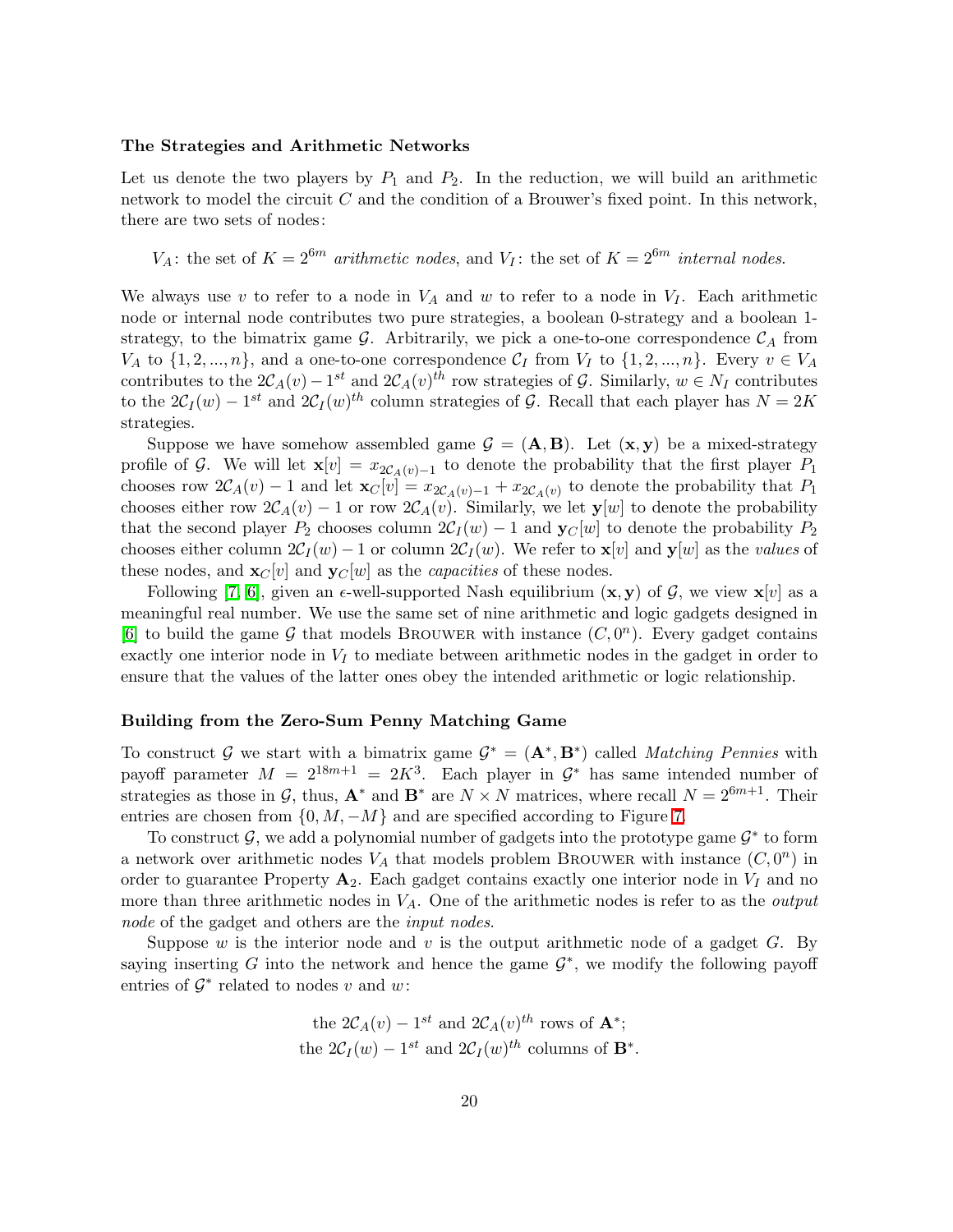**The Strategies and Arithmetic Networks**

Let us denote the two players by $P_1$ and $P_2$. In the reduction, we will build an arithmetic network to model the circuit $C$ and the condition of a Brouwer's fixed point. In this network, there are two sets of nodes:

$V_A$: the set of $K = 2^{6m}$ *arithmetic nodes*, and $V_I$: the set of $K = 2^{6m}$ *internal nodes*.

We always use $v$ to refer to a node in $V_A$ and $w$ to refer to a node in $V_I$. Each arithmetic node or internal node contributes two pure strategies, a boolean 0-strategy and a boolean 1-strategy, to the bimatrix game $\mathcal{G}$. Arbitrarily, we pick a one-to-one correspondence $\mathcal{C}_A$ from $V_A$ to $\{1, 2, ..., n\}$, and a one-to-one correspondence $\mathcal{C}_I$ from $V_I$ to $\{1, 2, ..., n\}$. Every $v \in V_A$ contributes to the $2\mathcal{C}_A(v) - 1^{st}$ and $2\mathcal{C}_A(v)^{th}$ row strategies of $\mathcal{G}$. Similarly, $w \in N_I$ contributes to the $2\mathcal{C}_I(w) - 1^{st}$ and $2\mathcal{C}_I(w)^{th}$ column strategies of $\mathcal{G}$. Recall that each player has $N = 2K$ strategies.

Suppose we have somehow assembled game $\mathcal{G} = (\mathbf{A}, \mathbf{B})$. Let $(\mathbf{x}, \mathbf{y})$ be a mixed-strategy profile of $\mathcal{G}$. We will let $\mathbf{x}[v] = x_{2\mathcal{C}_A(v)-1}$ to denote the probability that the first player $P_1$ chooses row $2\mathcal{C}_A(v) - 1$ and let $\mathbf{x}_C[v] = x_{2\mathcal{C}_A(v)-1} + x_{2\mathcal{C}_A(v)}$ to denote the probability that $P_1$ chooses either row $2\mathcal{C}_A(v) - 1$ or row $2\mathcal{C}_A(v)$. Similarly, we let $\mathbf{y}[w]$ to denote the probability that the second player $P_2$ chooses column $2\mathcal{C}_I(w) - 1$ and $\mathbf{y}_C[w]$ to denote the probability $P_2$ chooses either column $2\mathcal{C}_I(w) - 1$ or column $2\mathcal{C}_I(w)$. We refer to $\mathbf{x}[v]$ and $\mathbf{y}[w]$ as the *values* of these nodes, and $\mathbf{x}_C[v]$ and $\mathbf{y}_C[w]$ as the *capacities* of these nodes.

Following [7, 6], given an $\epsilon$-well-supported Nash equilibrium $(\mathbf{x}, \mathbf{y})$ of $\mathcal{G}$, we view $\mathbf{x}[v]$ as a meaningful real number. We use the same set of nine arithmetic and logic gadgets designed in [6] to build the game $\mathcal{G}$ that models BROUWER with instance $(C, 0^n)$. Every gadget contains exactly one interior node in $V_I$ to mediate between arithmetic nodes in the gadget in order to ensure that the values of the latter ones obey the intended arithmetic or logic relationship.

**Building from the Zero-Sum Penny Matching Game**

To construct $\mathcal{G}$ we start with a bimatrix game $\mathcal{G}^* = (\mathbf{A}^*, \mathbf{B}^*)$ called *Matching Pennies* with payoff parameter $M = 2^{18m+1} = 2K^3$. Each player in $\mathcal{G}^*$ has same intended number of strategies as those in $\mathcal{G}$, thus, $\mathbf{A}^*$ and $\mathbf{B}^*$ are $N \times N$ matrices, where recall $N = 2^{6m+1}$. Their entries are chosen from $\{0, M, -M\}$ and are specified according to Figure 7.

To construct $\mathcal{G}$, we add a polynomial number of gadgets into the prototype game $\mathcal{G}^*$ to form a network over arithmetic nodes $V_A$ that models problem BROUWER with instance $(C, 0^n)$ in order to guarantee Property $\mathbf{A}_2$. Each gadget contains exactly one interior node in $V_I$ and no more than three arithmetic nodes in $V_A$. One of the arithmetic nodes is refer to as the *output node* of the gadget and others are the *input nodes*.

Suppose $w$ is the interior node and $v$ is the output arithmetic node of a gadget $G$. By saying inserting $G$ into the network and hence the game $\mathcal{G}^*$, we modify the following payoff entries of $\mathcal{G}^*$ related to nodes $v$ and $w$:

the $2\mathcal{C}_A(v) - 1^{st}$ and $2\mathcal{C}_A(v)^{th}$ rows of $\mathbf{A}^*$;
the $2\mathcal{C}_I(w) - 1^{st}$ and $2\mathcal{C}_I(w)^{th}$ columns of $\mathbf{B}^*$.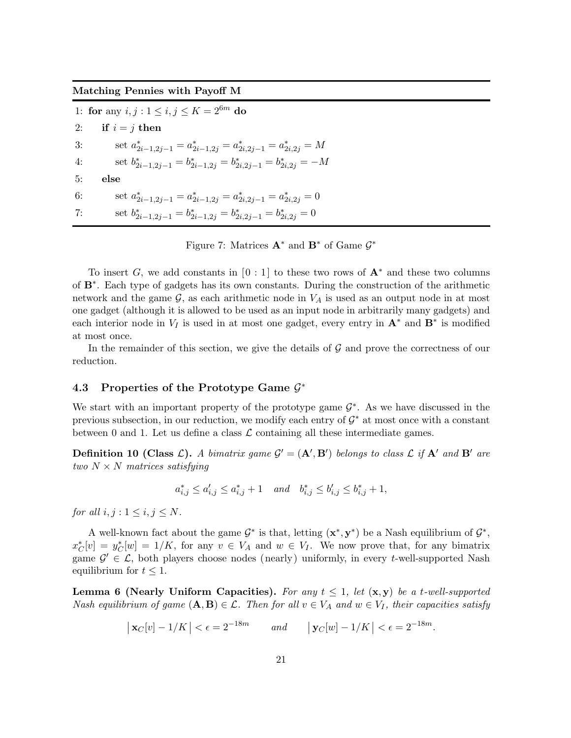**Matching Pennies with Payoff M**

```
1: for any i, j : 1 ≤ i, j ≤ K = 2^{6m} do
2:     if i = j then
3:         set a*_{2i-1,2j-1} = a*_{2i-1,2j} = a*_{2i,2j-1} = a*_{2i,2j} = M
4:         set b*_{2i-1,2j-1} = b*_{2i-1,2j} = b*_{2i,2j-1} = b*_{2i,2j} = -M
5:     else
6:         set a*_{2i-1,2j-1} = a*_{2i-1,2j} = a*_{2i,2j-1} = a*_{2i,2j} = 0
7:         set b*_{2i-1,2j-1} = b*_{2i-1,2j} = b*_{2i,2j-1} = b*_{2i,2j} = 0
```

Figure 7: Matrices $\mathbf{A}^*$ and $\mathbf{B}^*$ of Game $\mathcal{G}^*$

To insert $G$, we add constants in $[0:1]$ to these two rows of $\mathbf{A}^*$ and these two columns of $\mathbf{B}^*$. Each type of gadgets has its own constants. During the construction of the arithmetic network and the game $\mathcal{G}$, as each arithmetic node in $V_A$ is used as an output node in at most one gadget (although it is allowed to be used as an input node in arbitrarily many gadgets) and each interior node in $V_I$ is used in at most one gadget, every entry in $\mathbf{A}^*$ and $\mathbf{B}^*$ is modified at most once.

In the remainder of this section, we give the details of $\mathcal{G}$ and prove the correctness of our reduction.

### 4.3 Properties of the Prototype Game $\mathcal{G}^*$

We start with an important property of the prototype game $\mathcal{G}^*$. As we have discussed in the previous subsection, in our reduction, we modify each entry of $\mathcal{G}^*$ at most once with a constant between 0 and 1. Let us define a class $\mathcal{L}$ containing all these intermediate games.

**Definition 10 (Class $\mathcal{L}$).** *A bimatrix game $\mathcal{G}' = (\mathbf{A}', \mathbf{B}')$ belongs to class $\mathcal{L}$ if $\mathbf{A}'$ and $\mathbf{B}'$ are two $N \times N$ matrices satisfying*

$$a^*_{i,j} \le a'_{i,j} \le a^*_{i,j} + 1 \quad \text{and} \quad b^*_{i,j} \le b'_{i,j} \le b^*_{i,j} + 1,$$

*for all $i, j : 1 \le i, j \le N$.*

A well-known fact about the game $\mathcal{G}^*$ is that, letting $(\mathbf{x}^*, \mathbf{y}^*)$ be a Nash equilibrium of $\mathcal{G}^*$, $x^*_C[v] = y^*_C[w] = 1/K$, for any $v \in V_A$ and $w \in V_I$. We now prove that, for any bimatrix game $\mathcal{G}' \in \mathcal{L}$, both players choose nodes (nearly) uniformly, in every $t$-well-supported Nash equilibrium for $t \le 1$.

**Lemma 6 (Nearly Uniform Capacities).** *For any $t \le 1$, let $(\mathbf{x}, \mathbf{y})$ be a $t$-well-supported Nash equilibrium of game $(\mathbf{A}, \mathbf{B}) \in \mathcal{L}$. Then for all $v \in V_A$ and $w \in V_I$, their capacities satisfy*

$$\left| \mathbf{x}_C[v] - 1/K \right| < \epsilon = 2^{-18m} \qquad \text{and} \qquad \left| \mathbf{y}_C[w] - 1/K \right| < \epsilon = 2^{-18m}.$$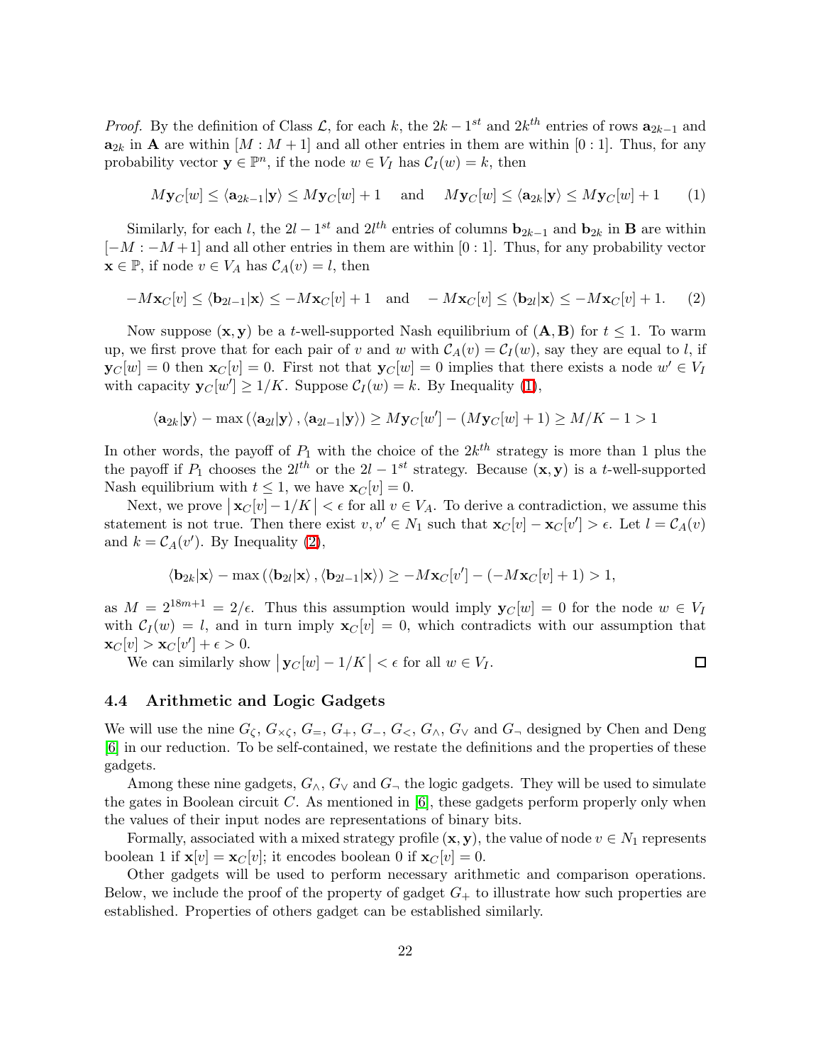*Proof.* By the definition of Class $\mathcal{L}$, for each $k$, the $2k-1^{st}$ and $2k^{th}$ entries of rows $\mathbf{a}_{2k-1}$ and $\mathbf{a}_{2k}$ in $\mathbf{A}$ are within $[M : M+1]$ and all other entries in them are within $[0:1]$. Thus, for any probability vector $\mathbf{y} \in \mathbb{P}^n$, if the node $w \in V_I$ has $\mathcal{C}_I(w) = k$, then

$$M\mathbf{y}_C[w] \leq \langle \mathbf{a}_{2k-1}|\mathbf{y}\rangle \leq M\mathbf{y}_C[w] + 1 \quad \text{ and } \quad M\mathbf{y}_C[w] \leq \langle \mathbf{a}_{2k}|\mathbf{y}\rangle \leq M\mathbf{y}_C[w] + 1 \tag{1}$$

Similarly, for each $l$, the $2l-1^{st}$ and $2l^{th}$ entries of columns $\mathbf{b}_{2k-1}$ and $\mathbf{b}_{2k}$ in $\mathbf{B}$ are within $[-M : -M+1]$ and all other entries in them are within $[0:1]$. Thus, for any probability vector $\mathbf{x} \in \mathbb{P}$, if node $v \in V_A$ has $\mathcal{C}_A(v) = l$, then

$$-M\mathbf{x}_C[v] \leq \langle \mathbf{b}_{2l-1}|\mathbf{x}\rangle \leq -M\mathbf{x}_C[v] + 1 \quad \text{and} \quad -M\mathbf{x}_C[v] \leq \langle \mathbf{b}_{2l}|\mathbf{x}\rangle \leq -M\mathbf{x}_C[v] + 1. \tag{2}$$

Now suppose $(\mathbf{x}, \mathbf{y})$ be a $t$-well-supported Nash equilibrium of $(\mathbf{A}, \mathbf{B})$ for $t \leq 1$. To warm up, we first prove that for each pair of $v$ and $w$ with $\mathcal{C}_A(v) = \mathcal{C}_I(w)$, say they are equal to $l$, if $\mathbf{y}_C[w] = 0$ then $\mathbf{x}_C[v] = 0$. First not that $\mathbf{y}_C[w] = 0$ implies that there exists a node $w' \in V_I$ with capacity $\mathbf{y}_C[w'] \geq 1/K$. Suppose $\mathcal{C}_I(w) = k$. By Inequality (1),

$$\langle \mathbf{a}_{2k}|\mathbf{y}\rangle - \max\left(\langle \mathbf{a}_{2l}|\mathbf{y}\rangle, \langle \mathbf{a}_{2l-1}|\mathbf{y}\rangle\right) \geq M\mathbf{y}_C[w'] - (M\mathbf{y}_C[w] + 1) \geq M/K - 1 > 1$$

In other words, the payoff of $P_1$ with the choice of the $2k^{th}$ strategy is more than 1 plus the the payoff if $P_1$ chooses the $2l^{th}$ or the $2l-1^{st}$ strategy. Because $(\mathbf{x}, \mathbf{y})$ is a $t$-well-supported Nash equilibrium with $t \leq 1$, we have $\mathbf{x}_C[v] = 0$.

Next, we prove $\left|\, \mathbf{x}_C[v] - 1/K \,\right| < \epsilon$ for all $v \in V_A$. To derive a contradiction, we assume this statement is not true. Then there exist $v, v' \in N_1$ such that $\mathbf{x}_C[v] - \mathbf{x}_C[v'] > \epsilon$. Let $l = \mathcal{C}_A(v)$ and $k = \mathcal{C}_A(v')$. By Inequality (2),

$$\langle \mathbf{b}_{2k}|\mathbf{x}\rangle - \max\left(\langle \mathbf{b}_{2l}|\mathbf{x}\rangle, \langle \mathbf{b}_{2l-1}|\mathbf{x}\rangle\right) \geq -M\mathbf{x}_C[v'] - (-M\mathbf{x}_C[v] + 1) > 1,$$

as $M = 2^{18m+1} = 2/\epsilon$. Thus this assumption would imply $\mathbf{y}_C[w] = 0$ for the node $w \in V_I$ with $\mathcal{C}_I(w) = l$, and in turn imply $\mathbf{x}_C[v] = 0$, which contradicts with our assumption that $\mathbf{x}_C[v] > \mathbf{x}_C[v'] + \epsilon > 0$.

We can similarly show $\left|\, \mathbf{y}_C[w] - 1/K \,\right| < \epsilon$ for all $w \in V_I$. $\square$

### 4.4 Arithmetic and Logic Gadgets

We will use the nine $G_\zeta$, $G_{\times\zeta}$, $G_=$, $G_+$, $G_-$, $G_<$, $G_\wedge$, $G_\vee$ and $G_\neg$ designed by Chen and Deng [6] in our reduction. To be self-contained, we restate the definitions and the properties of these gadgets.

Among these nine gadgets, $G_\wedge$, $G_\vee$ and $G_\neg$ the logic gadgets. They will be used to simulate the gates in Boolean circuit $C$. As mentioned in [6], these gadgets perform properly only when the values of their input nodes are representations of binary bits.

Formally, associated with a mixed strategy profile $(\mathbf{x}, \mathbf{y})$, the value of node $v \in N_1$ represents boolean 1 if $\mathbf{x}[v] = \mathbf{x}_C[v]$; it encodes boolean 0 if $\mathbf{x}_C[v] = 0$.

Other gadgets will be used to perform necessary arithmetic and comparison operations. Below, we include the proof of the property of gadget $G_+$ to illustrate how such properties are established. Properties of others gadget can be established similarly.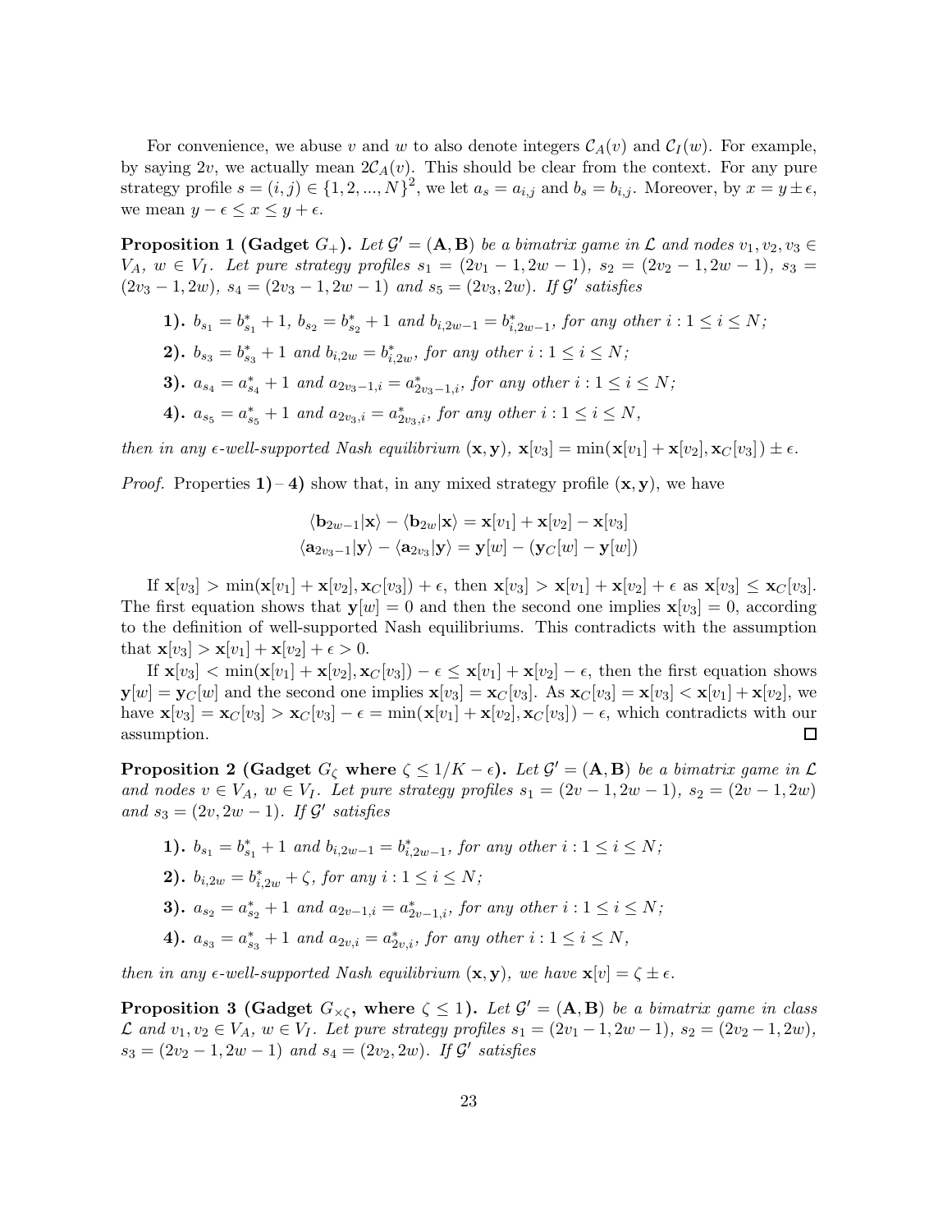For convenience, we abuse $v$ and $w$ to also denote integers $\mathcal{C}_A(v)$ and $\mathcal{C}_I(w)$. For example, by saying $2v$, we actually mean $2\mathcal{C}_A(v)$. This should be clear from the context. For any pure strategy profile $s = (i, j) \in \{1, 2, ..., N\}^2$, we let $a_s = a_{i,j}$ and $b_s = b_{i,j}$. Moreover, by $x = y \pm \epsilon$, we mean $y - \epsilon \le x \le y + \epsilon$.

**Proposition 1 (Gadget $G_+$).** *Let $\mathcal{G}' = (\mathbf{A}, \mathbf{B})$ be a bimatrix game in $\mathcal{L}$ and nodes $v_1, v_2, v_3 \in V_A$, $w \in V_I$. Let pure strategy profiles $s_1 = (2v_1 - 1, 2w - 1)$, $s_2 = (2v_2 - 1, 2w - 1)$, $s_3 = (2v_3 - 1, 2w)$, $s_4 = (2v_3 - 1, 2w - 1)$ and $s_5 = (2v_3, 2w)$. If $\mathcal{G}'$ satisfies*

- **1).** *$b_{s_1} = b^*_{s_1} + 1$, $b_{s_2} = b^*_{s_2} + 1$ and $b_{i,2w-1} = b^*_{i,2w-1}$, for any other $i : 1 \le i \le N$;*
- **2).** *$b_{s_3} = b^*_{s_3} + 1$ and $b_{i,2w} = b^*_{i,2w}$, for any other $i : 1 \le i \le N$;*
- **3).** *$a_{s_4} = a^*_{s_4} + 1$ and $a_{2v_3-1,i} = a^*_{2v_3-1,i}$, for any other $i : 1 \le i \le N$;*
- **4).** *$a_{s_5} = a^*_{s_5} + 1$ and $a_{2v_3,i} = a^*_{2v_3,i}$, for any other $i : 1 \le i \le N$,*

*then in any $\epsilon$-well-supported Nash equilibrium $(\mathbf{x}, \mathbf{y})$, $\mathbf{x}[v_3] = \min(\mathbf{x}[v_1] + \mathbf{x}[v_2], \mathbf{x}_C[v_3]) \pm \epsilon$.*

*Proof.* Properties **1)** – **4)** show that, in any mixed strategy profile $(\mathbf{x}, \mathbf{y})$, we have

$$\langle \mathbf{b}_{2w-1} | \mathbf{x} \rangle - \langle \mathbf{b}_{2w} | \mathbf{x} \rangle = \mathbf{x}[v_1] + \mathbf{x}[v_2] - \mathbf{x}[v_3]$$
$$\langle \mathbf{a}_{2v_3-1} | \mathbf{y} \rangle - \langle \mathbf{a}_{2v_3} | \mathbf{y} \rangle = \mathbf{y}[w] - (\mathbf{y}_C[w] - \mathbf{y}[w])$$

If $\mathbf{x}[v_3] > \min(\mathbf{x}[v_1] + \mathbf{x}[v_2], \mathbf{x}_C[v_3]) + \epsilon$, then $\mathbf{x}[v_3] > \mathbf{x}[v_1] + \mathbf{x}[v_2] + \epsilon$ as $\mathbf{x}[v_3] \le \mathbf{x}_C[v_3]$. The first equation shows that $\mathbf{y}[w] = 0$ and then the second one implies $\mathbf{x}[v_3] = 0$, according to the definition of well-supported Nash equilibriums. This contradicts with the assumption that $\mathbf{x}[v_3] > \mathbf{x}[v_1] + \mathbf{x}[v_2] + \epsilon > 0$.

If $\mathbf{x}[v_3] < \min(\mathbf{x}[v_1] + \mathbf{x}[v_2], \mathbf{x}_C[v_3]) - \epsilon \le \mathbf{x}[v_1] + \mathbf{x}[v_2] - \epsilon$, then the first equation shows $\mathbf{y}[w] = \mathbf{y}_C[w]$ and the second one implies $\mathbf{x}[v_3] = \mathbf{x}_C[v_3]$. As $\mathbf{x}_C[v_3] = \mathbf{x}[v_3] < \mathbf{x}[v_1] + \mathbf{x}[v_2]$, we have $\mathbf{x}[v_3] = \mathbf{x}_C[v_3] > \mathbf{x}_C[v_3] - \epsilon = \min(\mathbf{x}[v_1] + \mathbf{x}[v_2], \mathbf{x}_C[v_3]) - \epsilon$, which contradicts with our assumption. $\square$

**Proposition 2 (Gadget $G_\zeta$ where $\zeta \le 1/K - \epsilon$).** *Let $\mathcal{G}' = (\mathbf{A}, \mathbf{B})$ be a bimatrix game in $\mathcal{L}$ and nodes $v \in V_A$, $w \in V_I$. Let pure strategy profiles $s_1 = (2v - 1, 2w - 1)$, $s_2 = (2v - 1, 2w)$ and $s_3 = (2v, 2w - 1)$. If $\mathcal{G}'$ satisfies*

- **1).** *$b_{s_1} = b^*_{s_1} + 1$ and $b_{i,2w-1} = b^*_{i,2w-1}$, for any other $i : 1 \le i \le N$;*
- **2).** *$b_{i,2w} = b^*_{i,2w} + \zeta$, for any $i : 1 \le i \le N$;*
- **3).** *$a_{s_2} = a^*_{s_2} + 1$ and $a_{2v-1,i} = a^*_{2v-1,i}$, for any other $i : 1 \le i \le N$;*
- **4).** *$a_{s_3} = a^*_{s_3} + 1$ and $a_{2v,i} = a^*_{2v,i}$, for any other $i : 1 \le i \le N$,*

*then in any $\epsilon$-well-supported Nash equilibrium $(\mathbf{x}, \mathbf{y})$, we have $\mathbf{x}[v] = \zeta \pm \epsilon$.*

**Proposition 3 (Gadget $G_{\times\zeta}$, where $\zeta \le 1$).** *Let $\mathcal{G}' = (\mathbf{A}, \mathbf{B})$ be a bimatrix game in class $\mathcal{L}$ and $v_1, v_2 \in V_A$, $w \in V_I$. Let pure strategy profiles $s_1 = (2v_1 - 1, 2w - 1)$, $s_2 = (2v_2 - 1, 2w)$, $s_3 = (2v_2 - 1, 2w - 1)$ and $s_4 = (2v_2, 2w)$. If $\mathcal{G}'$ satisfies*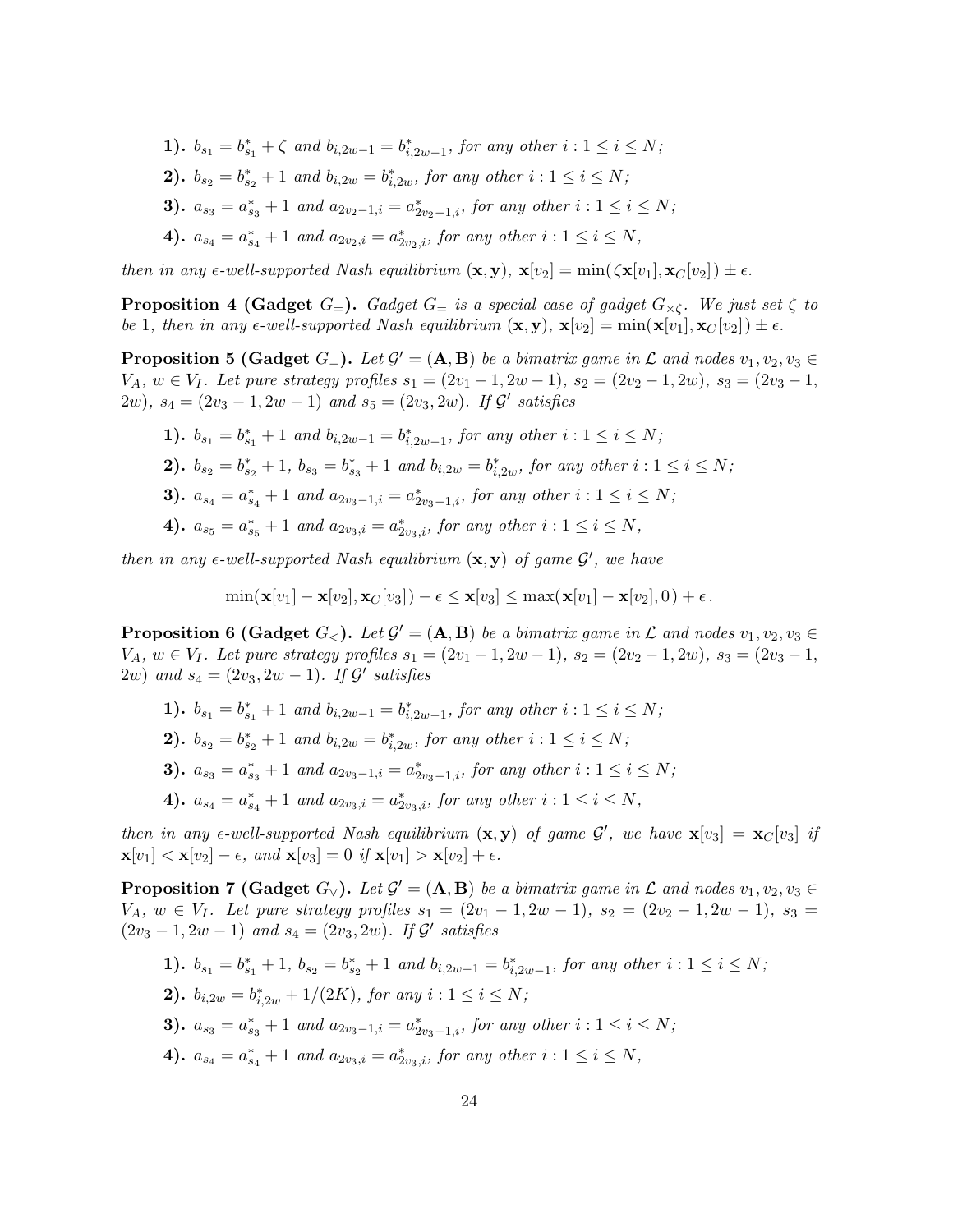**1).** $b_{s_1} = b^*_{s_1} + \zeta$ *and* $b_{i,2w-1} = b^*_{i,2w-1}$*, for any other* $i : 1 \le i \le N$*;*

**2).** $b_{s_2} = b^*_{s_2} + 1$ *and* $b_{i,2w} = b^*_{i,2w}$*, for any other* $i : 1 \le i \le N$*;*

**3).** $a_{s_3} = a^*_{s_3} + 1$ *and* $a_{2v_2-1,i} = a^*_{2v_2-1,i}$*, for any other* $i : 1 \le i \le N$*;*

**4).** $a_{s_4} = a^*_{s_4} + 1$ *and* $a_{2v_2,i} = a^*_{2v_2,i}$*, for any other* $i : 1 \le i \le N$*,*

*then in any* $\epsilon$*-well-supported Nash equilibrium* $(\mathbf{x}, \mathbf{y})$*,* $\mathbf{x}[v_2] = \min(\zeta\mathbf{x}[v_1], \mathbf{x}_C[v_2]) \pm \epsilon$*.*

**Proposition 4 (Gadget $G_=$).** *Gadget* $G_=$ *is a special case of gadget* $G_{\times\zeta}$*. We just set* $\zeta$ *to be 1, then in any* $\epsilon$*-well-supported Nash equilibrium* $(\mathbf{x}, \mathbf{y})$*,* $\mathbf{x}[v_2] = \min(\mathbf{x}[v_1], \mathbf{x}_C[v_2]) \pm \epsilon$*.*

**Proposition 5 (Gadget $G_-$).** *Let* $\mathcal{G}' = (\mathbf{A}, \mathbf{B})$ *be a bimatrix game in* $\mathcal{L}$ *and nodes* $v_1, v_2, v_3 \in V_A$*,* $w \in V_I$*. Let pure strategy profiles* $s_1 = (2v_1 - 1, 2w - 1)$*,* $s_2 = (2v_2 - 1, 2w)$*,* $s_3 = (2v_3 - 1, 2w)$*,* $s_4 = (2v_3 - 1, 2w - 1)$ *and* $s_5 = (2v_3, 2w)$*. If* $\mathcal{G}'$ *satisfies*

**1).** $b_{s_1} = b^*_{s_1} + 1$ *and* $b_{i,2w-1} = b^*_{i,2w-1}$*, for any other* $i : 1 \le i \le N$*;*

**2).** $b_{s_2} = b^*_{s_2} + 1$*,* $b_{s_3} = b^*_{s_3} + 1$ *and* $b_{i,2w} = b^*_{i,2w}$*, for any other* $i : 1 \le i \le N$*;*

**3).** $a_{s_4} = a^*_{s_4} + 1$ *and* $a_{2v_3-1,i} = a^*_{2v_3-1,i}$*, for any other* $i : 1 \le i \le N$*;*

**4).** $a_{s_5} = a^*_{s_5} + 1$ *and* $a_{2v_3,i} = a^*_{2v_3,i}$*, for any other* $i : 1 \le i \le N$*,*

*then in any* $\epsilon$*-well-supported Nash equilibrium* $(\mathbf{x}, \mathbf{y})$ *of game* $\mathcal{G}'$*, we have*

$$\min(\mathbf{x}[v_1] - \mathbf{x}[v_2], \mathbf{x}_C[v_3]) - \epsilon \le \mathbf{x}[v_3] \le \max(\mathbf{x}[v_1] - \mathbf{x}[v_2], 0) + \epsilon\,.$$

**Proposition 6 (Gadget $G_<$).** *Let* $\mathcal{G}' = (\mathbf{A}, \mathbf{B})$ *be a bimatrix game in* $\mathcal{L}$ *and nodes* $v_1, v_2, v_3 \in V_A$*,* $w \in V_I$*. Let pure strategy profiles* $s_1 = (2v_1 - 1, 2w - 1)$*,* $s_2 = (2v_2 - 1, 2w)$*,* $s_3 = (2v_3 - 1, 2w)$ *and* $s_4 = (2v_3, 2w - 1)$*. If* $\mathcal{G}'$ *satisfies*

**1).** $b_{s_1} = b^*_{s_1} + 1$ *and* $b_{i,2w-1} = b^*_{i,2w-1}$*, for any other* $i : 1 \le i \le N$*;*

**2).** $b_{s_2} = b^*_{s_2} + 1$ *and* $b_{i,2w} = b^*_{i,2w}$*, for any other* $i : 1 \le i \le N$*;*

**3).** $a_{s_3} = a^*_{s_3} + 1$ *and* $a_{2v_3-1,i} = a^*_{2v_3-1,i}$*, for any other* $i : 1 \le i \le N$*;*

**4).** $a_{s_4} = a^*_{s_4} + 1$ *and* $a_{2v_3,i} = a^*_{2v_3,i}$*, for any other* $i : 1 \le i \le N$*,*

*then in any* $\epsilon$*-well-supported Nash equilibrium* $(\mathbf{x}, \mathbf{y})$ *of game* $\mathcal{G}'$*, we have* $\mathbf{x}[v_3] = \mathbf{x}_C[v_3]$ *if* $\mathbf{x}[v_1] < \mathbf{x}[v_2] - \epsilon$*, and* $\mathbf{x}[v_3] = 0$ *if* $\mathbf{x}[v_1] > \mathbf{x}[v_2] + \epsilon$*.*

**Proposition 7 (Gadget $G_\vee$).** *Let* $\mathcal{G}' = (\mathbf{A}, \mathbf{B})$ *be a bimatrix game in* $\mathcal{L}$ *and nodes* $v_1, v_2, v_3 \in V_A$*,* $w \in V_I$*. Let pure strategy profiles* $s_1 = (2v_1 - 1, 2w - 1)$*,* $s_2 = (2v_2 - 1, 2w - 1)$*,* $s_3 = (2v_3 - 1, 2w - 1)$ *and* $s_4 = (2v_3, 2w)$*. If* $\mathcal{G}'$ *satisfies*

**1).** $b_{s_1} = b^*_{s_1} + 1$*,* $b_{s_2} = b^*_{s_2} + 1$ *and* $b_{i,2w-1} = b^*_{i,2w-1}$*, for any other* $i : 1 \le i \le N$*;*

**2).** $b_{i,2w} = b^*_{i,2w} + 1/(2K)$*, for any* $i : 1 \le i \le N$*;*

**3).** $a_{s_3} = a^*_{s_3} + 1$ *and* $a_{2v_3-1,i} = a^*_{2v_3-1,i}$*, for any other* $i : 1 \le i \le N$*;*

**4).** $a_{s_4} = a^*_{s_4} + 1$ *and* $a_{2v_3,i} = a^*_{2v_3,i}$*, for any other* $i : 1 \le i \le N$*,*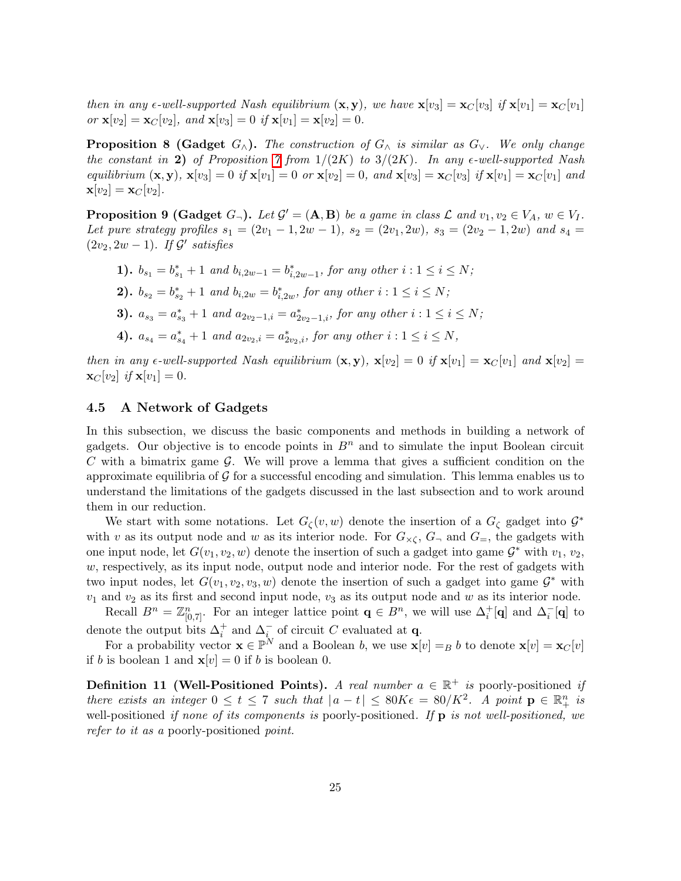*then in any $\epsilon$-well-supported Nash equilibrium $(\mathbf{x}, \mathbf{y})$, we have $\mathbf{x}[v_3] = \mathbf{x}_C[v_3]$ if $\mathbf{x}[v_1] = \mathbf{x}_C[v_1]$ or $\mathbf{x}[v_2] = \mathbf{x}_C[v_2]$, and $\mathbf{x}[v_3] = 0$ if $\mathbf{x}[v_1] = \mathbf{x}[v_2] = 0$.*

**Proposition 8 (Gadget $G_\wedge$).** *The construction of $G_\wedge$ is similar as $G_\vee$. We only change the constant in* **2)** *of Proposition 7 from $1/(2K)$ to $3/(2K)$. In any $\epsilon$-well-supported Nash equilibrium $(\mathbf{x}, \mathbf{y})$, $\mathbf{x}[v_3] = 0$ if $\mathbf{x}[v_1] = 0$ or $\mathbf{x}[v_2] = 0$, and $\mathbf{x}[v_3] = \mathbf{x}_C[v_3]$ if $\mathbf{x}[v_1] = \mathbf{x}_C[v_1]$ and $\mathbf{x}[v_2] = \mathbf{x}_C[v_2]$.*

**Proposition 9 (Gadget $G_\neg$).** *Let $\mathcal{G}' = (\mathbf{A}, \mathbf{B})$ be a game in class $\mathcal{L}$ and $v_1, v_2 \in V_A$, $w \in V_I$. Let pure strategy profiles $s_1 = (2v_1 - 1, 2w - 1)$, $s_2 = (2v_1, 2w)$, $s_3 = (2v_2 - 1, 2w)$ and $s_4 = (2v_2, 2w - 1)$. If $\mathcal{G}'$ satisfies*

- **1).** $b_{s_1} = b^*_{s_1} + 1$ *and* $b_{i,2w-1} = b^*_{i,2w-1}$*, for any other* $i : 1 \le i \le N$*;*
- **2).** $b_{s_2} = b^*_{s_2} + 1$ *and* $b_{i,2w} = b^*_{i,2w}$*, for any other* $i : 1 \le i \le N$*;*
- **3).** $a_{s_3} = a^*_{s_3} + 1$ *and* $a_{2v_2-1,i} = a^*_{2v_2-1,i}$*, for any other* $i : 1 \le i \le N$*;*
- **4).** $a_{s_4} = a^*_{s_4} + 1$ *and* $a_{2v_2,i} = a^*_{2v_2,i}$*, for any other* $i : 1 \le i \le N$*,*

*then in any $\epsilon$-well-supported Nash equilibrium $(\mathbf{x}, \mathbf{y})$, $\mathbf{x}[v_2] = 0$ if $\mathbf{x}[v_1] = \mathbf{x}_C[v_1]$ and $\mathbf{x}[v_2] = \mathbf{x}_C[v_2]$ if $\mathbf{x}[v_1] = 0$.*

### 4.5 A Network of Gadgets

In this subsection, we discuss the basic components and methods in building a network of gadgets. Our objective is to encode points in $B^n$ and to simulate the input Boolean circuit $C$ with a bimatrix game $\mathcal{G}$. We will prove a lemma that gives a sufficient condition on the approximate equilibria of $\mathcal{G}$ for a successful encoding and simulation. This lemma enables us to understand the limitations of the gadgets discussed in the last subsection and to work around them in our reduction.

We start with some notations. Let $G_\zeta(v, w)$ denote the insertion of a $G_\zeta$ gadget into $\mathcal{G}^*$ with $v$ as its output node and $w$ as its interior node. For $G_{\times\zeta}$, $G_\neg$ and $G_=$, the gadgets with one input node, let $G(v_1, v_2, w)$ denote the insertion of such a gadget into game $\mathcal{G}^*$ with $v_1$, $v_2$, $w$, respectively, as its input node, output node and interior node. For the rest of gadgets with two input nodes, let $G(v_1, v_2, v_3, w)$ denote the insertion of such a gadget into game $\mathcal{G}^*$ with $v_1$ and $v_2$ as its first and second input node, $v_3$ as its output node and $w$ as its interior node.

Recall $B^n = \mathbb{Z}^n_{[0,7]}$. For an integer lattice point $\mathbf{q} \in B^n$, we will use $\Delta^+_i[\mathbf{q}]$ and $\Delta^-_i[\mathbf{q}]$ to denote the output bits $\Delta^+_i$ and $\Delta^-_i$ of circuit $C$ evaluated at $\mathbf{q}$.

For a probability vector $\mathbf{x} \in \mathbb{P}^N$ and a Boolean $b$, we use $\mathbf{x}[v] =_B b$ to denote $\mathbf{x}[v] = \mathbf{x}_C[v]$ if $b$ is boolean 1 and $\mathbf{x}[v] = 0$ if $b$ is boolean 0.

**Definition 11 (Well-Positioned Points).** *A real number $a \in \mathbb{R}^+$ is* poorly-positioned *if there exists an integer $0 \le t \le 7$ such that $|a - t| \le 80K\epsilon = 80/K^2$. A point $\mathbf{p} \in \mathbb{R}^n_+$ is* well-positioned *if none of its components is* poorly-positioned*. If $\mathbf{p}$ is not well-positioned, we refer to it as a* poorly-positioned *point.*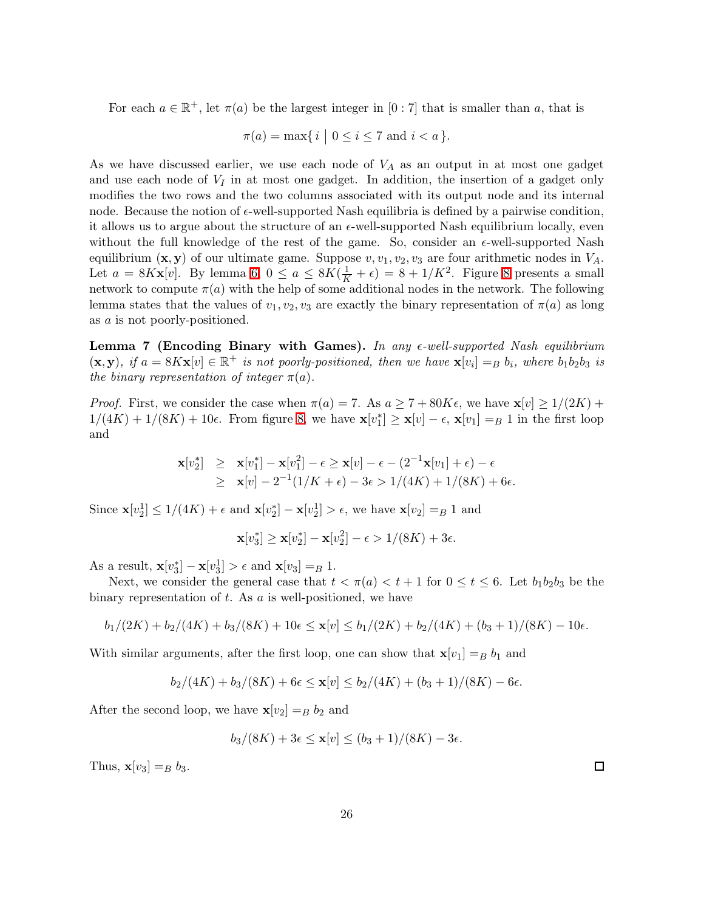For each $a \in \mathbb{R}^+$, let $\pi(a)$ be the largest integer in $[0:7]$ that is smaller than $a$, that is

$$\pi(a) = \max\{\, i \mid 0 \le i \le 7 \text{ and } i < a \,\}.$$

As we have discussed earlier, we use each node of $V_A$ as an output in at most one gadget and use each node of $V_I$ in at most one gadget. In addition, the insertion of a gadget only modifies the two rows and the two columns associated with its output node and its internal node. Because the notion of $\epsilon$-well-supported Nash equilibria is defined by a pairwise condition, it allows us to argue about the structure of an $\epsilon$-well-supported Nash equilibrium locally, even without the full knowledge of the rest of the game. So, consider an $\epsilon$-well-supported Nash equilibrium $(\mathbf{x}, \mathbf{y})$ of our ultimate game. Suppose $v, v_1, v_2, v_3$ are four arithmetic nodes in $V_A$. Let $a = 8K\mathbf{x}[v]$. By lemma 6, $0 \le a \le 8K(\frac{1}{K} + \epsilon) = 8 + 1/K^2$. Figure 8 presents a small network to compute $\pi(a)$ with the help of some additional nodes in the network. The following lemma states that the values of $v_1, v_2, v_3$ are exactly the binary representation of $\pi(a)$ as long as $a$ is not poorly-positioned.

**Lemma 7 (Encoding Binary with Games).** *In any $\epsilon$-well-supported Nash equilibrium $(\mathbf{x}, \mathbf{y})$, if $a = 8K\mathbf{x}[v] \in \mathbb{R}^+$ is not poorly-positioned, then we have $\mathbf{x}[v_i] =_B b_i$, where $b_1 b_2 b_3$ is the binary representation of integer $\pi(a)$.*

*Proof.* First, we consider the case when $\pi(a) = 7$. As $a \ge 7 + 80K\epsilon$, we have $\mathbf{x}[v] \ge 1/(2K) + 1/(4K) + 1/(8K) + 10\epsilon$. From figure 8, we have $\mathbf{x}[v_1^*] \ge \mathbf{x}[v] - \epsilon$, $\mathbf{x}[v_1] =_B 1$ in the first loop and

$$\begin{aligned}
\mathbf{x}[v_2^*] &\ge \mathbf{x}[v_1^*] - \mathbf{x}[v_1^2] - \epsilon \ge \mathbf{x}[v] - \epsilon - (2^{-1}\mathbf{x}[v_1] + \epsilon) - \epsilon \\
&\ge \mathbf{x}[v] - 2^{-1}(1/K + \epsilon) - 3\epsilon > 1/(4K) + 1/(8K) + 6\epsilon.
\end{aligned}$$

Since $\mathbf{x}[v_2^1] \le 1/(4K) + \epsilon$ and $\mathbf{x}[v_2^*] - \mathbf{x}[v_2^1] > \epsilon$, we have $\mathbf{x}[v_2] =_B 1$ and

$$\mathbf{x}[v_3^*] \ge \mathbf{x}[v_2^*] - \mathbf{x}[v_2^2] - \epsilon > 1/(8K) + 3\epsilon.$$

As a result, $\mathbf{x}[v_3^*] - \mathbf{x}[v_3^1] > \epsilon$ and $\mathbf{x}[v_3] =_B 1$.

Next, we consider the general case that $t < \pi(a) < t + 1$ for $0 \le t \le 6$. Let $b_1 b_2 b_3$ be the binary representation of $t$. As $a$ is well-positioned, we have

$$b_1/(2K) + b_2/(4K) + b_3/(8K) + 10\epsilon \le \mathbf{x}[v] \le b_1/(2K) + b_2/(4K) + (b_3 + 1)/(8K) - 10\epsilon.$$

With similar arguments, after the first loop, one can show that $\mathbf{x}[v_1] =_B b_1$ and

$$b_2/(4K) + b_3/(8K) + 6\epsilon \le \mathbf{x}[v] \le b_2/(4K) + (b_3 + 1)/(8K) - 6\epsilon.$$

After the second loop, we have $\mathbf{x}[v_2] =_B b_2$ and

$$b_3/(8K) + 3\epsilon \le \mathbf{x}[v] \le (b_3 + 1)/(8K) - 3\epsilon.$$

Thus, $\mathbf{x}[v_3] =_B b_3$. $\square$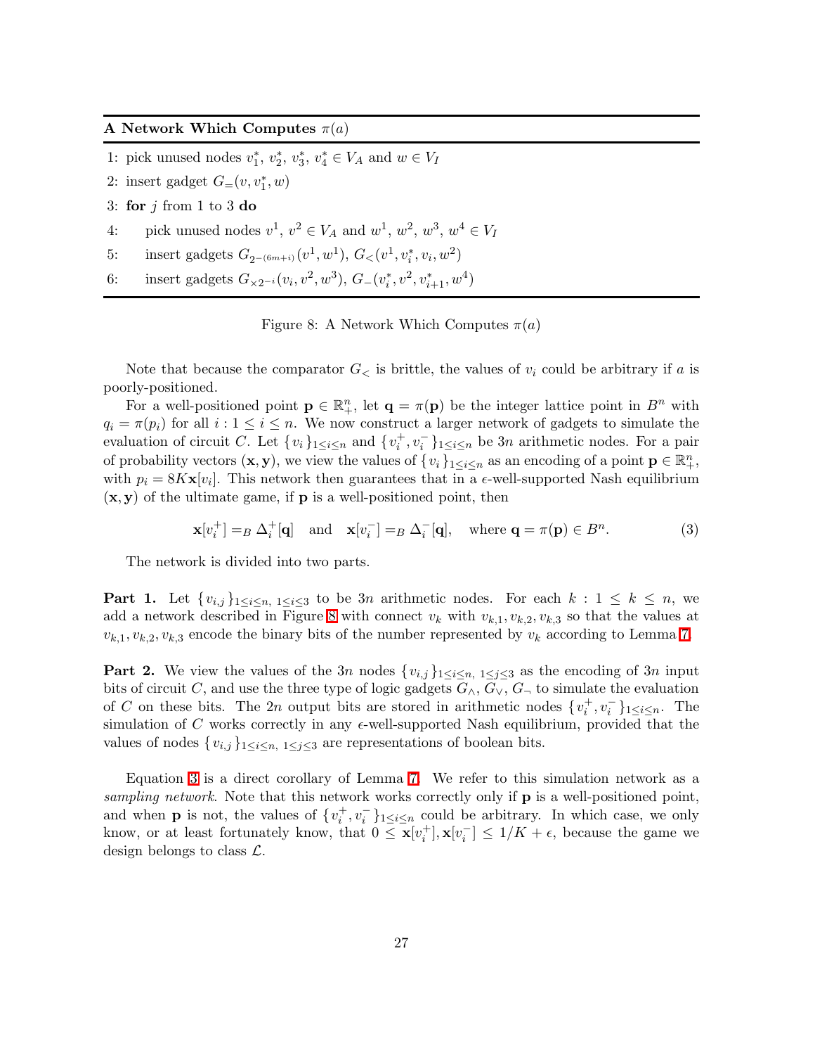**A Network Which Computes $\pi(a)$**

```
1: pick unused nodes v*_1, v*_2, v*_3, v*_4 ∈ V_A and w ∈ V_I
2: insert gadget G_=(v, v*_1, w)
3: for j from 1 to 3 do
4:     pick unused nodes v^1, v^2 ∈ V_A and w^1, w^2, w^3, w^4 ∈ V_I
5:     insert gadgets G_{2^{-(6m+i)}}(v^1, w^1), G_<(v^1, v*_i, v_i, w^2)
6:     insert gadgets G_{×2^{-i}}(v_i, v^2, w^3), G_-(v*_i, v^2, v*_{i+1}, w^4)
```

1: pick unused nodes $v_1^*,\ v_2^*,\ v_3^*,\ v_4^* \in V_A$ and $w \in V_I$

2: insert gadget $G_=(v, v_1^*, w)$

3: **for** $j$ from 1 to 3 **do**

4: pick unused nodes $v^1,\ v^2 \in V_A$ and $w^1,\ w^2,\ w^3,\ w^4 \in V_I$

5: insert gadgets $G_{2^{-(6m+i)}}(v^1, w^1)$, $G_<(v^1, v_i^*, v_i, w^2)$

6: insert gadgets $G_{\times 2^{-i}}(v_i, v^2, w^3)$, $G_-(v_i^*, v^2, v_{i+1}^*, w^4)$

Figure 8: A Network Which Computes $\pi(a)$

Note that because the comparator $G_<$ is brittle, the values of $v_i$ could be arbitrary if $a$ is poorly-positioned.

For a well-positioned point $\mathbf{p} \in \mathbb{R}_+^n$, let $\mathbf{q} = \pi(\mathbf{p})$ be the integer lattice point in $B^n$ with $q_i = \pi(p_i)$ for all $i : 1 \leq i \leq n$. We now construct a larger network of gadgets to simulate the evaluation of circuit $C$. Let $\{v_i\}_{1\leq i\leq n}$ and $\{v_i^+, v_i^-\}_{1\leq i\leq n}$ be $3n$ arithmetic nodes. For a pair of probability vectors $(\mathbf{x}, \mathbf{y})$, we view the values of $\{v_i\}_{1\leq i\leq n}$ as an encoding of a point $\mathbf{p} \in \mathbb{R}_+^n$, with $p_i = 8K\mathbf{x}[v_i]$. This network then guarantees that in a $\epsilon$-well-supported Nash equilibrium $(\mathbf{x}, \mathbf{y})$ of the ultimate game, if $\mathbf{p}$ is a well-positioned point, then

$$\mathbf{x}[v_i^+] =_B \Delta_i^+[\mathbf{q}] \quad \text{and} \quad \mathbf{x}[v_i^-] =_B \Delta_i^-[\mathbf{q}], \quad \text{where } \mathbf{q} = \pi(\mathbf{p}) \in B^n. \tag{3}$$

The network is divided into two parts.

**Part 1.** Let $\{v_{i,j}\}_{1\leq i\leq n,\ 1\leq i\leq 3}$ to be $3n$ arithmetic nodes. For each $k : 1 \leq k \leq n$, we add a network described in Figure 8 with connect $v_k$ with $v_{k,1}, v_{k,2}, v_{k,3}$ so that the values at $v_{k,1}, v_{k,2}, v_{k,3}$ encode the binary bits of the number represented by $v_k$ according to Lemma 7.

**Part 2.** We view the values of the $3n$ nodes $\{v_{i,j}\}_{1\leq i\leq n,\ 1\leq j\leq 3}$ as the encoding of $3n$ input bits of circuit $C$, and use the three type of logic gadgets $G_\wedge$, $G_\vee$, $G_\neg$ to simulate the evaluation of $C$ on these bits. The $2n$ output bits are stored in arithmetic nodes $\{v_i^+, v_i^-\}_{1\leq i\leq n}$. The simulation of $C$ works correctly in any $\epsilon$-well-supported Nash equilibrium, provided that the values of nodes $\{v_{i,j}\}_{1\leq i\leq n,\ 1\leq j\leq 3}$ are representations of boolean bits.

Equation 3 is a direct corollary of Lemma 7. We refer to this simulation network as a *sampling network*. Note that this network works correctly only if $\mathbf{p}$ is a well-positioned point, and when $\mathbf{p}$ is not, the values of $\{v_i^+, v_i^-\}_{1\leq i\leq n}$ could be arbitrary. In which case, we only know, or at least fortunately know, that $0 \leq \mathbf{x}[v_i^+], \mathbf{x}[v_i^-] \leq 1/K + \epsilon$, because the game we design belongs to class $\mathcal{L}$.

**A Network Which Computes $\pi(a)$**

1: pick unused nodes $v_1^*,\ v_2^*,\ v_3^*,\ v_4^* \in V_A$ and $w \in V_I$

2: insert gadget $G_=(v, v_1^*, w)$

3: **for** $j$ from 1 to 3 **do**

4: pick unused nodes $v^1,\ v^2 \in V_A$ and $w^1,\ w^2,\ w^3,\ w^4 \in V_I$

5: insert gadgets $G_{2^{-(6m+i)}}(v^1, w^1)$, $G_<(v^1, v_i^*, v_i, w^2)$

6: insert gadgets $G_{\times 2^{-i}}(v_i, v^2, w^3)$, $G_-(v_i^*, v^2, v_{i+1}^*, w^4)$

Figure 8: A Network Which Computes $\pi(a)$

Note that because the comparator $G_<$ is brittle, the values of $v_i$ could be arbitrary if $a$ is poorly-positioned.

For a well-positioned point $\mathbf{p} \in \mathbb{R}_+^n$, let $\mathbf{q} = \pi(\mathbf{p})$ be the integer lattice point in $B^n$ with $q_i = \pi(p_i)$ for all $i : 1 \leq i \leq n$. We now construct a larger network of gadgets to simulate the evaluation of circuit $C$. Let $\{v_i\}_{1\leq i\leq n}$ and $\{v_i^+, v_i^-\}_{1\leq i\leq n}$ be $3n$ arithmetic nodes. For a pair of probability vectors $(\mathbf{x}, \mathbf{y})$, we view the values of $\{v_i\}_{1\leq i\leq n}$ as an encoding of a point $\mathbf{p} \in \mathbb{R}_+^n$, with $p_i = 8K\mathbf{x}[v_i]$. This network then guarantees that in a $\epsilon$-well-supported Nash equilibrium $(\mathbf{x}, \mathbf{y})$ of the ultimate game, if $\mathbf{p}$ is a well-positioned point, then

$$\mathbf{x}[v_i^+] =_B \Delta_i^+[\mathbf{q}] \quad \text{and} \quad \mathbf{x}[v_i^-] =_B \Delta_i^-[\mathbf{q}], \quad \text{where } \mathbf{q} = \pi(\mathbf{p}) \in B^n. \tag{3}$$

The network is divided into two parts.

**Part 1.** Let $\{v_{i,j}\}_{1\leq i\leq n,\ 1\leq i\leq 3}$ to be $3n$ arithmetic nodes. For each $k : 1 \leq k \leq n$, we add a network described in Figure 8 with connect $v_k$ with $v_{k,1}, v_{k,2}, v_{k,3}$ so that the values at $v_{k,1}, v_{k,2}, v_{k,3}$ encode the binary bits of the number represented by $v_k$ according to Lemma 7.

**Part 2.** We view the values of the $3n$ nodes $\{v_{i,j}\}_{1\leq i\leq n,\ 1\leq j\leq 3}$ as the encoding of $3n$ input bits of circuit $C$, and use the three type of logic gadgets $G_\wedge$, $G_\vee$, $G_\neg$ to simulate the evaluation of $C$ on these bits. The $2n$ output bits are stored in arithmetic nodes $\{v_i^+, v_i^-\}_{1\leq i\leq n}$. The simulation of $C$ works correctly in any $\epsilon$-well-supported Nash equilibrium, provided that the values of nodes $\{v_{i,j}\}_{1\leq i\leq n,\ 1\leq j\leq 3}$ are representations of boolean bits.

Equation 3 is a direct corollary of Lemma 7. We refer to this simulation network as a *sampling network*. Note that this network works correctly only if $\mathbf{p}$ is a well-positioned point, and when $\mathbf{p}$ is not, the values of $\{v_i^+, v_i^-\}_{1\leq i\leq n}$ could be arbitrary. In which case, we only know, or at least fortunately know, that $0 \leq \mathbf{x}[v_i^+], \mathbf{x}[v_i^-] \leq 1/K + \epsilon$, because the game we design belongs to class $\mathcal{L}$.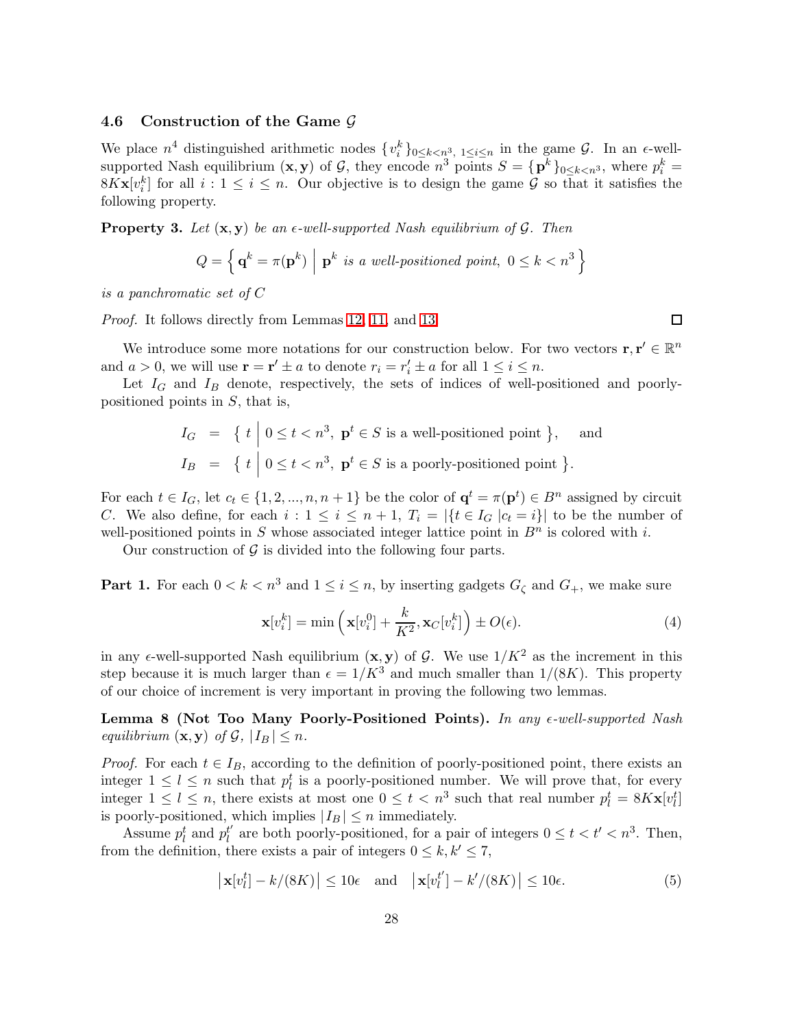### 4.6 Construction of the Game $\mathcal{G}$

We place $n^4$ distinguished arithmetic nodes $\{v_i^k\}_{0\leq k<n^3,\ 1\leq i\leq n}$ in the game $\mathcal{G}$. In an $\epsilon$-well-supported Nash equilibrium $(\mathbf{x}, \mathbf{y})$ of $\mathcal{G}$, they encode $n^3$ points $S = \{\mathbf{p}^k\}_{0\leq k<n^3}$, where $p_i^k = 8K\mathbf{x}[v_i^k]$ for all $i : 1 \leq i \leq n$. Our objective is to design the game $\mathcal{G}$ so that it satisfies the following property.

**Property 3.** *Let $(\mathbf{x}, \mathbf{y})$ be an $\epsilon$-well-supported Nash equilibrium of $\mathcal{G}$. Then*

$$Q = \left\{ \mathbf{q}^k = \pi(\mathbf{p}^k) \;\middle|\; \mathbf{p}^k \text{ is a well-positioned point},\ 0 \leq k < n^3 \right\}$$

*is a panchromatic set of $C$*

*Proof.* It follows directly from Lemmas 12, 11, and 13. □

We introduce some more notations for our construction below. For two vectors $\mathbf{r}, \mathbf{r}' \in \mathbb{R}^n$ and $a > 0$, we will use $\mathbf{r} = \mathbf{r}' \pm a$ to denote $r_i = r_i' \pm a$ for all $1 \leq i \leq n$.

Let $I_G$ and $I_B$ denote, respectively, the sets of indices of well-positioned and poorly-positioned points in $S$, that is,

$$\begin{aligned}
I_G &= \left\{ t \;\middle|\; 0 \leq t < n^3,\ \mathbf{p}^t \in S \text{ is a well-positioned point} \right\}, \quad \text{and} \\
I_B &= \left\{ t \;\middle|\; 0 \leq t < n^3,\ \mathbf{p}^t \in S \text{ is a poorly-positioned point} \right\}.
\end{aligned}$$

For each $t \in I_G$, let $c_t \in \{1, 2, ..., n, n+1\}$ be the color of $\mathbf{q}^t = \pi(\mathbf{p}^t) \in B^n$ assigned by circuit $C$. We also define, for each $i : 1 \leq i \leq n+1$, $T_i = |\{t \in I_G\ | c_t = i\}|$ to be the number of well-positioned points in $S$ whose associated integer lattice point in $B^n$ is colored with $i$.

Our construction of $\mathcal{G}$ is divided into the following four parts.

**Part 1.** For each $0 < k < n^3$ and $1 \leq i \leq n$, by inserting gadgets $G_\zeta$ and $G_+$, we make sure

$$\mathbf{x}[v_i^k] = \min\left(\mathbf{x}[v_i^0] + \frac{k}{K^2}, \mathbf{x}_C[v_i^k]\right) \pm O(\epsilon). \tag{4}$$

in any $\epsilon$-well-supported Nash equilibrium $(\mathbf{x}, \mathbf{y})$ of $\mathcal{G}$. We use $1/K^2$ as the increment in this step because it is much larger than $\epsilon = 1/K^3$ and much smaller than $1/(8K)$. This property of our choice of increment is very important in proving the following two lemmas.

**Lemma 8 (Not Too Many Poorly-Positioned Points).** *In any $\epsilon$-well-supported Nash equilibrium $(\mathbf{x}, \mathbf{y})$ of $\mathcal{G}$, $|I_B| \leq n$.*

*Proof.* For each $t \in I_B$, according to the definition of poorly-positioned point, there exists an integer $1 \leq l \leq n$ such that $p_l^t$ is a poorly-positioned number. We will prove that, for every integer $1 \leq l \leq n$, there exists at most one $0 \leq t < n^3$ such that real number $p_l^t = 8K\mathbf{x}[v_l^t]$ is poorly-positioned, which implies $|I_B| \leq n$ immediately.

Assume $p_l^t$ and $p_l^{t'}$ are both poorly-positioned, for a pair of integers $0 \leq t < t' < n^3$. Then, from the definition, there exists a pair of integers $0 \leq k, k' \leq 7$,

$$\left|\mathbf{x}[v_l^t] - k/(8K)\right| \leq 10\epsilon \quad \text{and} \quad \left|\mathbf{x}[v_l^{t'}] - k'/(8K)\right| \leq 10\epsilon. \tag{5}$$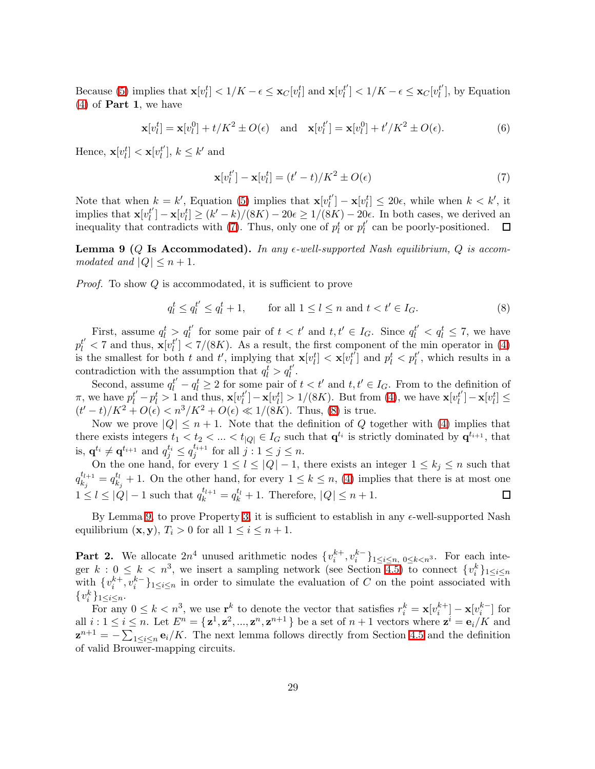Because (5) implies that $\mathbf{x}[v_l^t] < 1/K - \epsilon \le \mathbf{x}_C[v_l^t]$ and $\mathbf{x}[v_l^{t'}] < 1/K - \epsilon \le \mathbf{x}_C[v_l^{t'}]$, by Equation (4) of **Part 1**, we have

$$\mathbf{x}[v_l^t] = \mathbf{x}[v_l^0] + t/K^2 \pm O(\epsilon) \quad \text{and} \quad \mathbf{x}[v_l^{t'}] = \mathbf{x}[v_l^0] + t'/K^2 \pm O(\epsilon). \tag{6}$$

Hence, $\mathbf{x}[v_l^t] < \mathbf{x}[v_l^{t'}]$, $k \le k'$ and

$$\mathbf{x}[v_l^{t'}] - \mathbf{x}[v_l^t] = (t'-t)/K^2 \pm O(\epsilon) \tag{7}$$

Note that when $k = k'$, Equation (5) implies that $\mathbf{x}[v_l^{t'}] - \mathbf{x}[v_l^t] \le 20\epsilon$, while when $k < k'$, it implies that $\mathbf{x}[v_l^{t'}] - \mathbf{x}[v_l^t] \ge (k'-k)/(8K) - 20\epsilon \ge 1/(8K) - 20\epsilon$. In both cases, we derived an inequality that contradicts with (7). Thus, only one of $p_l^t$ or $p_l^{t'}$ can be poorly-positioned. □

**Lemma 9 ($Q$ Is Accommodated).** *In any $\epsilon$-well-supported Nash equilibrium, $Q$ is accommodated and $|Q| \le n+1$.*

*Proof.* To show $Q$ is accommodated, it is sufficient to prove

$$q_l^t \le q_l^{t'} \le q_l^t + 1, \qquad \text{for all } 1 \le l \le n \text{ and } t < t' \in I_G. \tag{8}$$

First, assume $q_l^t > q_l^{t'}$ for some pair of $t < t'$ and $t, t' \in I_G$. Since $q_l^{t'} < q_l^t \le 7$, we have $p_l^{t'} < 7$ and thus, $\mathbf{x}[v_l^{t'}] < 7/(8K)$. As a result, the first component of the min operator in (4) is the smallest for both $t$ and $t'$, implying that $\mathbf{x}[v_l^t] < \mathbf{x}[v_l^{t'}]$ and $p_l^t < p_l^{t'}$, which results in a contradiction with the assumption that $q_l^t > q_l^{t'}$.

Second, assume $q_l^{t'} - q_l^t \ge 2$ for some pair of $t < t'$ and $t, t' \in I_G$. From to the definition of $\pi$, we have $p_l^{t'} - p_l^t > 1$ and thus, $\mathbf{x}[v_l^{t'}] - \mathbf{x}[v_l^t] > 1/(8K)$. But from (4), we have $\mathbf{x}[v_l^{t'}] - \mathbf{x}[v_l^t] \le (t'-t)/K^2 + O(\epsilon) < n^3/K^2 + O(\epsilon) \ll 1/(8K)$. Thus, (8) is true.

Now we prove $|Q| \le n+1$. Note that the definition of $Q$ together with (4) implies that there exists integers $t_1 < t_2 < ... < t_{|Q|} \in I_G$ such that $\mathbf{q}^{t_i}$ is strictly dominated by $\mathbf{q}^{t_{i+1}}$, that is, $\mathbf{q}^{t_i} \ne \mathbf{q}^{t_{i+1}}$ and $q_j^{t_i} \le q_j^{t_{i+1}}$ for all $j : 1 \le j \le n$.

On the one hand, for every $1 \le l \le |Q|-1$, there exists an integer $1 \le k_j \le n$ such that $q_{k_j}^{t_{l+1}} = q_{k_j}^{t_l} + 1$. On the other hand, for every $1 \le k \le n$, (4) implies that there is at most one $1 \le l \le |Q|-1$ such that $q_k^{t_{l+1}} = q_k^{t_l} + 1$. Therefore, $|Q| \le n+1$. □

By Lemma 9, to prove Property 3, it is sufficient to establish in any $\epsilon$-well-supported Nash equilibrium $(\mathbf{x}, \mathbf{y})$, $T_i > 0$ for all $1 \le i \le n+1$.

**Part 2.** We allocate $2n^4$ unused arithmetic nodes $\{v_i^{k+}, v_i^{k-}\}_{1 \le i \le n,\, 0 \le k < n^3}$. For each integer $k : 0 \le k < n^3$, we insert a sampling network (see Section 4.5) to connect $\{v_i^k\}_{1 \le i \le n}$ with $\{v_i^{k+}, v_i^{k-}\}_{1 \le i \le n}$ in order to simulate the evaluation of $C$ on the point associated with $\{v_i^k\}_{1 \le i \le n}$.

For any $0 \le k < n^3$, we use $\mathbf{r}^k$ to denote the vector that satisfies $r_i^k = \mathbf{x}[v_i^{k+}] - \mathbf{x}[v_i^{k-}]$ for all $i : 1 \le i \le n$. Let $E^n = \{\mathbf{z}^1, \mathbf{z}^2, ..., \mathbf{z}^n, \mathbf{z}^{n+1}\}$ be a set of $n+1$ vectors where $\mathbf{z}^i = \mathbf{e}_i/K$ and $\mathbf{z}^{n+1} = -\sum_{1 \le i \le n} \mathbf{e}_i/K$. The next lemma follows directly from Section 4.5 and the definition of valid Brouwer-mapping circuits.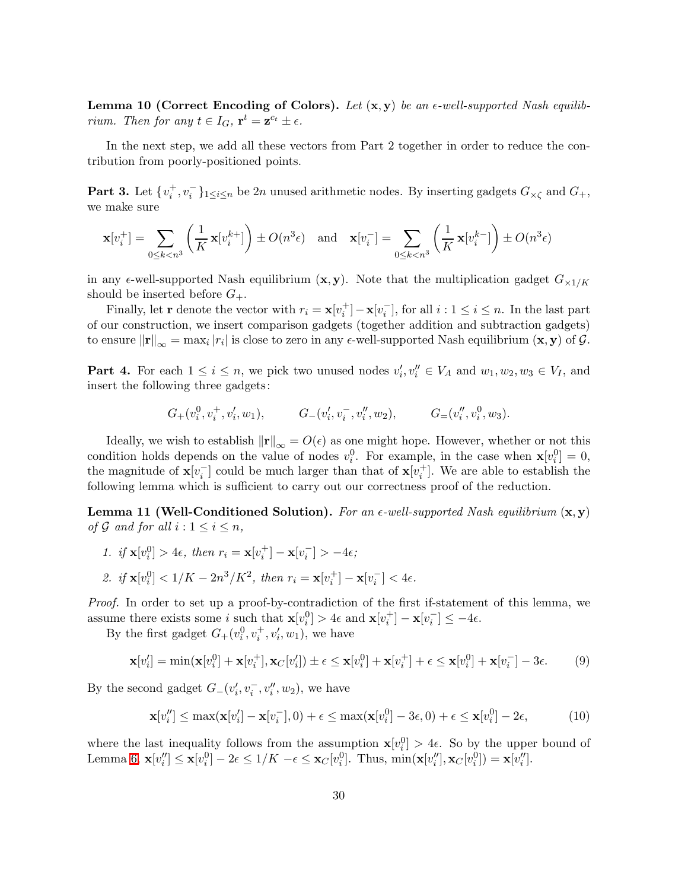**Lemma 10 (Correct Encoding of Colors).** *Let $(\mathbf{x}, \mathbf{y})$ be an $\epsilon$-well-supported Nash equilibrium. Then for any $t \in I_G$, $\mathbf{r}^t = \mathbf{z}^{c_t} \pm \epsilon$.*

In the next step, we add all these vectors from Part 2 together in order to reduce the contribution from poorly-positioned points.

**Part 3.** Let $\{v_i^+, v_i^-\}_{1 \le i \le n}$ be $2n$ unused arithmetic nodes. By inserting gadgets $G_{\times\zeta}$ and $G_+$, we make sure

$$\mathbf{x}[v_i^+] = \sum_{0 \le k < n^3} \left( \frac{1}{K}\, \mathbf{x}[v_i^{k+}] \right) \pm O(n^3 \epsilon) \quad \text{and} \quad \mathbf{x}[v_i^-] = \sum_{0 \le k < n^3} \left( \frac{1}{K}\, \mathbf{x}[v_i^{k-}] \right) \pm O(n^3 \epsilon)$$

in any $\epsilon$-well-supported Nash equilibrium $(\mathbf{x}, \mathbf{y})$. Note that the multiplication gadget $G_{\times 1/K}$ should be inserted before $G_+$.

Finally, let $\mathbf{r}$ denote the vector with $r_i = \mathbf{x}[v_i^+] - \mathbf{x}[v_i^-]$, for all $i : 1 \le i \le n$. In the last part of our construction, we insert comparison gadgets (together addition and subtraction gadgets) to ensure $\|\mathbf{r}\|_\infty = \max_i |r_i|$ is close to zero in any $\epsilon$-well-supported Nash equilibrium $(\mathbf{x}, \mathbf{y})$ of $\mathcal{G}$.

**Part 4.** For each $1 \le i \le n$, we pick two unused nodes $v_i', v_i'' \in V_A$ and $w_1, w_2, w_3 \in V_I$, and insert the following three gadgets:

$$G_+(v_i^0, v_i^+, v_i', w_1), \qquad G_-(v_i', v_i^-, v_i'', w_2), \qquad G_=(v_i'', v_i^0, w_3).$$

Ideally, we wish to establish $\|\mathbf{r}\|_\infty = O(\epsilon)$ as one might hope. However, whether or not this condition holds depends on the value of nodes $v_i^0$. For example, in the case when $\mathbf{x}[v_i^0] = 0$, the magnitude of $\mathbf{x}[v_i^-]$ could be much larger than that of $\mathbf{x}[v_i^+]$. We are able to establish the following lemma which is sufficient to carry out our correctness proof of the reduction.

**Lemma 11 (Well-Conditioned Solution).** *For an $\epsilon$-well-supported Nash equilibrium $(\mathbf{x}, \mathbf{y})$ of $\mathcal{G}$ and for all $i : 1 \le i \le n$,*

1. *if $\mathbf{x}[v_i^0] > 4\epsilon$, then $r_i = \mathbf{x}[v_i^+] - \mathbf{x}[v_i^-] > -4\epsilon$;*
2. *if $\mathbf{x}[v_i^0] < 1/K - 2n^3/K^2$, then $r_i = \mathbf{x}[v_i^+] - \mathbf{x}[v_i^-] < 4\epsilon$.*

*Proof.* In order to set up a proof-by-contradiction of the first if-statement of this lemma, we assume there exists some $i$ such that $\mathbf{x}[v_i^0] > 4\epsilon$ and $\mathbf{x}[v_i^+] - \mathbf{x}[v_i^-] \le -4\epsilon$.

By the first gadget $G_+(v_i^0, v_i^+, v_i', w_1)$, we have

$$\mathbf{x}[v_i'] = \min(\mathbf{x}[v_i^0] + \mathbf{x}[v_i^+], \mathbf{x}_C[v_i']) \pm \epsilon \le \mathbf{x}[v_i^0] + \mathbf{x}[v_i^+] + \epsilon \le \mathbf{x}[v_i^0] + \mathbf{x}[v_i^-] - 3\epsilon. \tag{9}$$

By the second gadget $G_-(v_i', v_i^-, v_i'', w_2)$, we have

$$\mathbf{x}[v_i''] \le \max(\mathbf{x}[v_i'] - \mathbf{x}[v_i^-], 0) + \epsilon \le \max(\mathbf{x}[v_i^0] - 3\epsilon, 0) + \epsilon \le \mathbf{x}[v_i^0] - 2\epsilon, \tag{10}$$

where the last inequality follows from the assumption $\mathbf{x}[v_i^0] > 4\epsilon$. So by the upper bound of Lemma 6, $\mathbf{x}[v_i''] \le \mathbf{x}[v_i^0] - 2\epsilon \le 1/K - \epsilon \le \mathbf{x}_C[v_i^0]$. Thus, $\min(\mathbf{x}[v_i''], \mathbf{x}_C[v_i^0]) = \mathbf{x}[v_i'']$.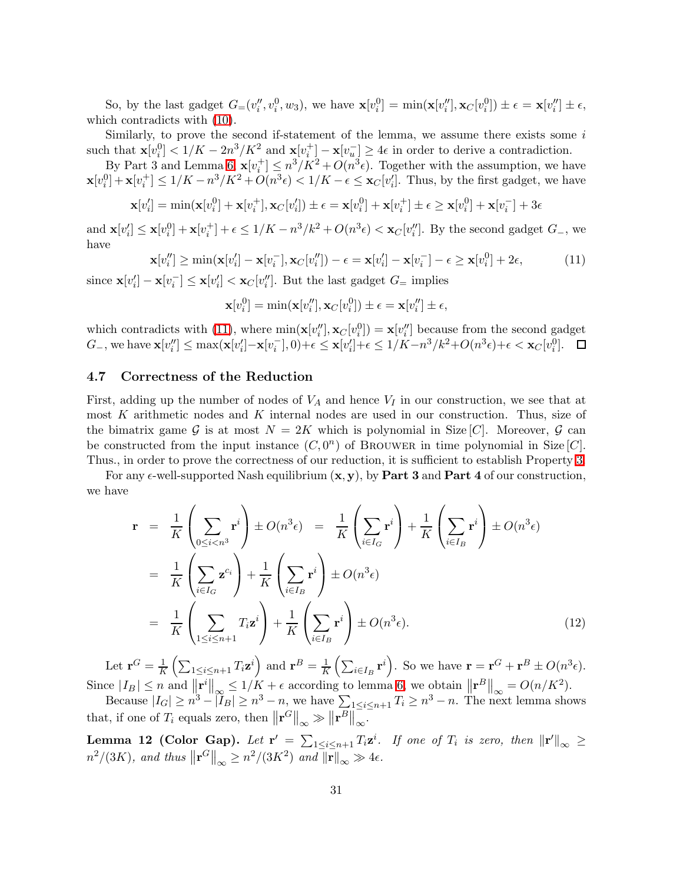So, by the last gadget $G_=(v_i'', v_i^0, w_3)$, we have $\mathbf{x}[v_i^0] = \min(\mathbf{x}[v_i''], \mathbf{x}_C[v_i^0]) \pm \epsilon = \mathbf{x}[v_i''] \pm \epsilon$, which contradicts with (10).

Similarly, to prove the second if-statement of the lemma, we assume there exists some $i$ such that $\mathbf{x}[v_i^0] < 1/K - 2n^3/K^2$ and $\mathbf{x}[v_i^+] - \mathbf{x}[v_u^-] \geq 4\epsilon$ in order to derive a contradiction.

By Part 3 and Lemma 6, $\mathbf{x}[v_i^+] \leq n^3/K^2 + O(n^3\epsilon)$. Together with the assumption, we have $\mathbf{x}[v_i^0] + \mathbf{x}[v_i^+] \leq 1/K - n^3/K^2 + O(n^3\epsilon) < 1/K - \epsilon \leq \mathbf{x}_C[v_i']$. Thus, by the first gadget, we have

$$\mathbf{x}[v_i'] = \min(\mathbf{x}[v_i^0] + \mathbf{x}[v_i^+], \mathbf{x}_C[v_i']) \pm \epsilon = \mathbf{x}[v_i^0] + \mathbf{x}[v_i^+] \pm \epsilon \geq \mathbf{x}[v_i^0] + \mathbf{x}[v_i^-] + 3\epsilon$$

and $\mathbf{x}[v_i'] \leq \mathbf{x}[v_i^0] + \mathbf{x}[v_i^+] + \epsilon \leq 1/K - n^3/k^2 + O(n^3\epsilon) < \mathbf{x}_C[v_i'']$. By the second gadget $G_-$, we have

$$\mathbf{x}[v_i''] \geq \min(\mathbf{x}[v_i'] - \mathbf{x}[v_i^-], \mathbf{x}_C[v_i'']) - \epsilon = \mathbf{x}[v_i'] - \mathbf{x}[v_i^-] - \epsilon \geq \mathbf{x}[v_i^0] + 2\epsilon, \tag{11}$$

since $\mathbf{x}[v_i'] - \mathbf{x}[v_i^-] \leq \mathbf{x}[v_i'] < \mathbf{x}_C[v_i'']$. But the last gadget $G_=$ implies

$$\mathbf{x}[v_i^0] = \min(\mathbf{x}[v_i''], \mathbf{x}_C[v_i^0]) \pm \epsilon = \mathbf{x}[v_i''] \pm \epsilon,$$

which contradicts with (11), where $\min(\mathbf{x}[v_i''], \mathbf{x}_C[v_i^0]) = \mathbf{x}[v_i'']$ because from the second gadget $G_-$, we have $\mathbf{x}[v_i''] \leq \max(\mathbf{x}[v_i'] - \mathbf{x}[v_i^-], 0) + \epsilon \leq \mathbf{x}[v_i'] + \epsilon \leq 1/K - n^3/k^2 + O(n^3\epsilon) + \epsilon < \mathbf{x}_C[v_i^0]$. $\square$

### 4.7 Correctness of the Reduction

First, adding up the number of nodes of $V_A$ and hence $V_I$ in our construction, we see that at most $K$ arithmetic nodes and $K$ internal nodes are used in our construction. Thus, size of the bimatrix game $\mathcal{G}$ is at most $N = 2K$ which is polynomial in Size $[C]$. Moreover, $\mathcal{G}$ can be constructed from the input instance $(C, 0^n)$ of BROUWER in time polynomial in Size $[C]$. Thus., in order to prove the correctness of our reduction, it is sufficient to establish Property 3.

For any $\epsilon$-well-supported Nash equilibrium $(\mathbf{x}, \mathbf{y})$, by **Part 3** and **Part 4** of our construction, we have

$$\begin{aligned}
\mathbf{r} &= \frac{1}{K}\left(\sum_{0 \leq i < n^3} \mathbf{r}^i\right) \pm O(n^3\epsilon) \;=\; \frac{1}{K}\left(\sum_{i \in I_G} \mathbf{r}^i\right) + \frac{1}{K}\left(\sum_{i \in I_B} \mathbf{r}^i\right) \pm O(n^3\epsilon) \\
&= \frac{1}{K}\left(\sum_{i \in I_G} \mathbf{z}^{c_i}\right) + \frac{1}{K}\left(\sum_{i \in I_B} \mathbf{r}^i\right) \pm O(n^3\epsilon) \\
&= \frac{1}{K}\left(\sum_{1 \leq i \leq n+1} T_i \mathbf{z}^i\right) + \frac{1}{K}\left(\sum_{i \in I_B} \mathbf{r}^i\right) \pm O(n^3\epsilon).
\end{aligned} \tag{12}$$

Let $\mathbf{r}^G = \frac{1}{K}\left(\sum_{1 \leq i \leq n+1} T_i \mathbf{z}^i\right)$ and $\mathbf{r}^B = \frac{1}{K}\left(\sum_{i \in I_B} \mathbf{r}^i\right)$. So we have $\mathbf{r} = \mathbf{r}^G + \mathbf{r}^B \pm O(n^3\epsilon)$. Since $|I_B| \leq n$ and $\left\|\mathbf{r}^i\right\|_\infty \leq 1/K + \epsilon$ according to lemma 6, we obtain $\left\|\mathbf{r}^B\right\|_\infty = O(n/K^2)$.

Because $|I_G| \geq n^3 - |I_B| \geq n^3 - n$, we have $\sum_{1 \leq i \leq n+1} T_i \geq n^3 - n$. The next lemma shows that, if one of $T_i$ equals zero, then $\left\|\mathbf{r}^G\right\|_\infty \gg \left\|\mathbf{r}^B\right\|_\infty$.

**Lemma 12 (Color Gap).** *Let $\mathbf{r}' = \sum_{1 \leq i \leq n+1} T_i \mathbf{z}^i$. If one of $T_i$ is zero, then $\|\mathbf{r}'\|_\infty \geq n^2/(3K)$, and thus $\left\|\mathbf{r}^G\right\|_\infty \geq n^2/(3K^2)$ and $\|\mathbf{r}\|_\infty \gg 4\epsilon$.*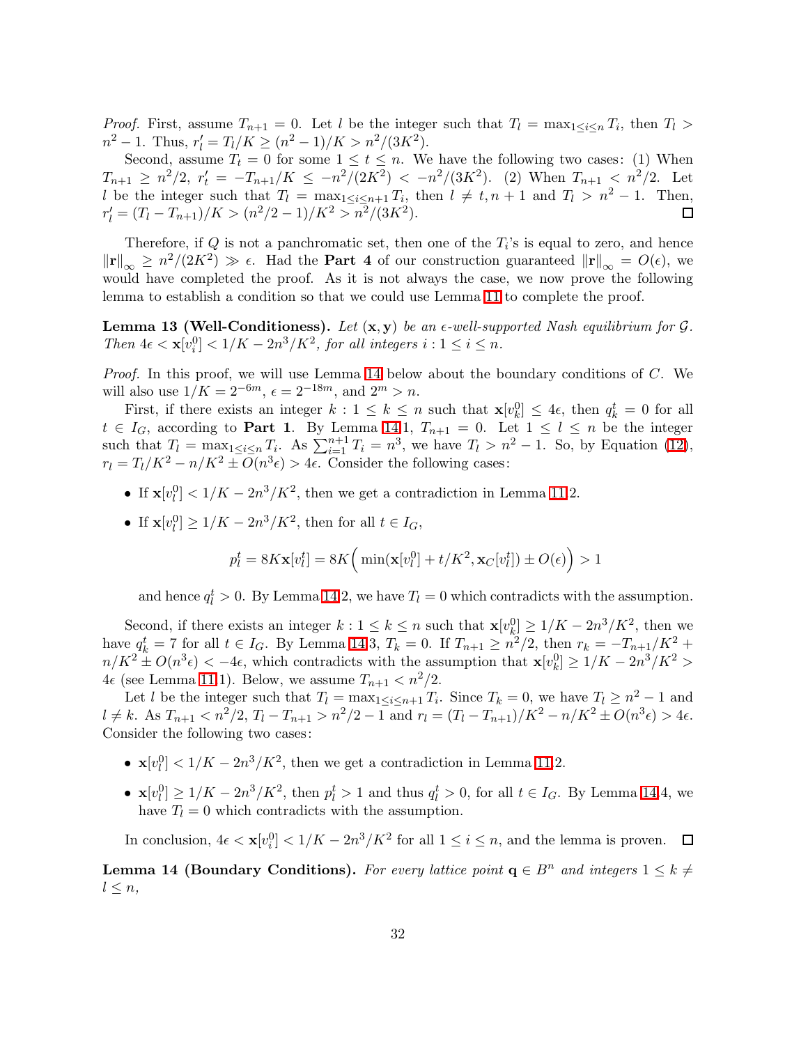*Proof.* First, assume $T_{n+1} = 0$. Let $l$ be the integer such that $T_l = \max_{1 \le i \le n} T_i$, then $T_l > n^2 - 1$. Thus, $r'_l = T_l/K \ge (n^2-1)/K > n^2/(3K^2)$.

Second, assume $T_t = 0$ for some $1 \le t \le n$. We have the following two cases: (1) When $T_{n+1} \ge n^2/2$, $r'_t = -T_{n+1}/K \le -n^2/(2K^2) < -n^2/(3K^2)$. (2) When $T_{n+1} < n^2/2$. Let $l$ be the integer such that $T_l = \max_{1 \le i \le n+1} T_i$, then $l \ne t, n+1$ and $T_l > n^2 - 1$. Then, $r'_l = (T_l - T_{n+1})/K > (n^2/2 - 1)/K^2 > n^2/(3K^2)$. □

Therefore, if $Q$ is not a panchromatic set, then one of the $T_i$'s is equal to zero, and hence $\|\mathbf{r}\|_\infty \ge n^2/(2K^2) \gg \epsilon$. Had the **Part 4** of our construction guaranteed $\|\mathbf{r}\|_\infty = O(\epsilon)$, we would have completed the proof. As it is not always the case, we now prove the following lemma to establish a condition so that we could use Lemma 11 to complete the proof.

**Lemma 13 (Well-Conditioness).** *Let $(\mathbf{x}, \mathbf{y})$ be an $\epsilon$-well-supported Nash equilibrium for $\mathcal{G}$. Then $4\epsilon < \mathbf{x}[v_i^0] < 1/K - 2n^3/K^2$, for all integers $i : 1 \le i \le n$.*

*Proof.* In this proof, we will use Lemma 14 below about the boundary conditions of $C$. We will also use $1/K = 2^{-6m}$, $\epsilon = 2^{-18m}$, and $2^m > n$.

First, if there exists an integer $k : 1 \le k \le n$ such that $\mathbf{x}[v_k^0] \le 4\epsilon$, then $q_k^t = 0$ for all $t \in I_G$, according to **Part 1**. By Lemma 14.1, $T_{n+1} = 0$. Let $1 \le l \le n$ be the integer such that $T_l = \max_{1 \le i \le n} T_i$. As $\sum_{i=1}^{n+1} T_i = n^3$, we have $T_l > n^2 - 1$. So, by Equation (12), $r_l = T_l/K^2 - n/K^2 \pm O(n^3\epsilon) > 4\epsilon$. Consider the following cases:

- If $\mathbf{x}[v_l^0] < 1/K - 2n^3/K^2$, then we get a contradiction in Lemma 11.2.
- If $\mathbf{x}[v_l^0] \ge 1/K - 2n^3/K^2$, then for all $t \in I_G$,

$$p_l^t = 8K\mathbf{x}[v_l^t] = 8K\Big(\min(\mathbf{x}[v_l^0] + t/K^2, \mathbf{x}_C[v_l^t]) \pm O(\epsilon)\Big) > 1$$

  and hence $q_l^t > 0$. By Lemma 14.2, we have $T_l = 0$ which contradicts with the assumption.

Second, if there exists an integer $k : 1 \le k \le n$ such that $\mathbf{x}[v_k^0] \ge 1/K - 2n^3/K^2$, then we have $q_k^t = 7$ for all $t \in I_G$. By Lemma 14.3, $T_k = 0$. If $T_{n+1} \ge n^2/2$, then $r_k = -T_{n+1}/K^2 + n/K^2 \pm O(n^3\epsilon) < -4\epsilon$, which contradicts with the assumption that $\mathbf{x}[v_k^0] \ge 1/K - 2n^3/K^2 > 4\epsilon$ (see Lemma 11.1). Below, we assume $T_{n+1} < n^2/2$.

Let $l$ be the integer such that $T_l = \max_{1 \le i \le n+1} T_i$. Since $T_k = 0$, we have $T_l \ge n^2 - 1$ and $l \ne k$. As $T_{n+1} < n^2/2$, $T_l - T_{n+1} > n^2/2 - 1$ and $r_l = (T_l - T_{n+1})/K^2 - n/K^2 \pm O(n^3\epsilon) > 4\epsilon$. Consider the following two cases:

- $\mathbf{x}[v_l^0] < 1/K - 2n^3/K^2$, then we get a contradiction in Lemma 11.2.
- $\mathbf{x}[v_l^0] \ge 1/K - 2n^3/K^2$, then $p_l^t > 1$ and thus $q_l^t > 0$, for all $t \in I_G$. By Lemma 14.4, we have $T_l = 0$ which contradicts with the assumption.

In conclusion, $4\epsilon < \mathbf{x}[v_i^0] < 1/K - 2n^3/K^2$ for all $1 \le i \le n$, and the lemma is proven. □

**Lemma 14 (Boundary Conditions).** *For every lattice point $\mathbf{q} \in B^n$ and integers $1 \le k \ne l \le n$,*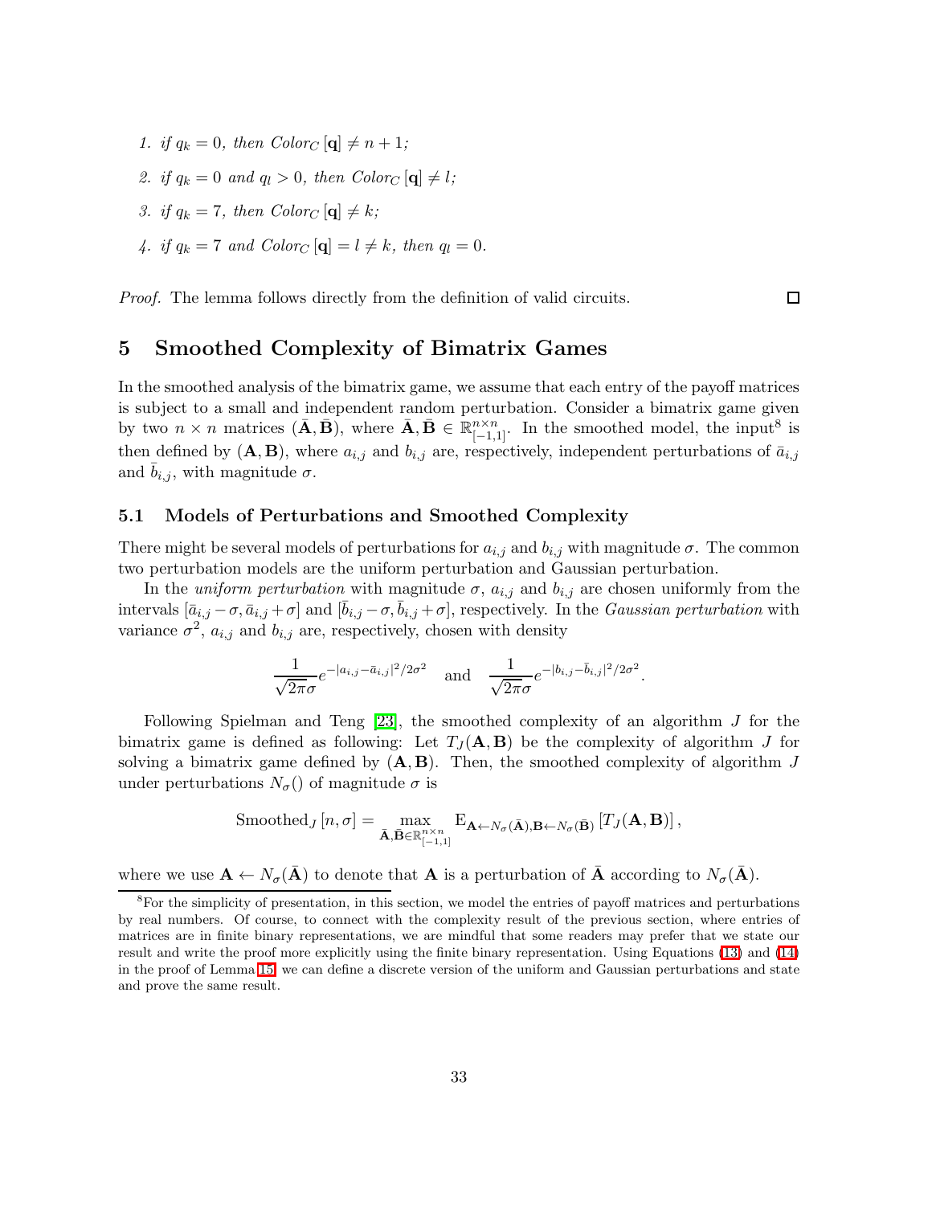1. *if* $q_k = 0$*, then* $Color_C[\mathbf{q}] \neq n+1$*;*
2. *if* $q_k = 0$ *and* $q_l > 0$*, then* $Color_C[\mathbf{q}] \neq l$*;*
3. *if* $q_k = 7$*, then* $Color_C[\mathbf{q}] \neq k$*;*
4. *if* $q_k = 7$ *and* $Color_C[\mathbf{q}] = l \neq k$*, then* $q_l = 0$*.*

*Proof.* The lemma follows directly from the definition of valid circuits. □

# 5 Smoothed Complexity of Bimatrix Games

In the smoothed analysis of the bimatrix game, we assume that each entry of the payoff matrices is subject to a small and independent random perturbation. Consider a bimatrix game given by two $n \times n$ matrices $(\bar{\mathbf{A}}, \bar{\mathbf{B}})$, where $\bar{\mathbf{A}}, \bar{\mathbf{B}} \in \mathbb{R}^{n\times n}_{[-1,1]}$. In the smoothed model, the input[8] is then defined by $(\mathbf{A}, \mathbf{B})$, where $a_{i,j}$ and $b_{i,j}$ are, respectively, independent perturbations of $\bar{a}_{i,j}$ and $\bar{b}_{i,j}$, with magnitude $\sigma$.

## 5.1 Models of Perturbations and Smoothed Complexity

There might be several models of perturbations for $a_{i,j}$ and $b_{i,j}$ with magnitude $\sigma$. The common two perturbation models are the uniform perturbation and Gaussian perturbation.

In the *uniform perturbation* with magnitude $\sigma$, $a_{i,j}$ and $b_{i,j}$ are chosen uniformly from the intervals $[\bar{a}_{i,j} - \sigma, \bar{a}_{i,j} + \sigma]$ and $[\bar{b}_{i,j} - \sigma, \bar{b}_{i,j} + \sigma]$, respectively. In the *Gaussian perturbation* with variance $\sigma^2$, $a_{i,j}$ and $b_{i,j}$ are, respectively, chosen with density

$$\frac{1}{\sqrt{2\pi}\sigma} e^{-|a_{i,j} - \bar{a}_{i,j}|^2/2\sigma^2} \quad \text{and} \quad \frac{1}{\sqrt{2\pi}\sigma} e^{-|b_{i,j} - \bar{b}_{i,j}|^2/2\sigma^2}.$$

Following Spielman and Teng [23], the smoothed complexity of an algorithm $J$ for the bimatrix game is defined as following: Let $T_J(\mathbf{A}, \mathbf{B})$ be the complexity of algorithm $J$ for solving a bimatrix game defined by $(\mathbf{A}, \mathbf{B})$. Then, the smoothed complexity of algorithm $J$ under perturbations $N_\sigma()$ of magnitude $\sigma$ is

$$\text{Smoothed}_J[n, \sigma] = \max_{\bar{\mathbf{A}}, \bar{\mathbf{B}} \in \mathbb{R}^{n\times n}_{[-1,1]}} \mathrm{E}_{\mathbf{A} \leftarrow N_\sigma(\bar{\mathbf{A}}), \mathbf{B} \leftarrow N_\sigma(\bar{\mathbf{B}})} \left[ T_J(\mathbf{A}, \mathbf{B}) \right],$$

where we use $\mathbf{A} \leftarrow N_\sigma(\bar{\mathbf{A}})$ to denote that $\mathbf{A}$ is a perturbation of $\bar{\mathbf{A}}$ according to $N_\sigma(\bar{\mathbf{A}})$.

[8] For the simplicity of presentation, in this section, we model the entries of payoff matrices and perturbations by real numbers. Of course, to connect with the complexity result of the previous section, where entries of matrices are in finite binary representations, we are mindful that some readers may prefer that we state our result and write the proof more explicitly using the finite binary representation. Using Equations (13) and (14) in the proof of Lemma 15, we can define a discrete version of the uniform and Gaussian perturbations and state and prove the same result.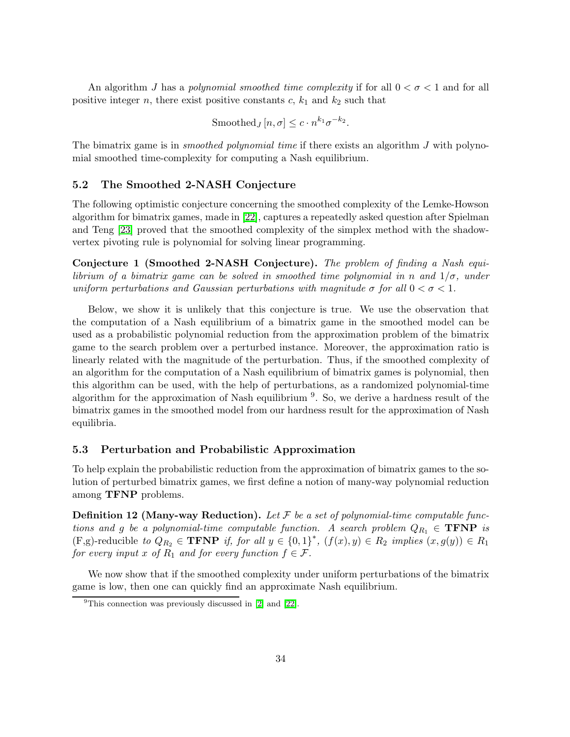An algorithm $J$ has a *polynomial smoothed time complexity* if for all $0 < \sigma < 1$ and for all positive integer $n$, there exist positive constants $c$, $k_1$ and $k_2$ such that

$$\text{Smoothed}_J\left[n, \sigma\right] \leq c \cdot n^{k_1} \sigma^{-k_2}.$$

The bimatrix game is in *smoothed polynomial time* if there exists an algorithm $J$ with polynomial smoothed time-complexity for computing a Nash equilibrium.

### 5.2 The Smoothed 2-NASH Conjecture

The following optimistic conjecture concerning the smoothed complexity of the Lemke-Howson algorithm for bimatrix games, made in [22], captures a repeatedly asked question after Spielman and Teng [23] proved that the smoothed complexity of the simplex method with the shadow-vertex pivoting rule is polynomial for solving linear programming.

**Conjecture 1 (Smoothed 2-NASH Conjecture).** *The problem of finding a Nash equilibrium of a bimatrix game can be solved in smoothed time polynomial in $n$ and $1/\sigma$, under uniform perturbations and Gaussian perturbations with magnitude $\sigma$ for all $0 < \sigma < 1$.*

Below, we show it is unlikely that this conjecture is true. We use the observation that the computation of a Nash equilibrium of a bimatrix game in the smoothed model can be used as a probabilistic polynomial reduction from the approximation problem of the bimatrix game to the search problem over a perturbed instance. Moreover, the approximation ratio is linearly related with the magnitude of the perturbation. Thus, if the smoothed complexity of an algorithm for the computation of a Nash equilibrium of bimatrix games is polynomial, then this algorithm can be used, with the help of perturbations, as a randomized polynomial-time algorithm for the approximation of Nash equilibrium [9]. So, we derive a hardness result of the bimatrix games in the smoothed model from our hardness result for the approximation of Nash equilibria.

### 5.3 Perturbation and Probabilistic Approximation

To help explain the probabilistic reduction from the approximation of bimatrix games to the solution of perturbed bimatrix games, we first define a notion of many-way polynomial reduction among **TFNP** problems.

**Definition 12 (Many-way Reduction).** *Let $\mathcal{F}$ be a set of polynomial-time computable functions and $g$ be a polynomial-time computable function. A search problem $Q_{R_1} \in$ **TFNP** is* (F,g)-reducible *to $Q_{R_2} \in$ **TFNP** if, for all $y \in \{0,1\}^*$, $(f(x), y) \in R_2$ implies $(x, g(y)) \in R_1$ for every input $x$ of $R_1$ and for every function $f \in \mathcal{F}$.*

We now show that if the smoothed complexity under uniform perturbations of the bimatrix game is low, then one can quickly find an approximate Nash equilibrium.

[9] This connection was previously discussed in [2] and [22].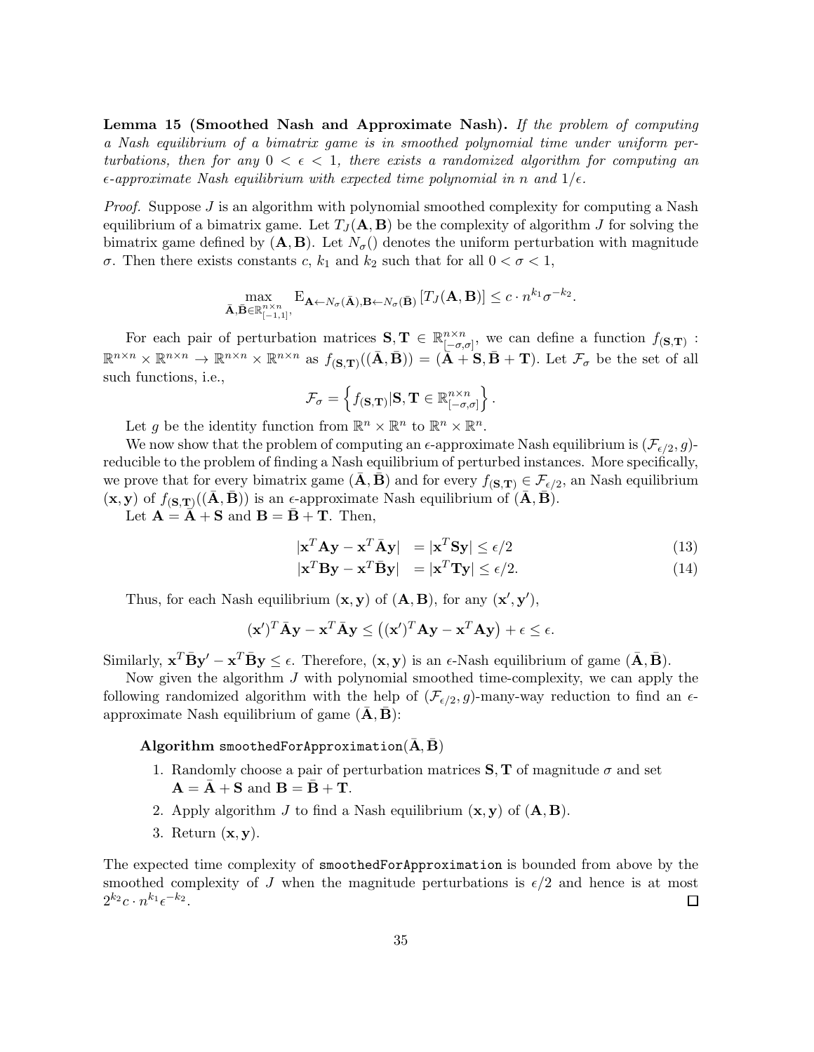**Lemma 15 (Smoothed Nash and Approximate Nash).** *If the problem of computing a Nash equilibrium of a bimatrix game is in smoothed polynomial time under uniform perturbations, then for any $0 < \epsilon < 1$, there exists a randomized algorithm for computing an $\epsilon$-approximate Nash equilibrium with expected time polynomial in $n$ and $1/\epsilon$.*

*Proof.* Suppose $J$ is an algorithm with polynomial smoothed complexity for computing a Nash equilibrium of a bimatrix game. Let $T_J(\mathbf{A}, \mathbf{B})$ be the complexity of algorithm $J$ for solving the bimatrix game defined by $(\mathbf{A}, \mathbf{B})$. Let $N_\sigma()$ denotes the uniform perturbation with magnitude $\sigma$. Then there exists constants $c$, $k_1$ and $k_2$ such that for all $0 < \sigma < 1$,

$$\max_{\bar{\mathbf{A}}, \bar{\mathbf{B}} \in \mathbb{R}^{n \times n}_{[-1,1]},} \mathrm{E}_{\mathbf{A} \leftarrow N_\sigma(\bar{\mathbf{A}}), \mathbf{B} \leftarrow N_\sigma(\bar{\mathbf{B}})} \left[ T_J(\mathbf{A}, \mathbf{B}) \right] \leq c \cdot n^{k_1} \sigma^{-k_2}.$$

For each pair of perturbation matrices $\mathbf{S}, \mathbf{T} \in \mathbb{R}^{n \times n}_{[-\sigma,\sigma]}$, we can define a function $f_{(\mathbf{S},\mathbf{T})} : \mathbb{R}^{n \times n} \times \mathbb{R}^{n \times n} \to \mathbb{R}^{n \times n} \times \mathbb{R}^{n \times n}$ as $f_{(\mathbf{S},\mathbf{T})}((\bar{\mathbf{A}}, \bar{\mathbf{B}})) = (\bar{\mathbf{A}} + \mathbf{S}, \bar{\mathbf{B}} + \mathbf{T})$. Let $\mathcal{F}_\sigma$ be the set of all such functions, i.e.,

$$\mathcal{F}_\sigma = \left\{ f_{(\mathbf{S},\mathbf{T})} | \mathbf{S}, \mathbf{T} \in \mathbb{R}^{n \times n}_{[-\sigma,\sigma]} \right\}.$$

Let $g$ be the identity function from $\mathbb{R}^n \times \mathbb{R}^n$ to $\mathbb{R}^n \times \mathbb{R}^n$.

We now show that the problem of computing an $\epsilon$-approximate Nash equilibrium is $(\mathcal{F}_{\epsilon/2}, g)$-reducible to the problem of finding a Nash equilibrium of perturbed instances. More specifically, we prove that for every bimatrix game $(\bar{\mathbf{A}}, \bar{\mathbf{B}})$ and for every $f_{(\mathbf{S},\mathbf{T})} \in \mathcal{F}_{\epsilon/2}$, an Nash equilibrium $(\mathbf{x}, \mathbf{y})$ of $f_{(\mathbf{S},\mathbf{T})}((\bar{\mathbf{A}}, \bar{\mathbf{B}}))$ is an $\epsilon$-approximate Nash equilibrium of $(\bar{\mathbf{A}}, \bar{\mathbf{B}})$.

Let $\mathbf{A} = \bar{\mathbf{A}} + \mathbf{S}$ and $\mathbf{B} = \bar{\mathbf{B}} + \mathbf{T}$. Then,

$$|\mathbf{x}^T \mathbf{A} \mathbf{y} - \mathbf{x}^T \bar{\mathbf{A}} \mathbf{y}| = |\mathbf{x}^T \mathbf{S} \mathbf{y}| \leq \epsilon/2 \tag{13}$$

$$|\mathbf{x}^T \mathbf{B} \mathbf{y} - \mathbf{x}^T \bar{\mathbf{B}} \mathbf{y}| = |\mathbf{x}^T \mathbf{T} \mathbf{y}| \leq \epsilon/2. \tag{14}$$

Thus, for each Nash equilibrium $(\mathbf{x}, \mathbf{y})$ of $(\mathbf{A}, \mathbf{B})$, for any $(\mathbf{x}', \mathbf{y}')$,

$$(\mathbf{x}')^T \bar{\mathbf{A}} \mathbf{y} - \mathbf{x}^T \bar{\mathbf{A}} \mathbf{y} \leq \left( (\mathbf{x}')^T \mathbf{A} \mathbf{y} - \mathbf{x}^T \mathbf{A} \mathbf{y} \right) + \epsilon \leq \epsilon.$$

Similarly, $\mathbf{x}^T \bar{\mathbf{B}} \mathbf{y}' - \mathbf{x}^T \bar{\mathbf{B}} \mathbf{y} \leq \epsilon$. Therefore, $(\mathbf{x}, \mathbf{y})$ is an $\epsilon$-Nash equilibrium of game $(\bar{\mathbf{A}}, \bar{\mathbf{B}})$.

Now given the algorithm $J$ with polynomial smoothed time-complexity, we can apply the following randomized algorithm with the help of $(\mathcal{F}_{\epsilon/2}, g)$-many-way reduction to find an $\epsilon$-approximate Nash equilibrium of game $(\bar{\mathbf{A}}, \bar{\mathbf{B}})$:

**Algorithm** `smoothedForApproximation`$(\bar{\mathbf{A}}, \bar{\mathbf{B}})$

1. Randomly choose a pair of perturbation matrices $\mathbf{S}, \mathbf{T}$ of magnitude $\sigma$ and set $\mathbf{A} = \bar{\mathbf{A}} + \mathbf{S}$ and $\mathbf{B} = \bar{\mathbf{B}} + \mathbf{T}$.
2. Apply algorithm $J$ to find a Nash equilibrium $(\mathbf{x}, \mathbf{y})$ of $(\mathbf{A}, \mathbf{B})$.
3. Return $(\mathbf{x}, \mathbf{y})$.

The expected time complexity of `smoothedForApproximation` is bounded from above by the smoothed complexity of $J$ when the magnitude perturbations is $\epsilon/2$ and hence is at most $2^{k_2} c \cdot n^{k_1} \epsilon^{-k_2}$. $\square$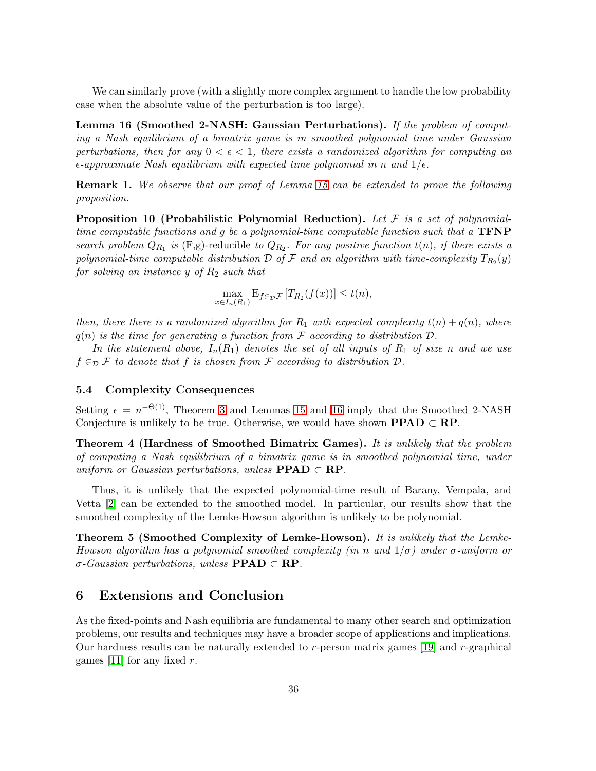We can similarly prove (with a slightly more complex argument to handle the low probability case when the absolute value of the perturbation is too large).

**Lemma 16 (Smoothed 2-NASH: Gaussian Perturbations).** *If the problem of computing a Nash equilibrium of a bimatrix game is in smoothed polynomial time under Gaussian perturbations, then for any $0 < \epsilon < 1$, there exists a randomized algorithm for computing an $\epsilon$-approximate Nash equilibrium with expected time polynomial in $n$ and $1/\epsilon$.*

**Remark 1.** *We observe that our proof of Lemma 15 can be extended to prove the following proposition.*

**Proposition 10 (Probabilistic Polynomial Reduction).** *Let $\mathcal{F}$ is a set of polynomial-time computable functions and $g$ be a polynomial-time computable function such that a* **TFNP** *search problem $Q_{R_1}$ is* (F,g)-reducible *to $Q_{R_2}$. For any positive function $t(n)$, if there exists a polynomial-time computable distribution $\mathcal{D}$ of $\mathcal{F}$ and an algorithm with time-complexity $T_{R_2}(y)$ for solving an instance $y$ of $R_2$ such that*

$$\max_{x \in I_n(R_1)} \mathrm{E}_{f \in_{\mathcal{D}} \mathcal{F}} \left[ T_{R_2}(f(x)) \right] \leq t(n),$$

*then, there there is a randomized algorithm for $R_1$ with expected complexity $t(n) + q(n)$, where $q(n)$ is the time for generating a function from $\mathcal{F}$ according to distribution $\mathcal{D}$.*

*In the statement above, $I_n(R_1)$ denotes the set of all inputs of $R_1$ of size $n$ and we use $f \in_{\mathcal{D}} \mathcal{F}$ to denote that $f$ is chosen from $\mathcal{F}$ according to distribution $\mathcal{D}$.*

### 5.4 Complexity Consequences

Setting $\epsilon = n^{-\Theta(1)}$, Theorem 3 and Lemmas 15 and 16 imply that the Smoothed 2-NASH Conjecture is unlikely to be true. Otherwise, we would have shown **PPAD** $\subset$ **RP**.

**Theorem 4 (Hardness of Smoothed Bimatrix Games).** *It is unlikely that the problem of computing a Nash equilibrium of a bimatrix game is in smoothed polynomial time, under uniform or Gaussian perturbations, unless* **PPAD** $\subset$ **RP**.

Thus, it is unlikely that the expected polynomial-time result of Barany, Vempala, and Vetta [2] can be extended to the smoothed model. In particular, our results show that the smoothed complexity of the Lemke-Howson algorithm is unlikely to be polynomial.

**Theorem 5 (Smoothed Complexity of Lemke-Howson).** *It is unlikely that the Lemke-Howson algorithm has a polynomial smoothed complexity (in $n$ and $1/\sigma$) under $\sigma$-uniform or $\sigma$-Gaussian perturbations, unless* **PPAD** $\subset$ **RP**.

## 6 Extensions and Conclusion

As the fixed-points and Nash equilibria are fundamental to many other search and optimization problems, our results and techniques may have a broader scope of applications and implications. Our hardness results can be naturally extended to $r$-person matrix games [19] and $r$-graphical games [11] for any fixed $r$.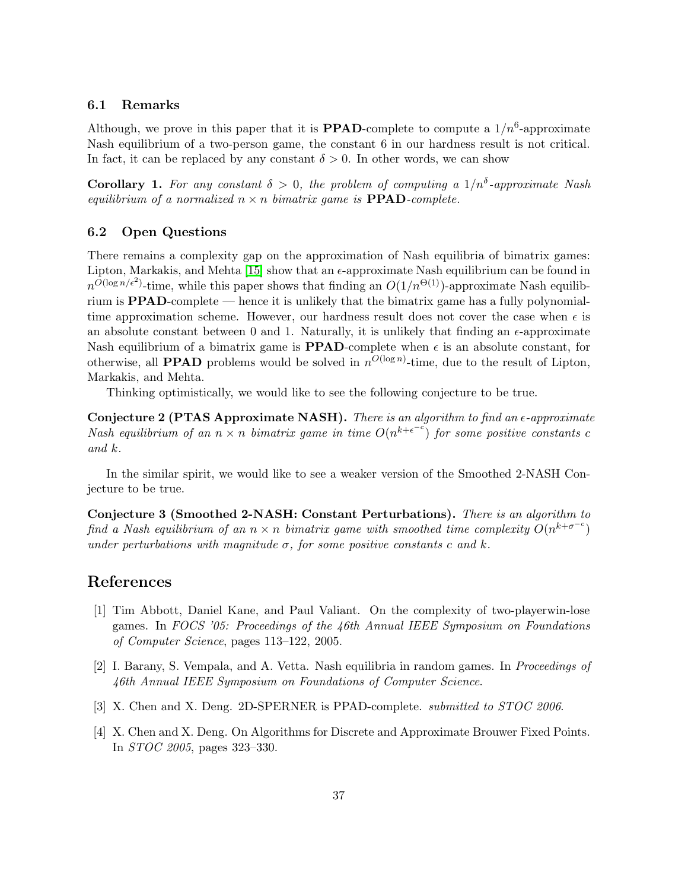### 6.1 Remarks

Although, we prove in this paper that it is **PPAD**-complete to compute a $1/n^6$-approximate Nash equilibrium of a two-person game, the constant 6 in our hardness result is not critical. In fact, it can be replaced by any constant $\delta > 0$. In other words, we can show

**Corollary 1.** *For any constant $\delta > 0$, the problem of computing a $1/n^\delta$-approximate Nash equilibrium of a normalized $n \times n$ bimatrix game is* **PPAD***-complete.*

### 6.2 Open Questions

There remains a complexity gap on the approximation of Nash equilibria of bimatrix games: Lipton, Markakis, and Mehta [15] show that an $\epsilon$-approximate Nash equilibrium can be found in $n^{O(\log n/\epsilon^2)}$-time, while this paper shows that finding an $O(1/n^{\Theta(1)})$-approximate Nash equilibrium is **PPAD**-complete — hence it is unlikely that the bimatrix game has a fully polynomial-time approximation scheme. However, our hardness result does not cover the case when $\epsilon$ is an absolute constant between 0 and 1. Naturally, it is unlikely that finding an $\epsilon$-approximate Nash equilibrium of a bimatrix game is **PPAD**-complete when $\epsilon$ is an absolute constant, for otherwise, all **PPAD** problems would be solved in $n^{O(\log n)}$-time, due to the result of Lipton, Markakis, and Mehta.

Thinking optimistically, we would like to see the following conjecture to be true.

**Conjecture 2 (PTAS Approximate NASH).** *There is an algorithm to find an $\epsilon$-approximate Nash equilibrium of an $n \times n$ bimatrix game in time $O(n^{k+\epsilon^{-c}})$ for some positive constants $c$ and $k$.*

In the similar spirit, we would like to see a weaker version of the Smoothed 2-NASH Conjecture to be true.

**Conjecture 3 (Smoothed 2-NASH: Constant Perturbations).** *There is an algorithm to find a Nash equilibrium of an $n \times n$ bimatrix game with smoothed time complexity $O(n^{k+\sigma^{-c}})$ under perturbations with magnitude $\sigma$, for some positive constants $c$ and $k$.*

# References

[1] Tim Abbott, Daniel Kane, and Paul Valiant. On the complexity of two-playerwin-lose games. In *FOCS '05: Proceedings of the 46th Annual IEEE Symposium on Foundations of Computer Science*, pages 113–122, 2005.

[2] I. Barany, S. Vempala, and A. Vetta. Nash equilibria in random games. In *Proceedings of 46th Annual IEEE Symposium on Foundations of Computer Science*.

[3] X. Chen and X. Deng. 2D-SPERNER is PPAD-complete. *submitted to STOC 2006*.

[4] X. Chen and X. Deng. On Algorithms for Discrete and Approximate Brouwer Fixed Points. In *STOC 2005*, pages 323–330.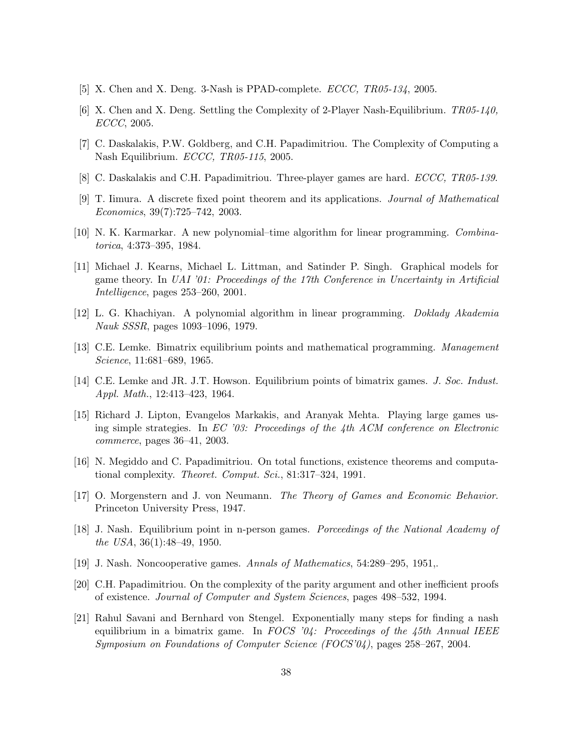[5] X. Chen and X. Deng. 3-Nash is PPAD-complete. *ECCC, TR05-134*, 2005.

[6] X. Chen and X. Deng. Settling the Complexity of 2-Player Nash-Equilibrium. *TR05-140, ECCC*, 2005.

[7] C. Daskalakis, P.W. Goldberg, and C.H. Papadimitriou. The Complexity of Computing a Nash Equilibrium. *ECCC, TR05-115*, 2005.

[8] C. Daskalakis and C.H. Papadimitriou. Three-player games are hard. *ECCC, TR05-139*.

[9] T. Iimura. A discrete fixed point theorem and its applications. *Journal of Mathematical Economics*, 39(7):725–742, 2003.

[10] N. K. Karmarkar. A new polynomial–time algorithm for linear programming. *Combinatorica*, 4:373–395, 1984.

[11] Michael J. Kearns, Michael L. Littman, and Satinder P. Singh. Graphical models for game theory. In *UAI '01: Proceedings of the 17th Conference in Uncertainty in Artificial Intelligence*, pages 253–260, 2001.

[12] L. G. Khachiyan. A polynomial algorithm in linear programming. *Doklady Akademia Nauk SSSR*, pages 1093–1096, 1979.

[13] C.E. Lemke. Bimatrix equilibrium points and mathematical programming. *Management Science*, 11:681–689, 1965.

[14] C.E. Lemke and JR. J.T. Howson. Equilibrium points of bimatrix games. *J. Soc. Indust. Appl. Math.*, 12:413–423, 1964.

[15] Richard J. Lipton, Evangelos Markakis, and Aranyak Mehta. Playing large games using simple strategies. In *EC '03: Proceedings of the 4th ACM conference on Electronic commerce*, pages 36–41, 2003.

[16] N. Megiddo and C. Papadimitriou. On total functions, existence theorems and computational complexity. *Theoret. Comput. Sci.*, 81:317–324, 1991.

[17] O. Morgenstern and J. von Neumann. *The Theory of Games and Economic Behavior*. Princeton University Press, 1947.

[18] J. Nash. Equilibrium point in n-person games. *Porceedings of the National Academy of the USA*, 36(1):48–49, 1950.

[19] J. Nash. Noncooperative games. *Annals of Mathematics*, 54:289–295, 1951,.

[20] C.H. Papadimitriou. On the complexity of the parity argument and other inefficient proofs of existence. *Journal of Computer and System Sciences*, pages 498–532, 1994.

[21] Rahul Savani and Bernhard von Stengel. Exponentially many steps for finding a nash equilibrium in a bimatrix game. In *FOCS '04: Proceedings of the 45th Annual IEEE Symposium on Foundations of Computer Science (FOCS'04)*, pages 258–267, 2004.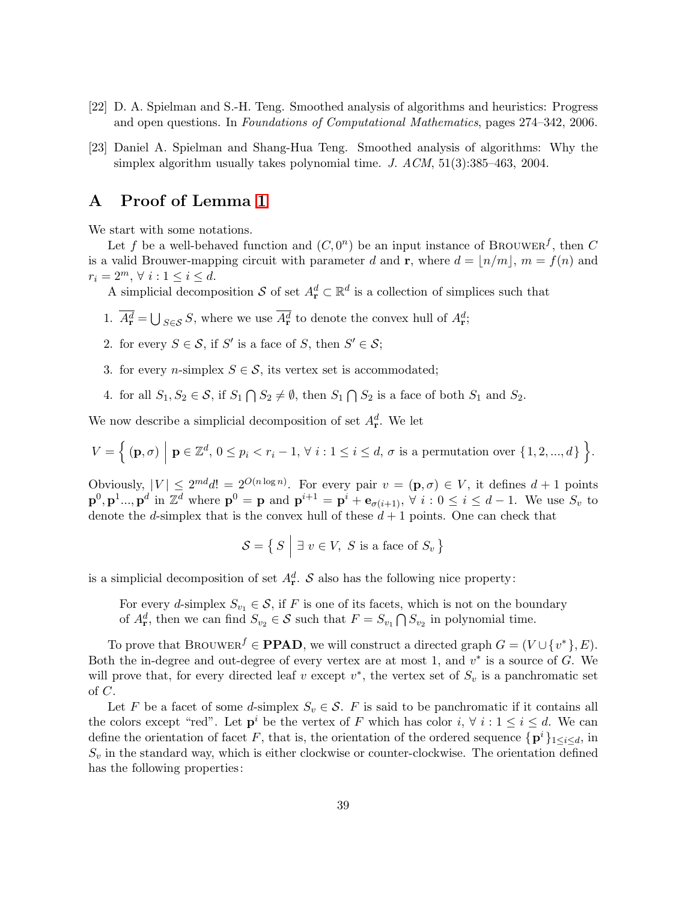[22] D. A. Spielman and S.-H. Teng. Smoothed analysis of algorithms and heuristics: Progress and open questions. In *Foundations of Computational Mathematics*, pages 274–342, 2006.

[23] Daniel A. Spielman and Shang-Hua Teng. Smoothed analysis of algorithms: Why the simplex algorithm usually takes polynomial time. *J. ACM*, 51(3):385–463, 2004.

# A Proof of Lemma 1

We start with some notations.

Let $f$ be a well-behaved function and $(C, 0^n)$ be an input instance of Brouwer$^f$, then $C$ is a valid Brouwer-mapping circuit with parameter $d$ and $\mathbf{r}$, where $d = \lfloor n/m \rfloor$, $m = f(n)$ and $r_i = 2^m$, $\forall\ i : 1 \le i \le d$.

A simplicial decomposition $\mathcal{S}$ of set $A^d_{\mathbf{r}} \subset \mathbb{R}^d$ is a collection of simplices such that

1. $\overline{A^d_{\mathbf{r}}} = \bigcup_{S \in \mathcal{S}} S$, where we use $\overline{A^d_{\mathbf{r}}}$ to denote the convex hull of $A^d_{\mathbf{r}}$;
2. for every $S \in \mathcal{S}$, if $S'$ is a face of $S$, then $S' \in \mathcal{S}$;
3. for every $n$-simplex $S \in \mathcal{S}$, its vertex set is accommodated;
4. for all $S_1, S_2 \in \mathcal{S}$, if $S_1 \bigcap S_2 \neq \emptyset$, then $S_1 \bigcap S_2$ is a face of both $S_1$ and $S_2$.

We now describe a simplicial decomposition of set $A^d_{\mathbf{r}}$. We let

$$V = \Big\{ (\mathbf{p}, \sigma) \ \Big|\ \mathbf{p} \in \mathbb{Z}^d,\ 0 \le p_i < r_i - 1,\ \forall\ i : 1 \le i \le d,\ \sigma \text{ is a permutation over } \{1, 2, ..., d\} \Big\}.$$

Obviously, $|V| \le 2^{md} d! = 2^{O(n \log n)}$. For every pair $v = (\mathbf{p}, \sigma) \in V$, it defines $d+1$ points $\mathbf{p}^0, \mathbf{p}^1 ..., \mathbf{p}^d$ in $\mathbb{Z}^d$ where $\mathbf{p}^0 = \mathbf{p}$ and $\mathbf{p}^{i+1} = \mathbf{p}^i + \mathbf{e}_{\sigma(i+1)}$, $\forall\ i : 0 \le i \le d-1$. We use $S_v$ to denote the $d$-simplex that is the convex hull of these $d+1$ points. One can check that

$$\mathcal{S} = \big\{ S \ \big|\ \exists\ v \in V,\ S \text{ is a face of } S_v \big\}$$

is a simplicial decomposition of set $A^d_{\mathbf{r}}$. $\mathcal{S}$ also has the following nice property:

> For every $d$-simplex $S_{v_1} \in \mathcal{S}$, if $F$ is one of its facets, which is not on the boundary of $A^d_{\mathbf{r}}$, then we can find $S_{v_2} \in \mathcal{S}$ such that $F = S_{v_1} \bigcap S_{v_2}$ in polynomial time.

To prove that Brouwer$^f \in$ **PPAD**, we will construct a directed graph $G = (V \cup \{v^*\}, E)$. Both the in-degree and out-degree of every vertex are at most 1, and $v^*$ is a source of $G$. We will prove that, for every directed leaf $v$ except $v^*$, the vertex set of $S_v$ is a panchromatic set of $C$.

Let $F$ be a facet of some $d$-simplex $S_v \in \mathcal{S}$. $F$ is said to be panchromatic if it contains all the colors except "red". Let $\mathbf{p}^i$ be the vertex of $F$ which has color $i$, $\forall\ i : 1 \le i \le d$. We can define the orientation of facet $F$, that is, the orientation of the ordered sequence $\{\mathbf{p}^i\}_{1 \le i \le d}$, in $S_v$ in the standard way, which is either clockwise or counter-clockwise. The orientation defined has the following properties: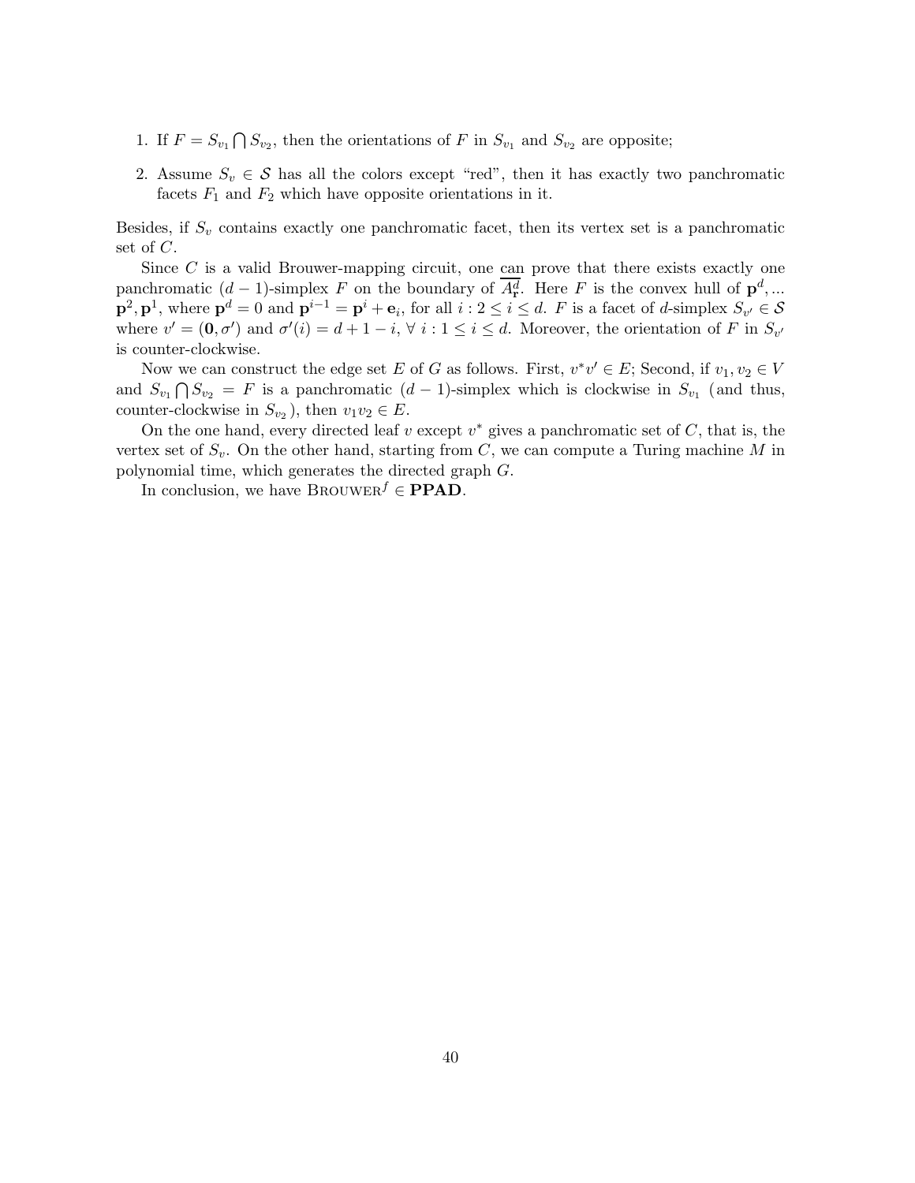1. If $F = S_{v_1} \bigcap S_{v_2}$, then the orientations of $F$ in $S_{v_1}$ and $S_{v_2}$ are opposite;
2. Assume $S_v \in \mathcal{S}$ has all the colors except "red", then it has exactly two panchromatic facets $F_1$ and $F_2$ which have opposite orientations in it.

Besides, if $S_v$ contains exactly one panchromatic facet, then its vertex set is a panchromatic set of $C$.

Since $C$ is a valid Brouwer-mapping circuit, one can prove that there exists exactly one panchromatic $(d-1)$-simplex $F$ on the boundary of $\overline{A^d_{\mathbf{r}}}$. Here $F$ is the convex hull of $\mathbf{p}^d, \ldots \mathbf{p}^2, \mathbf{p}^1$, where $\mathbf{p}^d = 0$ and $\mathbf{p}^{i-1} = \mathbf{p}^i + \mathbf{e}_i$, for all $i : 2 \leq i \leq d$. $F$ is a facet of $d$-simplex $S_{v'} \in \mathcal{S}$ where $v' = (\mathbf{0}, \sigma')$ and $\sigma'(i) = d + 1 - i$, $\forall\ i : 1 \leq i \leq d$. Moreover, the orientation of $F$ in $S_{v'}$ is counter-clockwise.

Now we can construct the edge set $E$ of $G$ as follows. First, $v^* v' \in E$; Second, if $v_1, v_2 \in V$ and $S_{v_1} \bigcap S_{v_2} = F$ is a panchromatic $(d-1)$-simplex which is clockwise in $S_{v_1}$ (and thus, counter-clockwise in $S_{v_2}$), then $v_1 v_2 \in E$.

On the one hand, every directed leaf $v$ except $v^*$ gives a panchromatic set of $C$, that is, the vertex set of $S_v$. On the other hand, starting from $C$, we can compute a Turing machine $M$ in polynomial time, which generates the directed graph $G$.

In conclusion, we have BROUWER$^f \in$ **PPAD**.